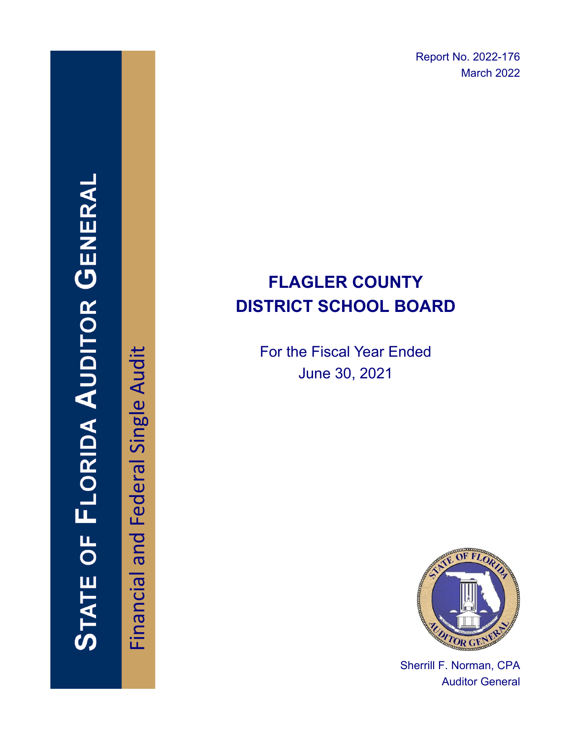STATE OF FLORIDA AUDITOR GENERAL

Financial and Federal Single Audit

Report No. 2022-176
March 2022

# FLAGLER COUNTY DISTRICT SCHOOL BOARD

For the Fiscal Year Ended
June 30, 2021

Sherrill F. Norman, CPA
Auditor General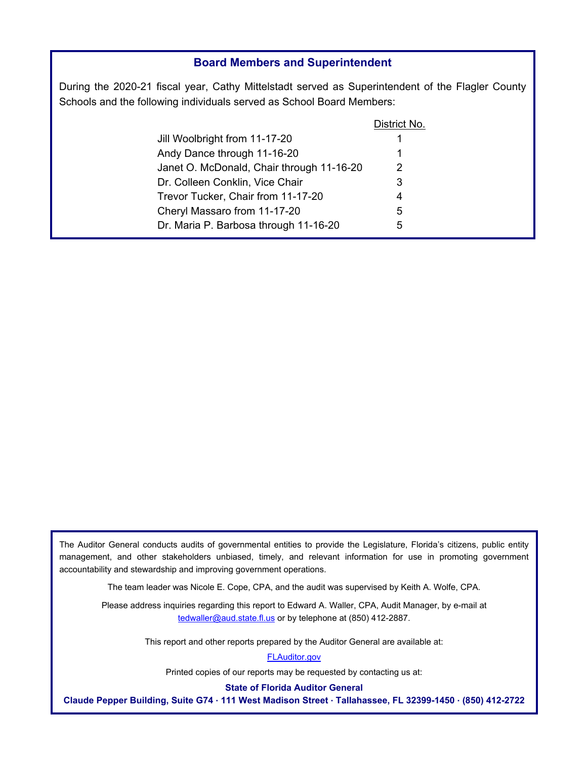## Board Members and Superintendent

During the 2020-21 fiscal year, Cathy Mittelstadt served as Superintendent of the Flagler County Schools and the following individuals served as School Board Members:

| | District No. |
|---|---|
| Jill Woolbright from 11-17-20 | 1 |
| Andy Dance through 11-16-20 | 1 |
| Janet O. McDonald, Chair through 11-16-20 | 2 |
| Dr. Colleen Conklin, Vice Chair | 3 |
| Trevor Tucker, Chair from 11-17-20 | 4 |
| Cheryl Massaro from 11-17-20 | 5 |
| Dr. Maria P. Barbosa through 11-16-20 | 5 |

The Auditor General conducts audits of governmental entities to provide the Legislature, Florida's citizens, public entity management, and other stakeholders unbiased, timely, and relevant information for use in promoting government accountability and stewardship and improving government operations.

The team leader was Nicole E. Cope, CPA, and the audit was supervised by Keith A. Wolfe, CPA.

Please address inquiries regarding this report to Edward A. Waller, CPA, Audit Manager, by e-mail at tedwaller@aud.state.fl.us or by telephone at (850) 412-2887.

This report and other reports prepared by the Auditor General are available at:

FLAuditor.gov

Printed copies of our reports may be requested by contacting us at:

**State of Florida Auditor General**

**Claude Pepper Building, Suite G74 · 111 West Madison Street · Tallahassee, FL 32399-1450 · (850) 412-2722**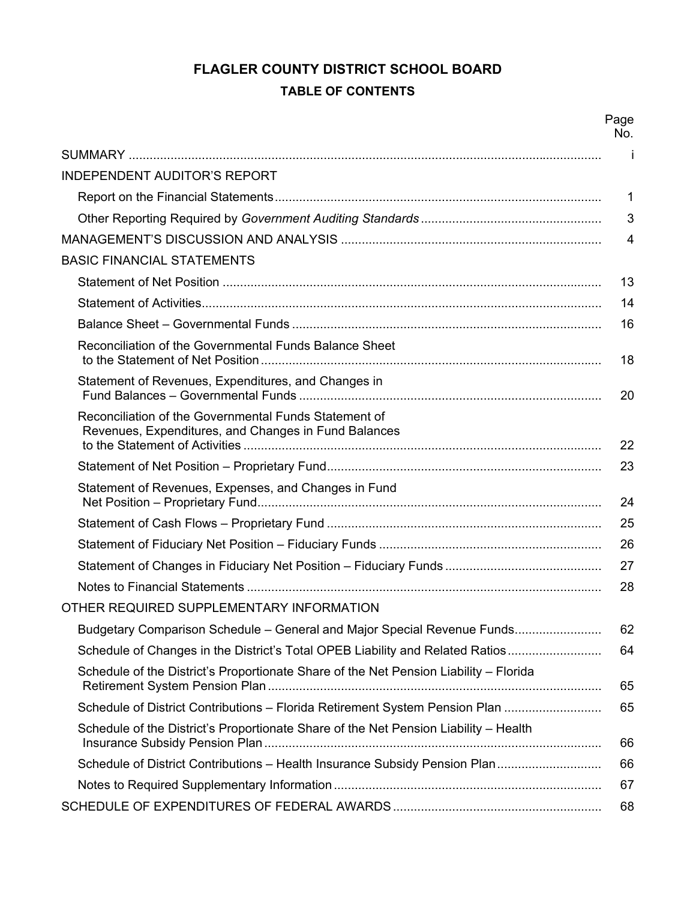# FLAGLER COUNTY DISTRICT SCHOOL BOARD

## TABLE OF CONTENTS

| | Page No. |
|---|---|
| SUMMARY | i |
| INDEPENDENT AUDITOR'S REPORT | |
| Report on the Financial Statements | 1 |
| Other Reporting Required by *Government Auditing Standards* | 3 |
| MANAGEMENT'S DISCUSSION AND ANALYSIS | 4 |
| BASIC FINANCIAL STATEMENTS | |
| Statement of Net Position | 13 |
| Statement of Activities | 14 |
| Balance Sheet – Governmental Funds | 16 |
| Reconciliation of the Governmental Funds Balance Sheet to the Statement of Net Position | 18 |
| Statement of Revenues, Expenditures, and Changes in Fund Balances – Governmental Funds | 20 |
| Reconciliation of the Governmental Funds Statement of Revenues, Expenditures, and Changes in Fund Balances to the Statement of Activities | 22 |
| Statement of Net Position – Proprietary Fund | 23 |
| Statement of Revenues, Expenses, and Changes in Fund Net Position – Proprietary Fund | 24 |
| Statement of Cash Flows – Proprietary Fund | 25 |
| Statement of Fiduciary Net Position – Fiduciary Funds | 26 |
| Statement of Changes in Fiduciary Net Position – Fiduciary Funds | 27 |
| Notes to Financial Statements | 28 |
| OTHER REQUIRED SUPPLEMENTARY INFORMATION | |
| Budgetary Comparison Schedule – General and Major Special Revenue Funds | 62 |
| Schedule of Changes in the District's Total OPEB Liability and Related Ratios | 64 |
| Schedule of the District's Proportionate Share of the Net Pension Liability – Florida Retirement System Pension Plan | 65 |
| Schedule of District Contributions – Florida Retirement System Pension Plan | 65 |
| Schedule of the District's Proportionate Share of the Net Pension Liability – Health Insurance Subsidy Pension Plan | 66 |
| Schedule of District Contributions – Health Insurance Subsidy Pension Plan | 66 |
| Notes to Required Supplementary Information | 67 |
| SCHEDULE OF EXPENDITURES OF FEDERAL AWARDS | 68 |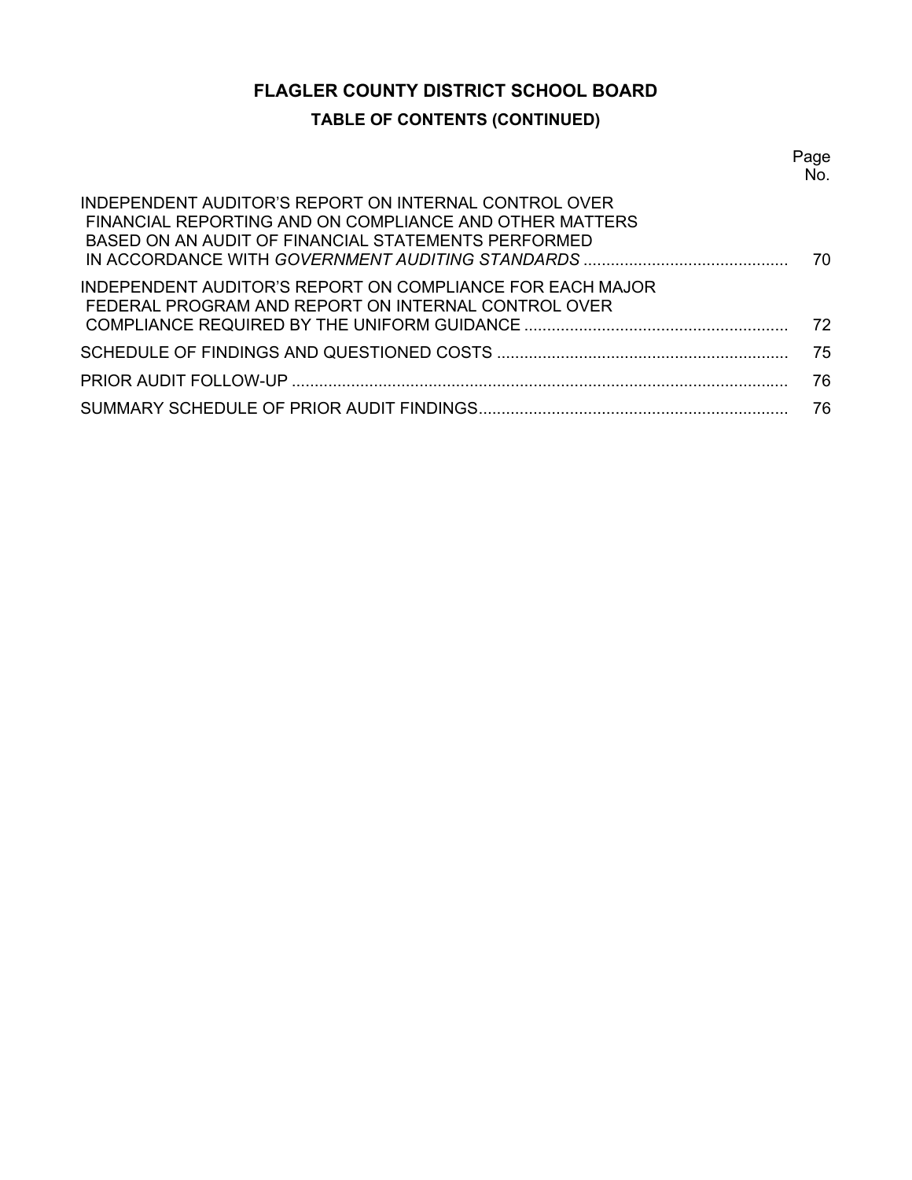# FLAGLER COUNTY DISTRICT SCHOOL BOARD

## TABLE OF CONTENTS (CONTINUED)

| | Page No. |
|---|---|
| INDEPENDENT AUDITOR'S REPORT ON INTERNAL CONTROL OVER FINANCIAL REPORTING AND ON COMPLIANCE AND OTHER MATTERS BASED ON AN AUDIT OF FINANCIAL STATEMENTS PERFORMED IN ACCORDANCE WITH *GOVERNMENT AUDITING STANDARDS* | 70 |
| INDEPENDENT AUDITOR'S REPORT ON COMPLIANCE FOR EACH MAJOR FEDERAL PROGRAM AND REPORT ON INTERNAL CONTROL OVER COMPLIANCE REQUIRED BY THE UNIFORM GUIDANCE | 72 |
| SCHEDULE OF FINDINGS AND QUESTIONED COSTS | 75 |
| PRIOR AUDIT FOLLOW-UP | 76 |
| SUMMARY SCHEDULE OF PRIOR AUDIT FINDINGS | 76 |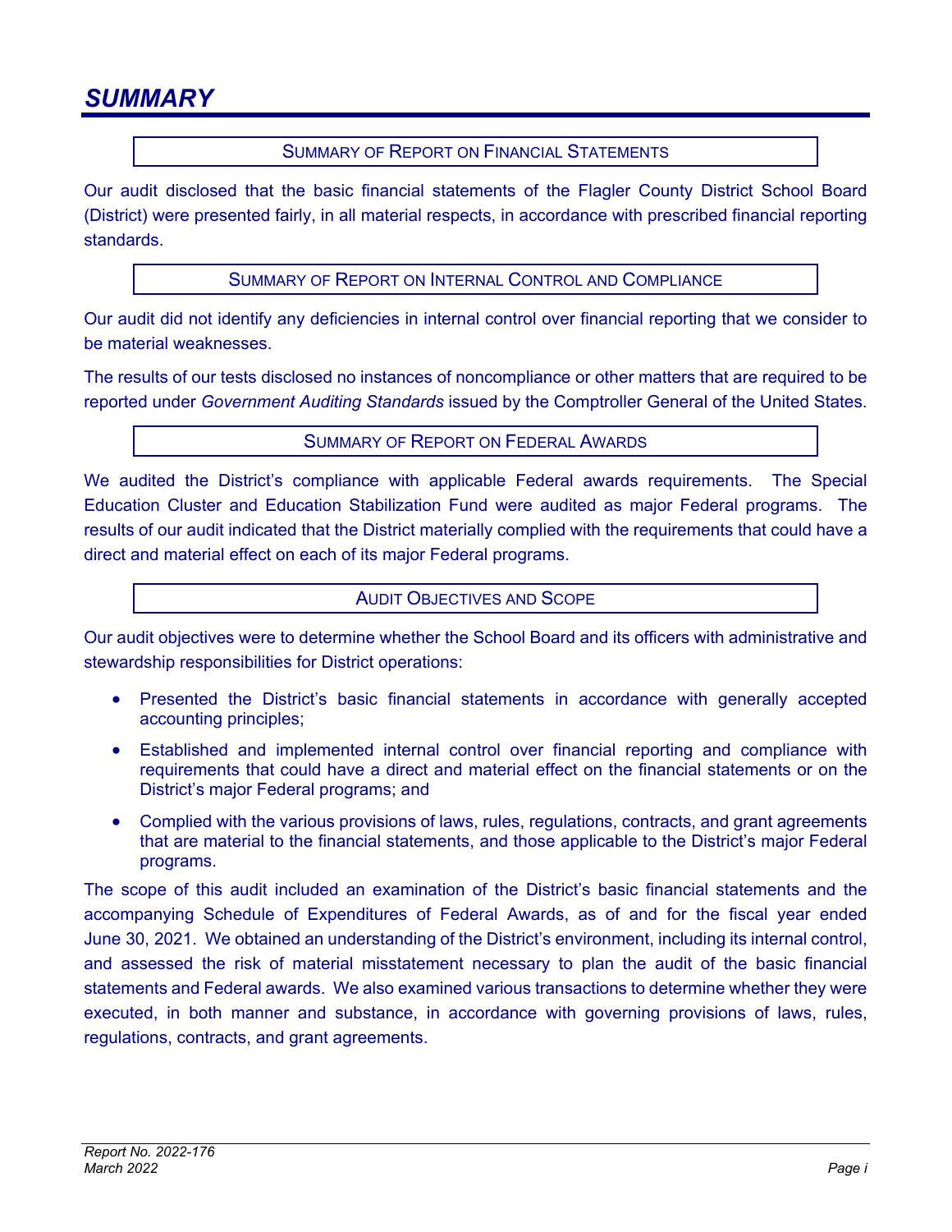# SUMMARY

### SUMMARY OF REPORT ON FINANCIAL STATEMENTS

Our audit disclosed that the basic financial statements of the Flagler County District School Board (District) were presented fairly, in all material respects, in accordance with prescribed financial reporting standards.

### SUMMARY OF REPORT ON INTERNAL CONTROL AND COMPLIANCE

Our audit did not identify any deficiencies in internal control over financial reporting that we consider to be material weaknesses.

The results of our tests disclosed no instances of noncompliance or other matters that are required to be reported under *Government Auditing Standards* issued by the Comptroller General of the United States.

### SUMMARY OF REPORT ON FEDERAL AWARDS

We audited the District's compliance with applicable Federal awards requirements. The Special Education Cluster and Education Stabilization Fund were audited as major Federal programs. The results of our audit indicated that the District materially complied with the requirements that could have a direct and material effect on each of its major Federal programs.

### AUDIT OBJECTIVES AND SCOPE

Our audit objectives were to determine whether the School Board and its officers with administrative and stewardship responsibilities for District operations:

- Presented the District's basic financial statements in accordance with generally accepted accounting principles;
- Established and implemented internal control over financial reporting and compliance with requirements that could have a direct and material effect on the financial statements or on the District's major Federal programs; and
- Complied with the various provisions of laws, rules, regulations, contracts, and grant agreements that are material to the financial statements, and those applicable to the District's major Federal programs.

The scope of this audit included an examination of the District's basic financial statements and the accompanying Schedule of Expenditures of Federal Awards, as of and for the fiscal year ended June 30, 2021. We obtained an understanding of the District's environment, including its internal control, and assessed the risk of material misstatement necessary to plan the audit of the basic financial statements and Federal awards. We also examined various transactions to determine whether they were executed, in both manner and substance, in accordance with governing provisions of laws, rules, regulations, contracts, and grant agreements.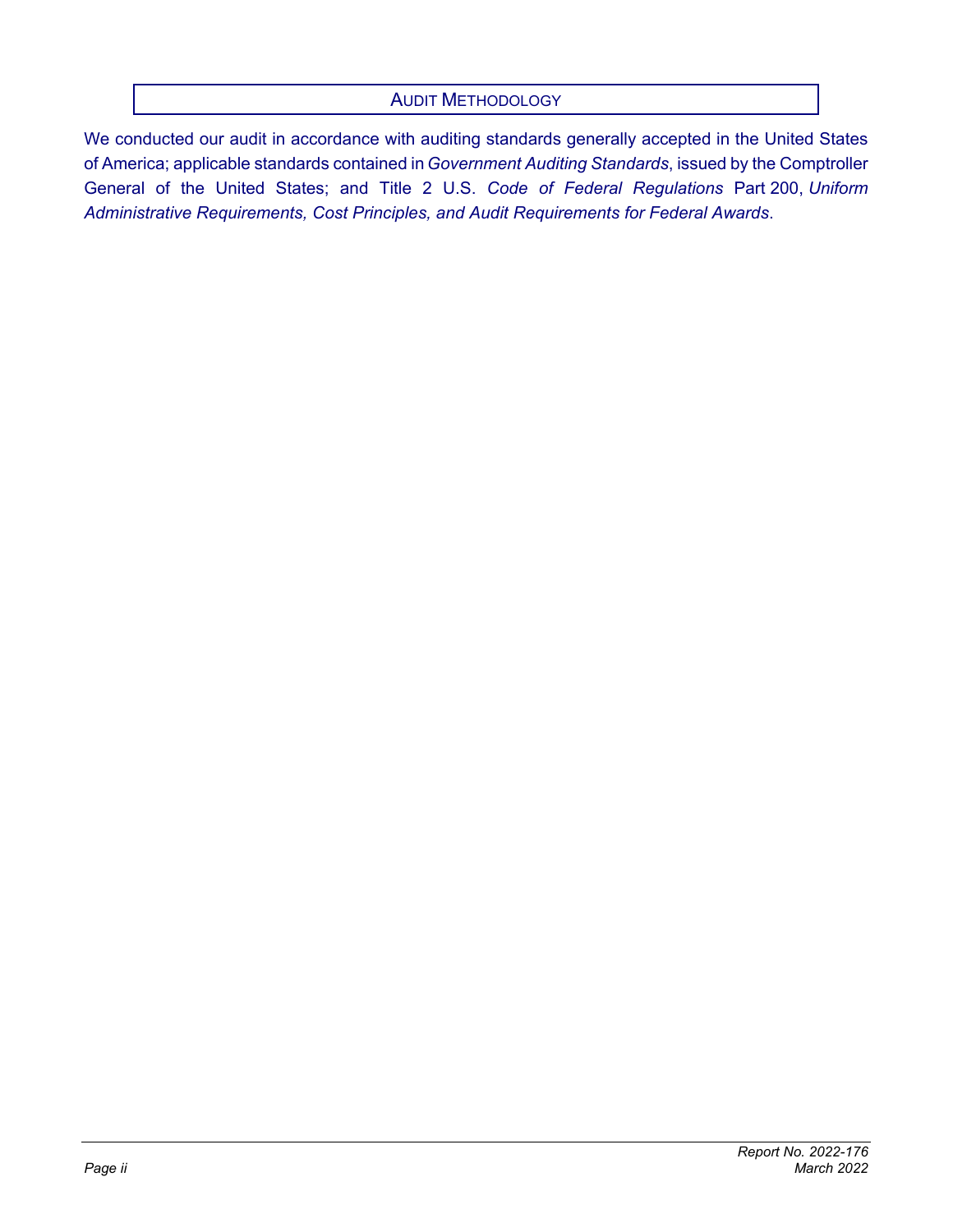## Audit Methodology

We conducted our audit in accordance with auditing standards generally accepted in the United States of America; applicable standards contained in *Government Auditing Standards*, issued by the Comptroller General of the United States; and Title 2 U.S. *Code of Federal Regulations* Part 200, *Uniform Administrative Requirements, Cost Principles, and Audit Requirements for Federal Awards*.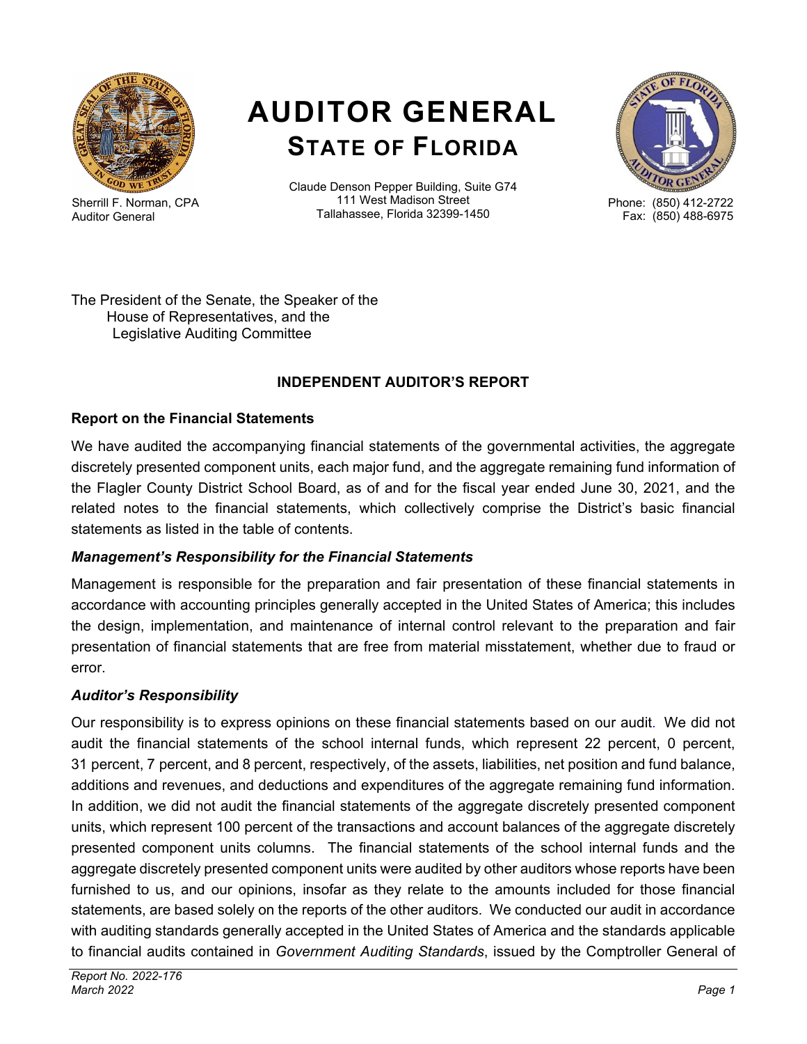# AUDITOR GENERAL
## STATE OF FLORIDA

Sherrill F. Norman, CPA
Auditor General

Claude Denson Pepper Building, Suite G74
111 West Madison Street
Tallahassee, Florida 32399-1450

Phone: (850) 412-2722
Fax: (850) 488-6975

The President of the Senate, the Speaker of the
House of Representatives, and the
Legislative Auditing Committee

### INDEPENDENT AUDITOR'S REPORT

**Report on the Financial Statements**

We have audited the accompanying financial statements of the governmental activities, the aggregate discretely presented component units, each major fund, and the aggregate remaining fund information of the Flagler County District School Board, as of and for the fiscal year ended June 30, 2021, and the related notes to the financial statements, which collectively comprise the District's basic financial statements as listed in the table of contents.

***Management's Responsibility for the Financial Statements***

Management is responsible for the preparation and fair presentation of these financial statements in accordance with accounting principles generally accepted in the United States of America; this includes the design, implementation, and maintenance of internal control relevant to the preparation and fair presentation of financial statements that are free from material misstatement, whether due to fraud or error.

***Auditor's Responsibility***

Our responsibility is to express opinions on these financial statements based on our audit. We did not audit the financial statements of the school internal funds, which represent 22 percent, 0 percent, 31 percent, 7 percent, and 8 percent, respectively, of the assets, liabilities, net position and fund balance, additions and revenues, and deductions and expenditures of the aggregate remaining fund information. In addition, we did not audit the financial statements of the aggregate discretely presented component units, which represent 100 percent of the transactions and account balances of the aggregate discretely presented component units columns. The financial statements of the school internal funds and the aggregate discretely presented component units were audited by other auditors whose reports have been furnished to us, and our opinions, insofar as they relate to the amounts included for those financial statements, are based solely on the reports of the other auditors. We conducted our audit in accordance with auditing standards generally accepted in the United States of America and the standards applicable to financial audits contained in *Government Auditing Standards*, issued by the Comptroller General of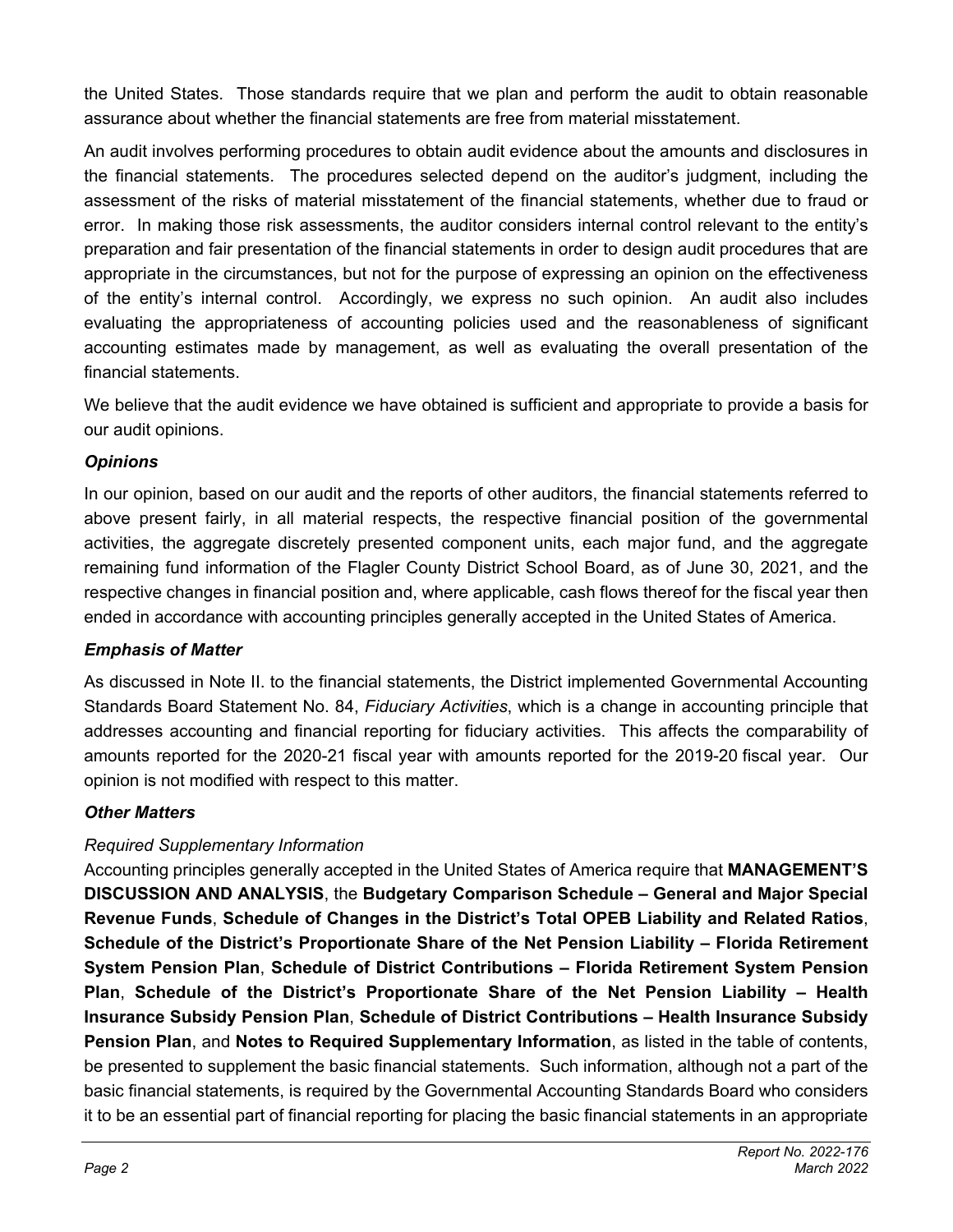the United States. Those standards require that we plan and perform the audit to obtain reasonable assurance about whether the financial statements are free from material misstatement.

An audit involves performing procedures to obtain audit evidence about the amounts and disclosures in the financial statements. The procedures selected depend on the auditor's judgment, including the assessment of the risks of material misstatement of the financial statements, whether due to fraud or error. In making those risk assessments, the auditor considers internal control relevant to the entity's preparation and fair presentation of the financial statements in order to design audit procedures that are appropriate in the circumstances, but not for the purpose of expressing an opinion on the effectiveness of the entity's internal control. Accordingly, we express no such opinion. An audit also includes evaluating the appropriateness of accounting policies used and the reasonableness of significant accounting estimates made by management, as well as evaluating the overall presentation of the financial statements.

We believe that the audit evidence we have obtained is sufficient and appropriate to provide a basis for our audit opinions.

### *Opinions*

In our opinion, based on our audit and the reports of other auditors, the financial statements referred to above present fairly, in all material respects, the respective financial position of the governmental activities, the aggregate discretely presented component units, each major fund, and the aggregate remaining fund information of the Flagler County District School Board, as of June 30, 2021, and the respective changes in financial position and, where applicable, cash flows thereof for the fiscal year then ended in accordance with accounting principles generally accepted in the United States of America.

### *Emphasis of Matter*

As discussed in Note II. to the financial statements, the District implemented Governmental Accounting Standards Board Statement No. 84, *Fiduciary Activities*, which is a change in accounting principle that addresses accounting and financial reporting for fiduciary activities. This affects the comparability of amounts reported for the 2020-21 fiscal year with amounts reported for the 2019-20 fiscal year. Our opinion is not modified with respect to this matter.

### *Other Matters*

*Required Supplementary Information*

Accounting principles generally accepted in the United States of America require that **MANAGEMENT'S DISCUSSION AND ANALYSIS**, the **Budgetary Comparison Schedule – General and Major Special Revenue Funds**, **Schedule of Changes in the District's Total OPEB Liability and Related Ratios**, **Schedule of the District's Proportionate Share of the Net Pension Liability – Florida Retirement System Pension Plan**, **Schedule of District Contributions – Florida Retirement System Pension Plan**, **Schedule of the District's Proportionate Share of the Net Pension Liability – Health Insurance Subsidy Pension Plan**, **Schedule of District Contributions – Health Insurance Subsidy Pension Plan**, and **Notes to Required Supplementary Information**, as listed in the table of contents, be presented to supplement the basic financial statements. Such information, although not a part of the basic financial statements, is required by the Governmental Accounting Standards Board who considers it to be an essential part of financial reporting for placing the basic financial statements in an appropriate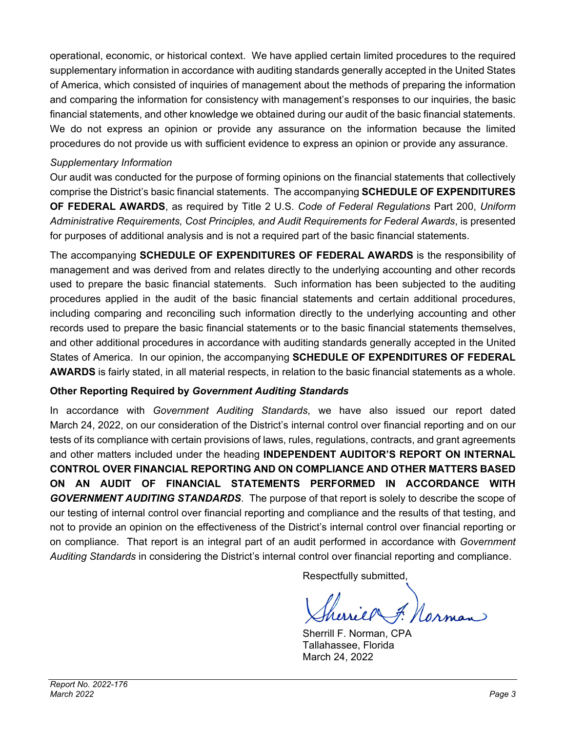operational, economic, or historical context. We have applied certain limited procedures to the required supplementary information in accordance with auditing standards generally accepted in the United States of America, which consisted of inquiries of management about the methods of preparing the information and comparing the information for consistency with management's responses to our inquiries, the basic financial statements, and other knowledge we obtained during our audit of the basic financial statements. We do not express an opinion or provide any assurance on the information because the limited procedures do not provide us with sufficient evidence to express an opinion or provide any assurance.

*Supplementary Information*

Our audit was conducted for the purpose of forming opinions on the financial statements that collectively comprise the District's basic financial statements. The accompanying **SCHEDULE OF EXPENDITURES OF FEDERAL AWARDS**, as required by Title 2 U.S. *Code of Federal Regulations* Part 200, *Uniform Administrative Requirements, Cost Principles, and Audit Requirements for Federal Awards*, is presented for purposes of additional analysis and is not a required part of the basic financial statements.

The accompanying **SCHEDULE OF EXPENDITURES OF FEDERAL AWARDS** is the responsibility of management and was derived from and relates directly to the underlying accounting and other records used to prepare the basic financial statements. Such information has been subjected to the auditing procedures applied in the audit of the basic financial statements and certain additional procedures, including comparing and reconciling such information directly to the underlying accounting and other records used to prepare the basic financial statements or to the basic financial statements themselves, and other additional procedures in accordance with auditing standards generally accepted in the United States of America. In our opinion, the accompanying **SCHEDULE OF EXPENDITURES OF FEDERAL AWARDS** is fairly stated, in all material respects, in relation to the basic financial statements as a whole.

**Other Reporting Required by *Government Auditing Standards***

In accordance with *Government Auditing Standards*, we have also issued our report dated March 24, 2022, on our consideration of the District's internal control over financial reporting and on our tests of its compliance with certain provisions of laws, rules, regulations, contracts, and grant agreements and other matters included under the heading **INDEPENDENT AUDITOR'S REPORT ON INTERNAL CONTROL OVER FINANCIAL REPORTING AND ON COMPLIANCE AND OTHER MATTERS BASED ON AN AUDIT OF FINANCIAL STATEMENTS PERFORMED IN ACCORDANCE WITH *GOVERNMENT AUDITING STANDARDS***. The purpose of that report is solely to describe the scope of our testing of internal control over financial reporting and compliance and the results of that testing, and not to provide an opinion on the effectiveness of the District's internal control over financial reporting or on compliance. That report is an integral part of an audit performed in accordance with *Government Auditing Standards* in considering the District's internal control over financial reporting and compliance.

Respectfully submitted,

Sherrill F. Norman, CPA
Tallahassee, Florida
March 24, 2022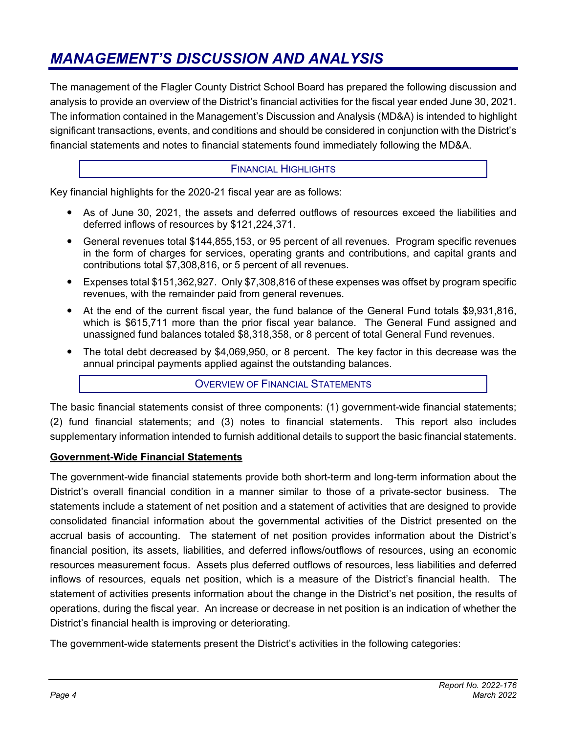# *MANAGEMENT'S DISCUSSION AND ANALYSIS*

The management of the Flagler County District School Board has prepared the following discussion and analysis to provide an overview of the District's financial activities for the fiscal year ended June 30, 2021. The information contained in the Management's Discussion and Analysis (MD&A) is intended to highlight significant transactions, events, and conditions and should be considered in conjunction with the District's financial statements and notes to financial statements found immediately following the MD&A.

## FINANCIAL HIGHLIGHTS

Key financial highlights for the 2020-21 fiscal year are as follows:

- As of June 30, 2021, the assets and deferred outflows of resources exceed the liabilities and deferred inflows of resources by $121,224,371.
- General revenues total $144,855,153, or 95 percent of all revenues. Program specific revenues in the form of charges for services, operating grants and contributions, and capital grants and contributions total $7,308,816, or 5 percent of all revenues.
- Expenses total $151,362,927. Only $7,308,816 of these expenses was offset by program specific revenues, with the remainder paid from general revenues.
- At the end of the current fiscal year, the fund balance of the General Fund totals $9,931,816, which is $615,711 more than the prior fiscal year balance. The General Fund assigned and unassigned fund balances totaled $8,318,358, or 8 percent of total General Fund revenues.
- The total debt decreased by $4,069,950, or 8 percent. The key factor in this decrease was the annual principal payments applied against the outstanding balances.

## OVERVIEW OF FINANCIAL STATEMENTS

The basic financial statements consist of three components: (1) government-wide financial statements; (2) fund financial statements; and (3) notes to financial statements. This report also includes supplementary information intended to furnish additional details to support the basic financial statements.

**Government-Wide Financial Statements**

The government-wide financial statements provide both short-term and long-term information about the District's overall financial condition in a manner similar to those of a private-sector business. The statements include a statement of net position and a statement of activities that are designed to provide consolidated financial information about the governmental activities of the District presented on the accrual basis of accounting. The statement of net position provides information about the District's financial position, its assets, liabilities, and deferred inflows/outflows of resources, using an economic resources measurement focus. Assets plus deferred outflows of resources, less liabilities and deferred inflows of resources, equals net position, which is a measure of the District's financial health. The statement of activities presents information about the change in the District's net position, the results of operations, during the fiscal year. An increase or decrease in net position is an indication of whether the District's financial health is improving or deteriorating.

The government-wide statements present the District's activities in the following categories: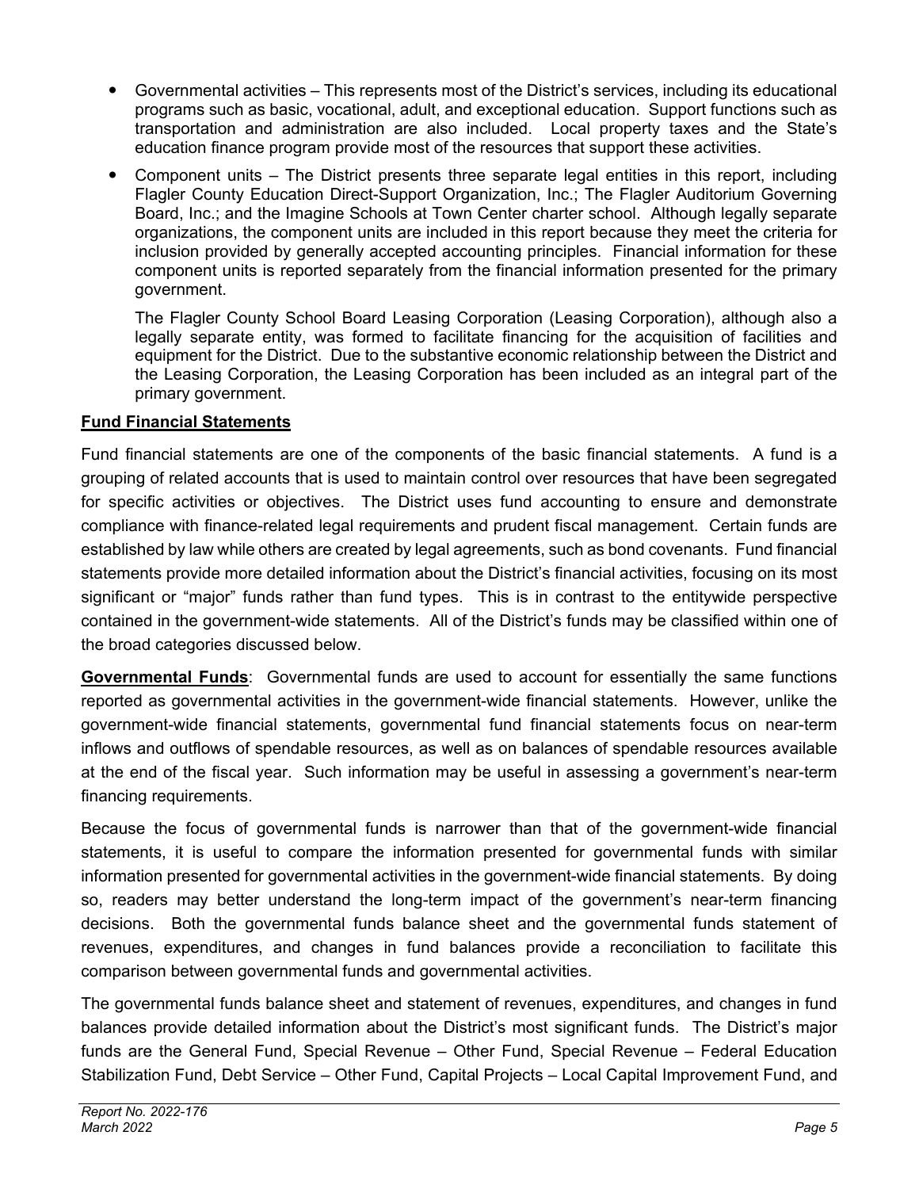- Governmental activities – This represents most of the District's services, including its educational programs such as basic, vocational, adult, and exceptional education. Support functions such as transportation and administration are also included. Local property taxes and the State's education finance program provide most of the resources that support these activities.
- Component units – The District presents three separate legal entities in this report, including Flagler County Education Direct-Support Organization, Inc.; The Flagler Auditorium Governing Board, Inc.; and the Imagine Schools at Town Center charter school. Although legally separate organizations, the component units are included in this report because they meet the criteria for inclusion provided by generally accepted accounting principles. Financial information for these component units is reported separately from the financial information presented for the primary government.

  The Flagler County School Board Leasing Corporation (Leasing Corporation), although also a legally separate entity, was formed to facilitate financing for the acquisition of facilities and equipment for the District. Due to the substantive economic relationship between the District and the Leasing Corporation, the Leasing Corporation has been included as an integral part of the primary government.

**Fund Financial Statements**

Fund financial statements are one of the components of the basic financial statements. A fund is a grouping of related accounts that is used to maintain control over resources that have been segregated for specific activities or objectives. The District uses fund accounting to ensure and demonstrate compliance with finance-related legal requirements and prudent fiscal management. Certain funds are established by law while others are created by legal agreements, such as bond covenants. Fund financial statements provide more detailed information about the District's financial activities, focusing on its most significant or "major" funds rather than fund types. This is in contrast to the entitywide perspective contained in the government-wide statements. All of the District's funds may be classified within one of the broad categories discussed below.

**Governmental Funds**: Governmental funds are used to account for essentially the same functions reported as governmental activities in the government-wide financial statements. However, unlike the government-wide financial statements, governmental fund financial statements focus on near-term inflows and outflows of spendable resources, as well as on balances of spendable resources available at the end of the fiscal year. Such information may be useful in assessing a government's near-term financing requirements.

Because the focus of governmental funds is narrower than that of the government-wide financial statements, it is useful to compare the information presented for governmental funds with similar information presented for governmental activities in the government-wide financial statements. By doing so, readers may better understand the long-term impact of the government's near-term financing decisions. Both the governmental funds balance sheet and the governmental funds statement of revenues, expenditures, and changes in fund balances provide a reconciliation to facilitate this comparison between governmental funds and governmental activities.

The governmental funds balance sheet and statement of revenues, expenditures, and changes in fund balances provide detailed information about the District's most significant funds. The District's major funds are the General Fund, Special Revenue – Other Fund, Special Revenue – Federal Education Stabilization Fund, Debt Service – Other Fund, Capital Projects – Local Capital Improvement Fund, and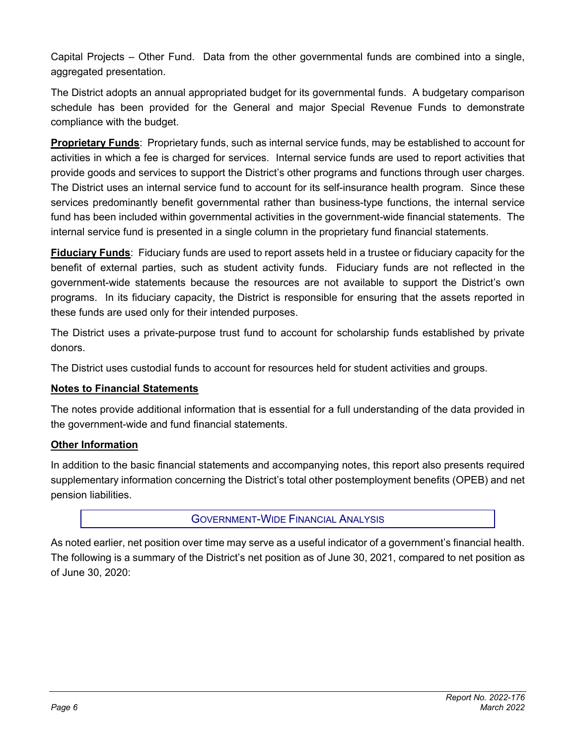Capital Projects – Other Fund. Data from the other governmental funds are combined into a single, aggregated presentation.

The District adopts an annual appropriated budget for its governmental funds. A budgetary comparison schedule has been provided for the General and major Special Revenue Funds to demonstrate compliance with the budget.

**Proprietary Funds**: Proprietary funds, such as internal service funds, may be established to account for activities in which a fee is charged for services. Internal service funds are used to report activities that provide goods and services to support the District's other programs and functions through user charges. The District uses an internal service fund to account for its self-insurance health program. Since these services predominantly benefit governmental rather than business-type functions, the internal service fund has been included within governmental activities in the government-wide financial statements. The internal service fund is presented in a single column in the proprietary fund financial statements.

**Fiduciary Funds**: Fiduciary funds are used to report assets held in a trustee or fiduciary capacity for the benefit of external parties, such as student activity funds. Fiduciary funds are not reflected in the government-wide statements because the resources are not available to support the District's own programs. In its fiduciary capacity, the District is responsible for ensuring that the assets reported in these funds are used only for their intended purposes.

The District uses a private-purpose trust fund to account for scholarship funds established by private donors.

The District uses custodial funds to account for resources held for student activities and groups.

**Notes to Financial Statements**

The notes provide additional information that is essential for a full understanding of the data provided in the government-wide and fund financial statements.

**Other Information**

In addition to the basic financial statements and accompanying notes, this report also presents required supplementary information concerning the District's total other postemployment benefits (OPEB) and net pension liabilities.

## GOVERNMENT-WIDE FINANCIAL ANALYSIS

As noted earlier, net position over time may serve as a useful indicator of a government's financial health. The following is a summary of the District's net position as of June 30, 2021, compared to net position as of June 30, 2020: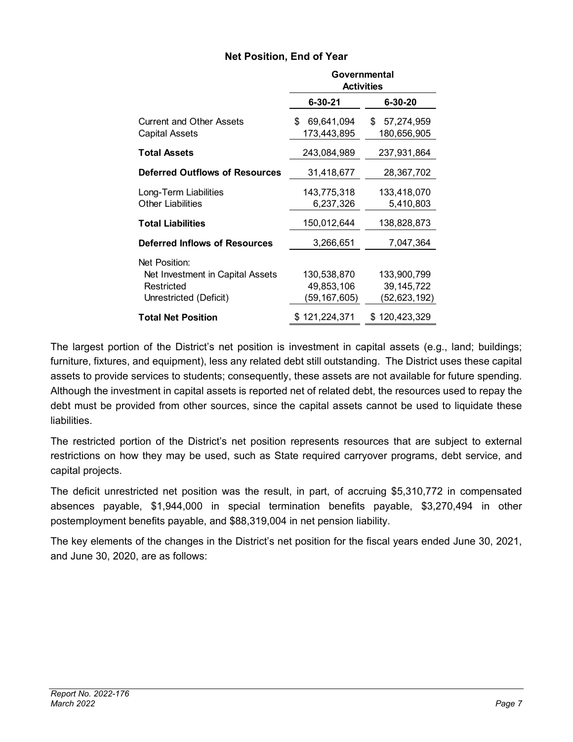### Net Position, End of Year

| | Governmental Activities | |
|---|---|---|
| | **6-30-21** | **6-30-20** |
| Current and Other Assets | $ 69,641,094 | $ 57,274,959 |
| Capital Assets | 173,443,895 | 180,656,905 |
| **Total Assets** | 243,084,989 | 237,931,864 |
| **Deferred Outflows of Resources** | 31,418,677 | 28,367,702 |
| Long-Term Liabilities | 143,775,318 | 133,418,070 |
| Other Liabilities | 6,237,326 | 5,410,803 |
| **Total Liabilities** | 150,012,644 | 138,828,873 |
| **Deferred Inflows of Resources** | 3,266,651 | 7,047,364 |
| Net Position: | | |
| Net Investment in Capital Assets | 130,538,870 | 133,900,799 |
| Restricted | 49,853,106 | 39,145,722 |
| Unrestricted (Deficit) | (59,167,605) | (52,623,192) |
| **Total Net Position** | $ 121,224,371 | $ 120,423,329 |

The largest portion of the District's net position is investment in capital assets (e.g., land; buildings; furniture, fixtures, and equipment), less any related debt still outstanding. The District uses these capital assets to provide services to students; consequently, these assets are not available for future spending. Although the investment in capital assets is reported net of related debt, the resources used to repay the debt must be provided from other sources, since the capital assets cannot be used to liquidate these liabilities.

The restricted portion of the District's net position represents resources that are subject to external restrictions on how they may be used, such as State required carryover programs, debt service, and capital projects.

The deficit unrestricted net position was the result, in part, of accruing $5,310,772 in compensated absences payable, $1,944,000 in special termination benefits payable, $3,270,494 in other postemployment benefits payable, and $88,319,004 in net pension liability.

The key elements of the changes in the District's net position for the fiscal years ended June 30, 2021, and June 30, 2020, are as follows: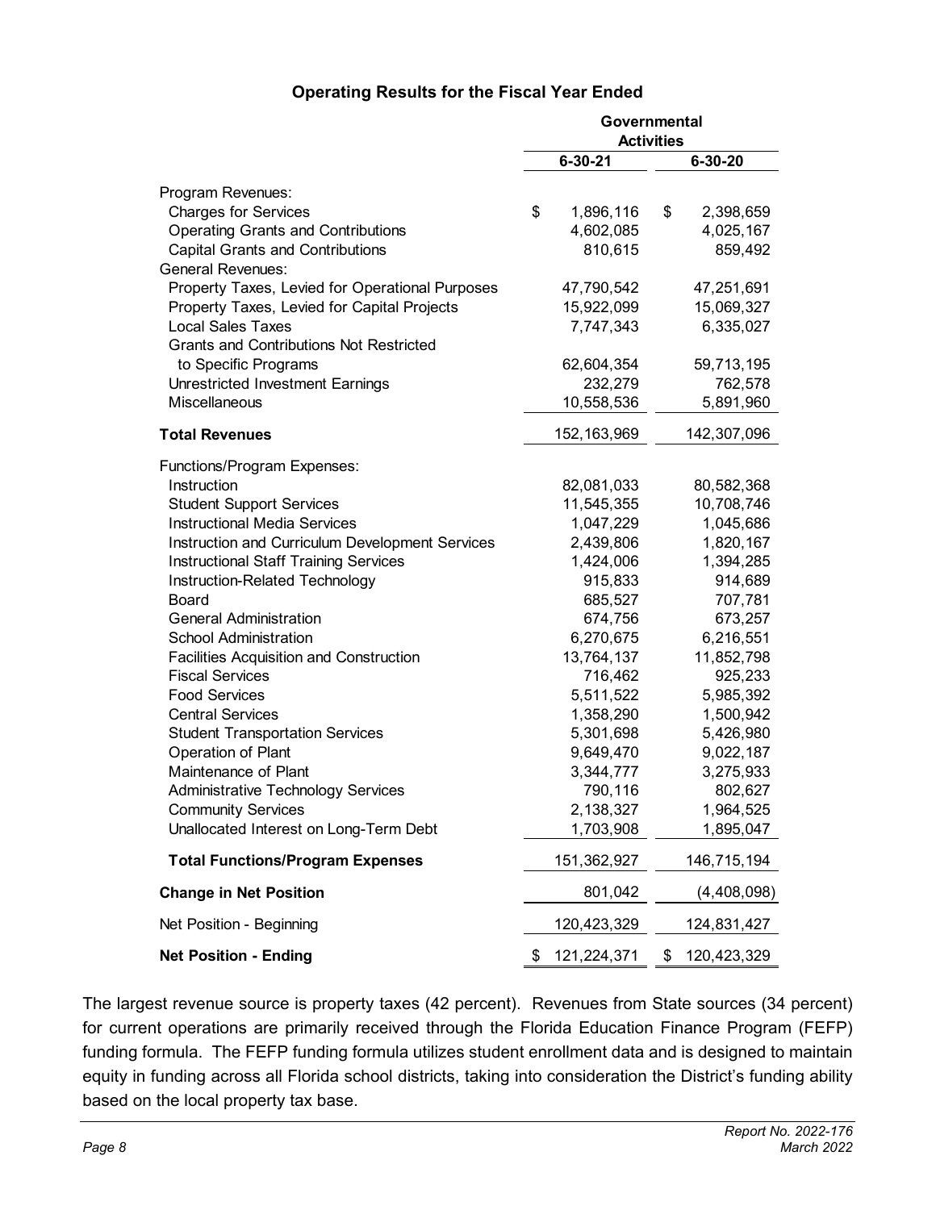**Operating Results for the Fiscal Year Ended**

| | Governmental Activities | |
|---|---|---|
| | 6-30-21 | 6-30-20 |
| Program Revenues: | | |
| Charges for Services | $ 1,896,116 | $ 2,398,659 |
| Operating Grants and Contributions | 4,602,085 | 4,025,167 |
| Capital Grants and Contributions | 810,615 | 859,492 |
| General Revenues: | | |
| Property Taxes, Levied for Operational Purposes | 47,790,542 | 47,251,691 |
| Property Taxes, Levied for Capital Projects | 15,922,099 | 15,069,327 |
| Local Sales Taxes | 7,747,343 | 6,335,027 |
| Grants and Contributions Not Restricted to Specific Programs | 62,604,354 | 59,713,195 |
| Unrestricted Investment Earnings | 232,279 | 762,578 |
| Miscellaneous | 10,558,536 | 5,891,960 |
| **Total Revenues** | 152,163,969 | 142,307,096 |
| Functions/Program Expenses: | | |
| Instruction | 82,081,033 | 80,582,368 |
| Student Support Services | 11,545,355 | 10,708,746 |
| Instructional Media Services | 1,047,229 | 1,045,686 |
| Instruction and Curriculum Development Services | 2,439,806 | 1,820,167 |
| Instructional Staff Training Services | 1,424,006 | 1,394,285 |
| Instruction-Related Technology | 915,833 | 914,689 |
| Board | 685,527 | 707,781 |
| General Administration | 674,756 | 673,257 |
| School Administration | 6,270,675 | 6,216,551 |
| Facilities Acquisition and Construction | 13,764,137 | 11,852,798 |
| Fiscal Services | 716,462 | 925,233 |
| Food Services | 5,511,522 | 5,985,392 |
| Central Services | 1,358,290 | 1,500,942 |
| Student Transportation Services | 5,301,698 | 5,426,980 |
| Operation of Plant | 9,649,470 | 9,022,187 |
| Maintenance of Plant | 3,344,777 | 3,275,933 |
| Administrative Technology Services | 790,116 | 802,627 |
| Community Services | 2,138,327 | 1,964,525 |
| Unallocated Interest on Long-Term Debt | 1,703,908 | 1,895,047 |
| **Total Functions/Program Expenses** | 151,362,927 | 146,715,194 |
| **Change in Net Position** | 801,042 | (4,408,098) |
| Net Position - Beginning | 120,423,329 | 124,831,427 |
| **Net Position - Ending** | $ 121,224,371 | $ 120,423,329 |

The largest revenue source is property taxes (42 percent). Revenues from State sources (34 percent) for current operations are primarily received through the Florida Education Finance Program (FEFP) funding formula. The FEFP funding formula utilizes student enrollment data and is designed to maintain equity in funding across all Florida school districts, taking into consideration the District's funding ability based on the local property tax base.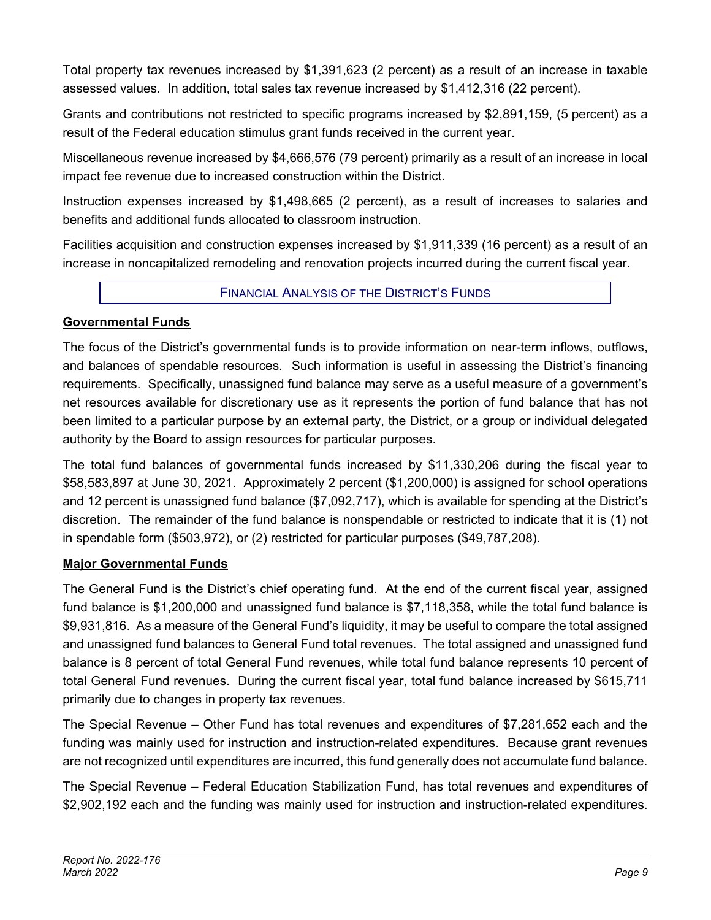Total property tax revenues increased by $1,391,623 (2 percent) as a result of an increase in taxable assessed values. In addition, total sales tax revenue increased by $1,412,316 (22 percent).

Grants and contributions not restricted to specific programs increased by $2,891,159, (5 percent) as a result of the Federal education stimulus grant funds received in the current year.

Miscellaneous revenue increased by $4,666,576 (79 percent) primarily as a result of an increase in local impact fee revenue due to increased construction within the District.

Instruction expenses increased by $1,498,665 (2 percent), as a result of increases to salaries and benefits and additional funds allocated to classroom instruction.

Facilities acquisition and construction expenses increased by $1,911,339 (16 percent) as a result of an increase in noncapitalized remodeling and renovation projects incurred during the current fiscal year.

## FINANCIAL ANALYSIS OF THE DISTRICT'S FUNDS

### Governmental Funds

The focus of the District's governmental funds is to provide information on near-term inflows, outflows, and balances of spendable resources. Such information is useful in assessing the District's financing requirements. Specifically, unassigned fund balance may serve as a useful measure of a government's net resources available for discretionary use as it represents the portion of fund balance that has not been limited to a particular purpose by an external party, the District, or a group or individual delegated authority by the Board to assign resources for particular purposes.

The total fund balances of governmental funds increased by $11,330,206 during the fiscal year to $58,583,897 at June 30, 2021. Approximately 2 percent ($1,200,000) is assigned for school operations and 12 percent is unassigned fund balance ($7,092,717), which is available for spending at the District's discretion. The remainder of the fund balance is nonspendable or restricted to indicate that it is (1) not in spendable form ($503,972), or (2) restricted for particular purposes ($49,787,208).

### Major Governmental Funds

The General Fund is the District's chief operating fund. At the end of the current fiscal year, assigned fund balance is $1,200,000 and unassigned fund balance is $7,118,358, while the total fund balance is $9,931,816. As a measure of the General Fund's liquidity, it may be useful to compare the total assigned and unassigned fund balances to General Fund total revenues. The total assigned and unassigned fund balance is 8 percent of total General Fund revenues, while total fund balance represents 10 percent of total General Fund revenues. During the current fiscal year, total fund balance increased by $615,711 primarily due to changes in property tax revenues.

The Special Revenue – Other Fund has total revenues and expenditures of $7,281,652 each and the funding was mainly used for instruction and instruction-related expenditures. Because grant revenues are not recognized until expenditures are incurred, this fund generally does not accumulate fund balance.

The Special Revenue – Federal Education Stabilization Fund, has total revenues and expenditures of $2,902,192 each and the funding was mainly used for instruction and instruction-related expenditures.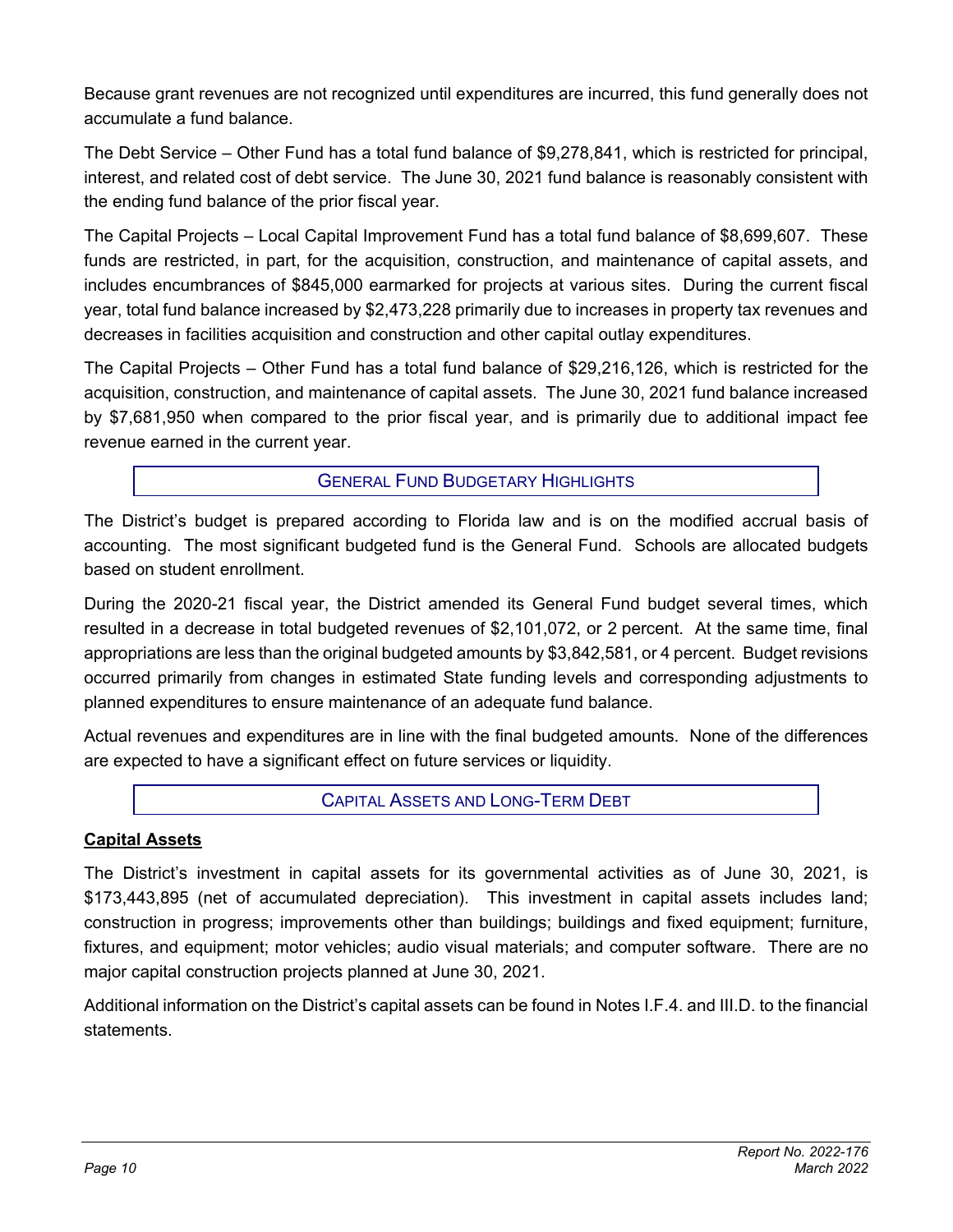Because grant revenues are not recognized until expenditures are incurred, this fund generally does not accumulate a fund balance.

The Debt Service – Other Fund has a total fund balance of $9,278,841, which is restricted for principal, interest, and related cost of debt service. The June 30, 2021 fund balance is reasonably consistent with the ending fund balance of the prior fiscal year.

The Capital Projects – Local Capital Improvement Fund has a total fund balance of $8,699,607. These funds are restricted, in part, for the acquisition, construction, and maintenance of capital assets, and includes encumbrances of $845,000 earmarked for projects at various sites. During the current fiscal year, total fund balance increased by $2,473,228 primarily due to increases in property tax revenues and decreases in facilities acquisition and construction and other capital outlay expenditures.

The Capital Projects – Other Fund has a total fund balance of $29,216,126, which is restricted for the acquisition, construction, and maintenance of capital assets. The June 30, 2021 fund balance increased by $7,681,950 when compared to the prior fiscal year, and is primarily due to additional impact fee revenue earned in the current year.

## GENERAL FUND BUDGETARY HIGHLIGHTS

The District's budget is prepared according to Florida law and is on the modified accrual basis of accounting. The most significant budgeted fund is the General Fund. Schools are allocated budgets based on student enrollment.

During the 2020-21 fiscal year, the District amended its General Fund budget several times, which resulted in a decrease in total budgeted revenues of $2,101,072, or 2 percent. At the same time, final appropriations are less than the original budgeted amounts by $3,842,581, or 4 percent. Budget revisions occurred primarily from changes in estimated State funding levels and corresponding adjustments to planned expenditures to ensure maintenance of an adequate fund balance.

Actual revenues and expenditures are in line with the final budgeted amounts. None of the differences are expected to have a significant effect on future services or liquidity.

## CAPITAL ASSETS AND LONG-TERM DEBT

### Capital Assets

The District's investment in capital assets for its governmental activities as of June 30, 2021, is $173,443,895 (net of accumulated depreciation). This investment in capital assets includes land; construction in progress; improvements other than buildings; buildings and fixed equipment; furniture, fixtures, and equipment; motor vehicles; audio visual materials; and computer software. There are no major capital construction projects planned at June 30, 2021.

Additional information on the District's capital assets can be found in Notes I.F.4. and III.D. to the financial statements.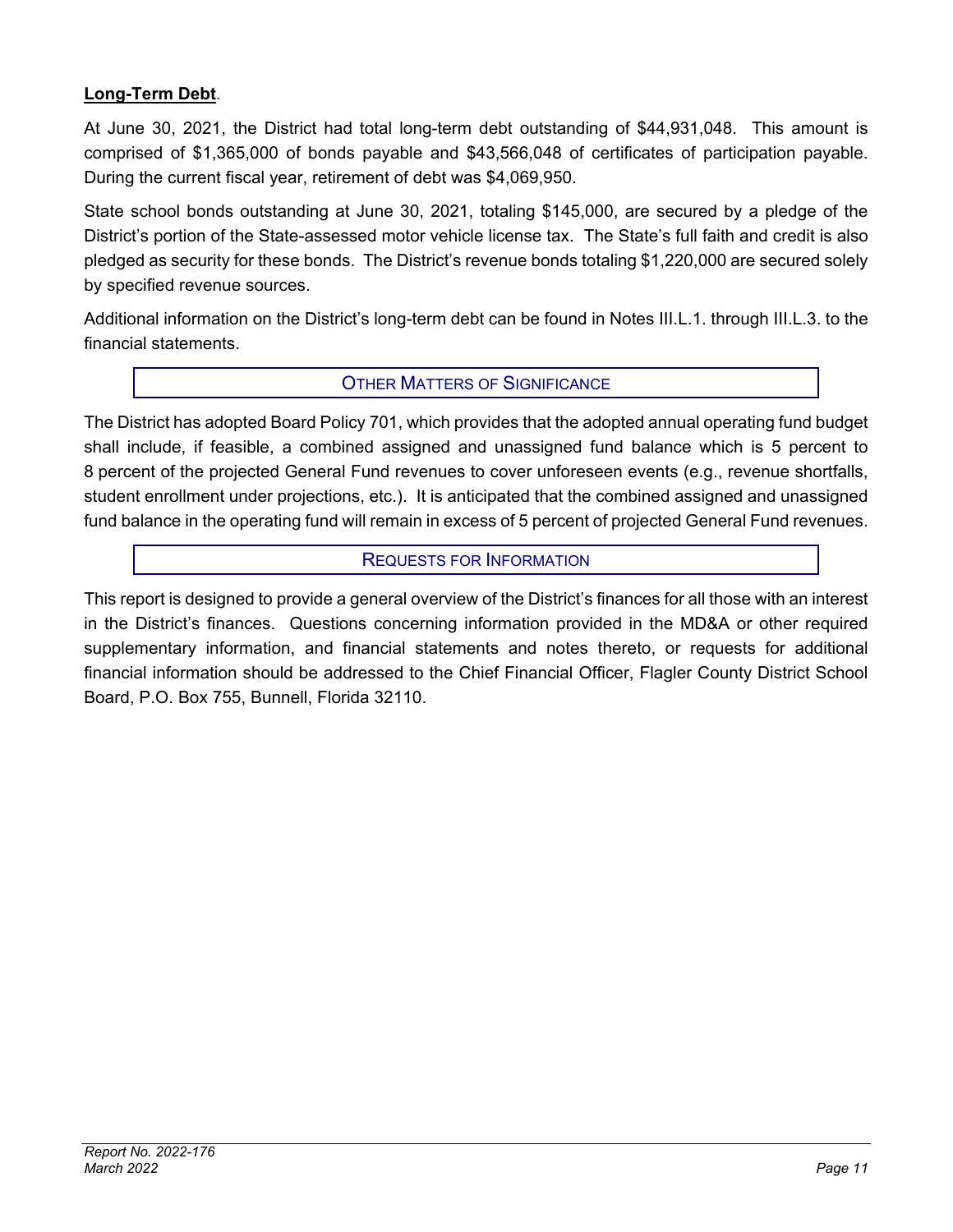**Long-Term Debt**.

At June 30, 2021, the District had total long-term debt outstanding of $44,931,048. This amount is comprised of $1,365,000 of bonds payable and $43,566,048 of certificates of participation payable. During the current fiscal year, retirement of debt was $4,069,950.

State school bonds outstanding at June 30, 2021, totaling $145,000, are secured by a pledge of the District's portion of the State-assessed motor vehicle license tax. The State's full faith and credit is also pledged as security for these bonds. The District's revenue bonds totaling $1,220,000 are secured solely by specified revenue sources.

Additional information on the District's long-term debt can be found in Notes III.L.1. through III.L.3. to the financial statements.

## OTHER MATTERS OF SIGNIFICANCE

The District has adopted Board Policy 701, which provides that the adopted annual operating fund budget shall include, if feasible, a combined assigned and unassigned fund balance which is 5 percent to 8 percent of the projected General Fund revenues to cover unforeseen events (e.g., revenue shortfalls, student enrollment under projections, etc.). It is anticipated that the combined assigned and unassigned fund balance in the operating fund will remain in excess of 5 percent of projected General Fund revenues.

## REQUESTS FOR INFORMATION

This report is designed to provide a general overview of the District's finances for all those with an interest in the District's finances. Questions concerning information provided in the MD&A or other required supplementary information, and financial statements and notes thereto, or requests for additional financial information should be addressed to the Chief Financial Officer, Flagler County District School Board, P.O. Box 755, Bunnell, Florida 32110.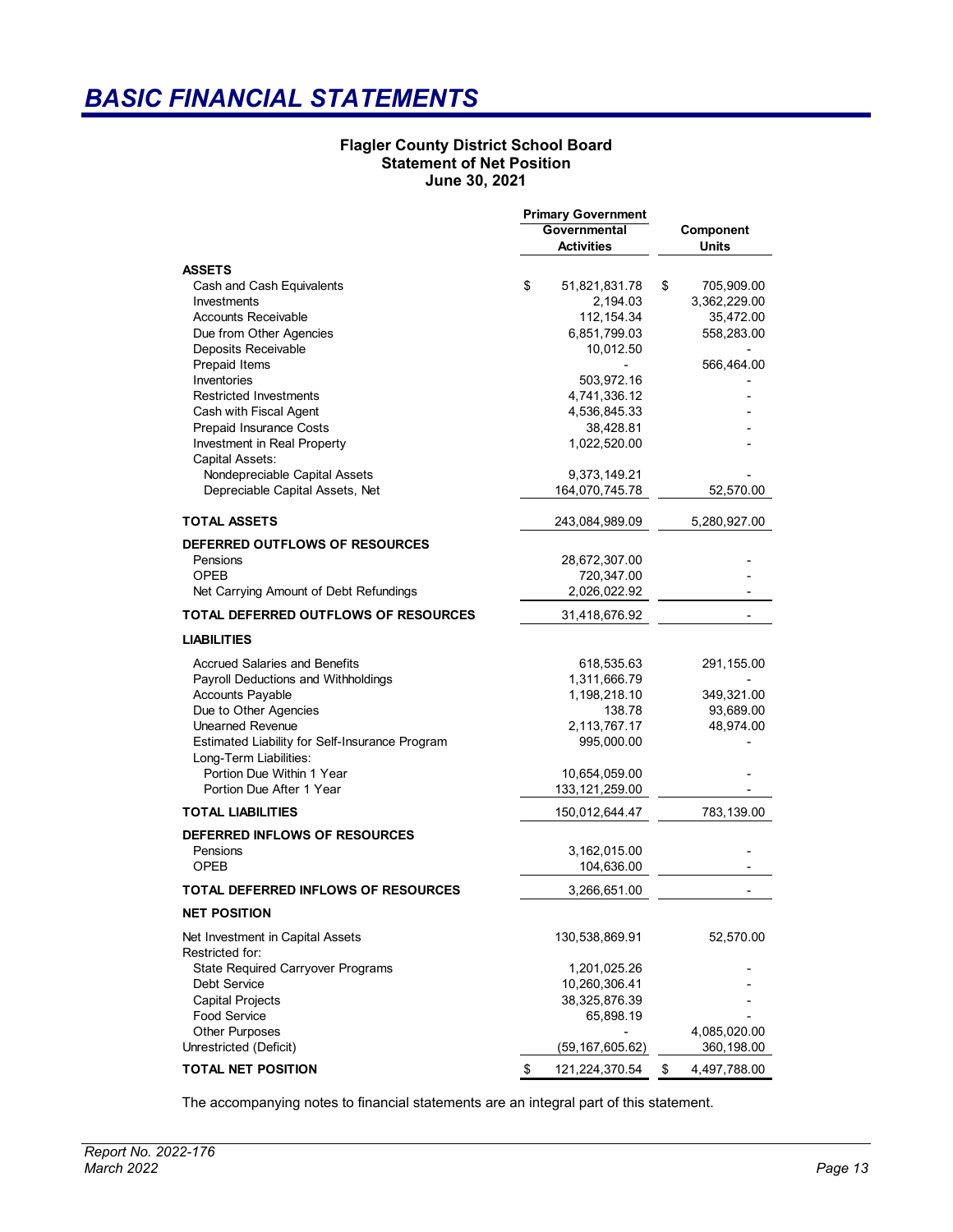# BASIC FINANCIAL STATEMENTS

**Flagler County District School Board**
**Statement of Net Position**
**June 30, 2021**

| | Primary Government | |
|---|---|---|
| | Governmental Activities | Component Units |
| **ASSETS** | | |
| Cash and Cash Equivalents | $ 51,821,831.78 | $ 705,909.00 |
| Investments | 2,194.03 | 3,362,229.00 |
| Accounts Receivable | 112,154.34 | 35,472.00 |
| Due from Other Agencies | 6,851,799.03 | 558,283.00 |
| Deposits Receivable | 10,012.50 | - |
| Prepaid Items | - | 566,464.00 |
| Inventories | 503,972.16 | - |
| Restricted Investments | 4,741,336.12 | - |
| Cash with Fiscal Agent | 4,536,845.33 | - |
| Prepaid Insurance Costs | 38,428.81 | - |
| Investment in Real Property | 1,022,520.00 | - |
| Capital Assets: | | |
| Nondepreciable Capital Assets | 9,373,149.21 | - |
| Depreciable Capital Assets, Net | 164,070,745.78 | 52,570.00 |
| **TOTAL ASSETS** | 243,084,989.09 | 5,280,927.00 |
| **DEFERRED OUTFLOWS OF RESOURCES** | | |
| Pensions | 28,672,307.00 | - |
| OPEB | 720,347.00 | - |
| Net Carrying Amount of Debt Refundings | 2,026,022.92 | - |
| **TOTAL DEFERRED OUTFLOWS OF RESOURCES** | 31,418,676.92 | - |
| **LIABILITIES** | | |
| Accrued Salaries and Benefits | 618,535.63 | 291,155.00 |
| Payroll Deductions and Withholdings | 1,311,666.79 | - |
| Accounts Payable | 1,198,218.10 | 349,321.00 |
| Due to Other Agencies | 138.78 | 93,689.00 |
| Unearned Revenue | 2,113,767.17 | 48,974.00 |
| Estimated Liability for Self-Insurance Program | 995,000.00 | - |
| Long-Term Liabilities: | | |
| Portion Due Within 1 Year | 10,654,059.00 | - |
| Portion Due After 1 Year | 133,121,259.00 | - |
| **TOTAL LIABILITIES** | 150,012,644.47 | 783,139.00 |
| **DEFERRED INFLOWS OF RESOURCES** | | |
| Pensions | 3,162,015.00 | - |
| OPEB | 104,636.00 | - |
| **TOTAL DEFERRED INFLOWS OF RESOURCES** | 3,266,651.00 | - |
| **NET POSITION** | | |
| Net Investment in Capital Assets | 130,538,869.91 | 52,570.00 |
| Restricted for: | | |
| State Required Carryover Programs | 1,201,025.26 | - |
| Debt Service | 10,260,306.41 | - |
| Capital Projects | 38,325,876.39 | - |
| Food Service | 65,898.19 | - |
| Other Purposes | - | 4,085,020.00 |
| Unrestricted (Deficit) | (59,167,605.62) | 360,198.00 |
| **TOTAL NET POSITION** | $ 121,224,370.54 | $ 4,497,788.00 |

The accompanying notes to financial statements are an integral part of this statement.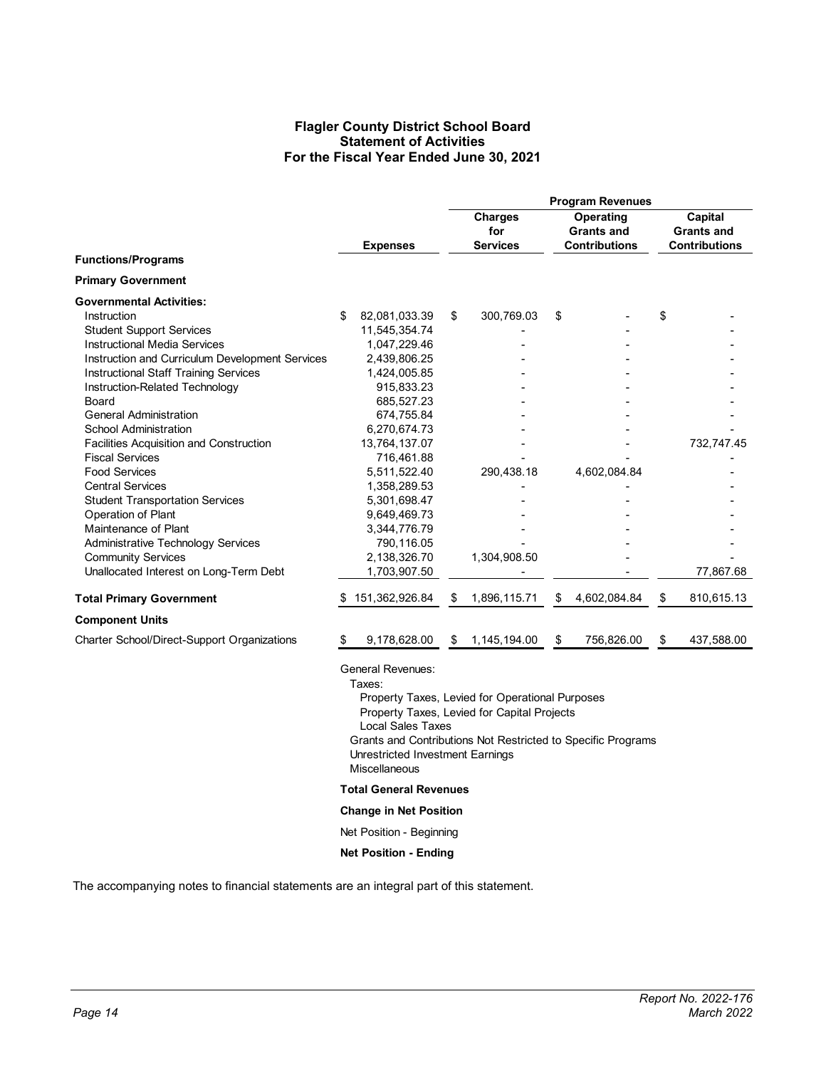# Flagler County District School Board
## Statement of Activities
### For the Fiscal Year Ended June 30, 2021

| Functions/Programs | Expenses | Program Revenues: Charges for Services | Operating Grants and Contributions | Capital Grants and Contributions |
|---|---|---|---|---|
| **Primary Government** | | | | |
| **Governmental Activities:** | | | | |
| Instruction | $ 82,081,033.39 | $ 300,769.03 | $ - | $ - |
| Student Support Services | 11,545,354.74 | - | - | - |
| Instructional Media Services | 1,047,229.46 | - | - | - |
| Instruction and Curriculum Development Services | 2,439,806.25 | - | - | - |
| Instructional Staff Training Services | 1,424,005.85 | - | - | - |
| Instruction-Related Technology | 915,833.23 | - | - | - |
| Board | 685,527.23 | - | - | - |
| General Administration | 674,755.84 | - | - | - |
| School Administration | 6,270,674.73 | - | - | - |
| Facilities Acquisition and Construction | 13,764,137.07 | - | - | 732,747.45 |
| Fiscal Services | 716,461.88 | - | - | - |
| Food Services | 5,511,522.40 | 290,438.18 | 4,602,084.84 | - |
| Central Services | 1,358,289.53 | - | - | - |
| Student Transportation Services | 5,301,698.47 | - | - | - |
| Operation of Plant | 9,649,469.73 | - | - | - |
| Maintenance of Plant | 3,344,776.79 | - | - | - |
| Administrative Technology Services | 790,116.05 | - | - | - |
| Community Services | 2,138,326.70 | 1,304,908.50 | - | - |
| Unallocated Interest on Long-Term Debt | 1,703,907.50 | - | - | 77,867.68 |
| **Total Primary Government** | $ 151,362,926.84 | $ 1,896,115.71 | $ 4,602,084.84 | $ 810,615.13 |
| **Component Units** | | | | |
| Charter School/Direct-Support Organizations | $ 9,178,628.00 | $ 1,145,194.00 | $ 756,826.00 | $ 437,588.00 |

General Revenues:
- Taxes:
  - Property Taxes, Levied for Operational Purposes
  - Property Taxes, Levied for Capital Projects
  - Local Sales Taxes
- Grants and Contributions Not Restricted to Specific Programs
- Unrestricted Investment Earnings
- Miscellaneous

**Total General Revenues**

**Change in Net Position**

Net Position - Beginning

**Net Position - Ending**

The accompanying notes to financial statements are an integral part of this statement.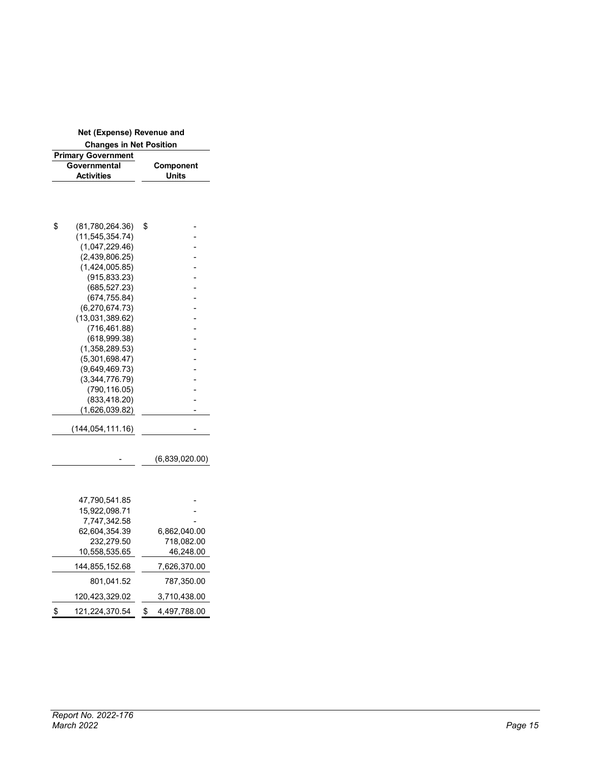| Net (Expense) Revenue and Changes in Net Position | |
|---|---|
| Primary Government | |
| Governmental Activities | Component Units |
| | |
| $ (81,780,264.36) | $ - |
| (11,545,354.74) | - |
| (1,047,229.46) | - |
| (2,439,806.25) | - |
| (1,424,005.85) | - |
| (915,833.23) | - |
| (685,527.23) | - |
| (674,755.84) | - |
| (6,270,674.73) | - |
| (13,031,389.62) | - |
| (716,461.88) | - |
| (618,999.38) | - |
| (1,358,289.53) | - |
| (5,301,698.47) | - |
| (9,649,469.73) | - |
| (3,344,776.79) | - |
| (790,116.05) | - |
| (833,418.20) | - |
| (1,626,039.82) | - |
| (144,054,111.16) | - |
| - | (6,839,020.00) |
| 47,790,541.85 | - |
| 15,922,098.71 | - |
| 7,747,342.58 | - |
| 62,604,354.39 | 6,862,040.00 |
| 232,279.50 | 718,082.00 |
| 10,558,535.65 | 46,248.00 |
| 144,855,152.68 | 7,626,370.00 |
| 801,041.52 | 787,350.00 |
| 120,423,329.02 | 3,710,438.00 |
| $ 121,224,370.54 | $ 4,497,788.00 |

*Report No. 2022-176*
*March 2022*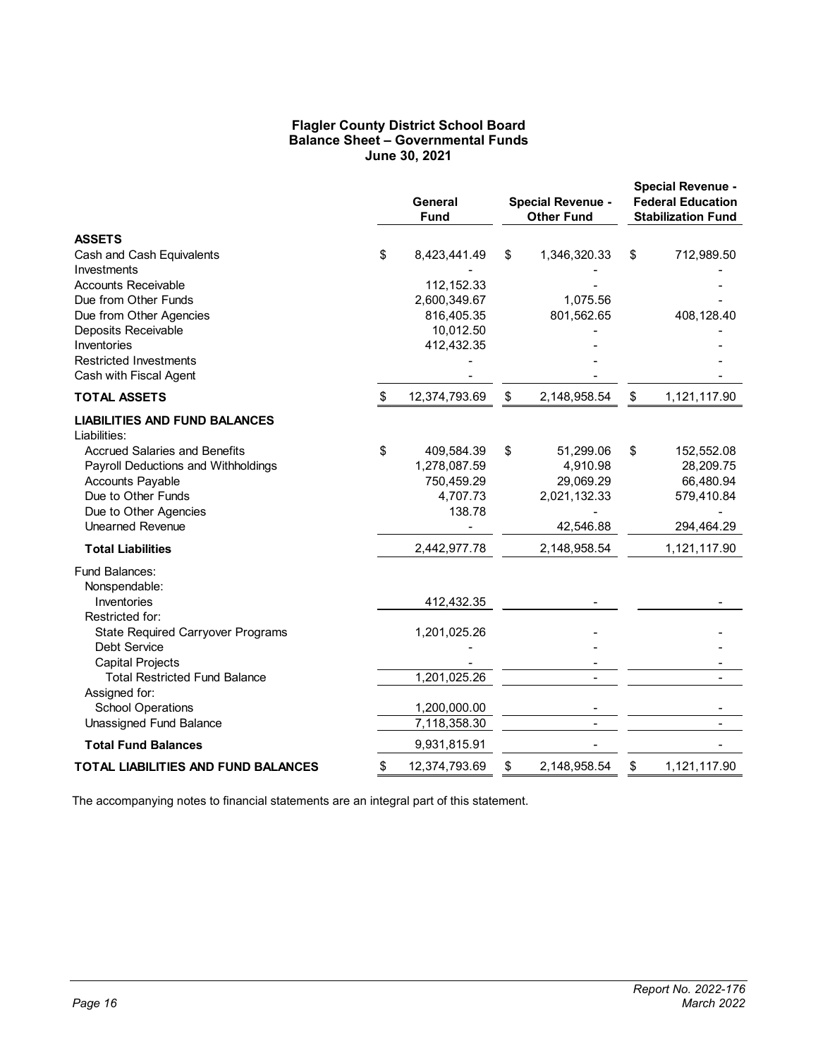# Flagler County District School Board
## Balance Sheet – Governmental Funds
### June 30, 2021

| | General Fund | Special Revenue - Other Fund | Special Revenue - Federal Education Stabilization Fund |
|---|---|---|---|
| **ASSETS** | | | |
| Cash and Cash Equivalents | $ 8,423,441.49 | $ 1,346,320.33 | $ 712,989.50 |
| Investments | - | - | - |
| Accounts Receivable | 112,152.33 | - | - |
| Due from Other Funds | 2,600,349.67 | 1,075.56 | - |
| Due from Other Agencies | 816,405.35 | 801,562.65 | 408,128.40 |
| Deposits Receivable | 10,012.50 | - | - |
| Inventories | 412,432.35 | - | - |
| Restricted Investments | - | - | - |
| Cash with Fiscal Agent | - | - | - |
| **TOTAL ASSETS** | $ 12,374,793.69 | $ 2,148,958.54 | $ 1,121,117.90 |
| **LIABILITIES AND FUND BALANCES** | | | |
| Liabilities: | | | |
| Accrued Salaries and Benefits | $ 409,584.39 | $ 51,299.06 | $ 152,552.08 |
| Payroll Deductions and Withholdings | 1,278,087.59 | 4,910.98 | 28,209.75 |
| Accounts Payable | 750,459.29 | 29,069.29 | 66,480.94 |
| Due to Other Funds | 4,707.73 | 2,021,132.33 | 579,410.84 |
| Due to Other Agencies | 138.78 | - | - |
| Unearned Revenue | - | 42,546.88 | 294,464.29 |
| **Total Liabilities** | 2,442,977.78 | 2,148,958.54 | 1,121,117.90 |
| Fund Balances: | | | |
| Nonspendable: | | | |
| Inventories | 412,432.35 | - | - |
| Restricted for: | | | |
| State Required Carryover Programs | 1,201,025.26 | - | - |
| Debt Service | - | - | - |
| Capital Projects | - | - | - |
| Total Restricted Fund Balance | 1,201,025.26 | - | - |
| Assigned for: | | | |
| School Operations | 1,200,000.00 | - | - |
| Unassigned Fund Balance | 7,118,358.30 | - | - |
| **Total Fund Balances** | 9,931,815.91 | - | - |
| **TOTAL LIABILITIES AND FUND BALANCES** | $ 12,374,793.69 | $ 2,148,958.54 | $ 1,121,117.90 |

The accompanying notes to financial statements are an integral part of this statement.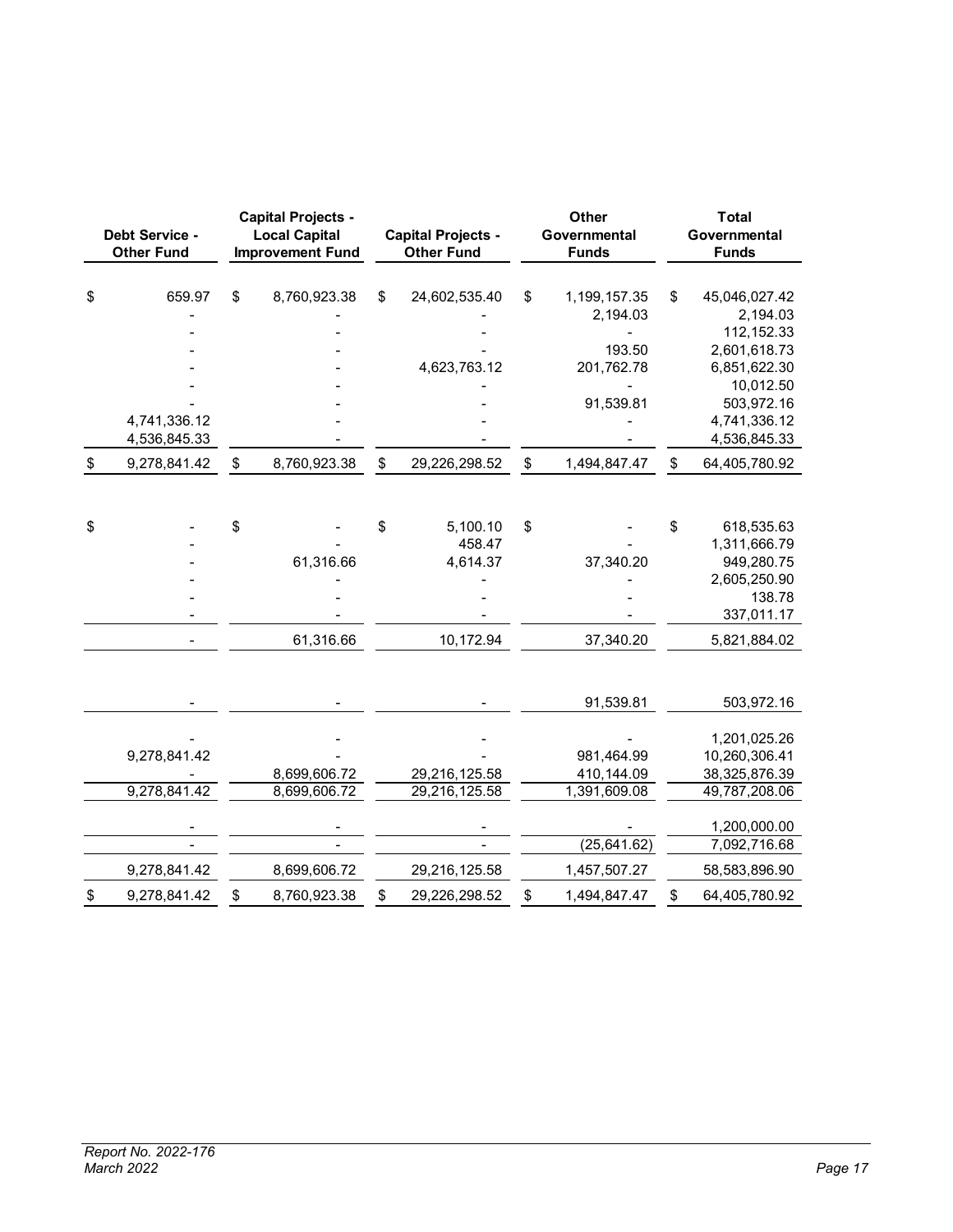| Debt Service - Other Fund | Capital Projects - Local Capital Improvement Fund | Capital Projects - Other Fund | Other Governmental Funds | Total Governmental Funds |
|---|---|---|---|---|
| $ 659.97 | $ 8,760,923.38 | $ 24,602,535.40 | $ 1,199,157.35 | $ 45,046,027.42 |
| - | - | - | 2,194.03 | 2,194.03 |
| - | - | - | - | 112,152.33 |
| - | - | - | 193.50 | 2,601,618.73 |
| - | - | 4,623,763.12 | 201,762.78 | 6,851,622.30 |
| - | - | - | - | 10,012.50 |
| - | - | - | 91,539.81 | 503,972.16 |
| 4,741,336.12 | - | - | - | 4,741,336.12 |
| 4,536,845.33 | - | - | - | 4,536,845.33 |
| $ 9,278,841.42 | $ 8,760,923.38 | $ 29,226,298.52 | $ 1,494,847.47 | $ 64,405,780.92 |
| | | | | |
| $ - | $ - | $ 5,100.10 | $ - | $ 618,535.63 |
| - | - | 458.47 | - | 1,311,666.79 |
| - | 61,316.66 | 4,614.37 | 37,340.20 | 949,280.75 |
| - | - | - | - | 2,605,250.90 |
| - | - | - | - | 138.78 |
| - | - | - | - | 337,011.17 |
| - | 61,316.66 | 10,172.94 | 37,340.20 | 5,821,884.02 |
| | | | | |
| - | - | - | 91,539.81 | 503,972.16 |
| | | | | |
| - | - | - | - | 1,201,025.26 |
| 9,278,841.42 | - | - | 981,464.99 | 10,260,306.41 |
| - | 8,699,606.72 | 29,216,125.58 | 410,144.09 | 38,325,876.39 |
| 9,278,841.42 | 8,699,606.72 | 29,216,125.58 | 1,391,609.08 | 49,787,208.06 |
| | | | | |
| - | - | - | - | 1,200,000.00 |
| - | - | - | (25,641.62) | 7,092,716.68 |
| 9,278,841.42 | 8,699,606.72 | 29,216,125.58 | 1,457,507.27 | 58,583,896.90 |
| $ 9,278,841.42 | $ 8,760,923.38 | $ 29,226,298.52 | $ 1,494,847.47 | $ 64,405,780.92 |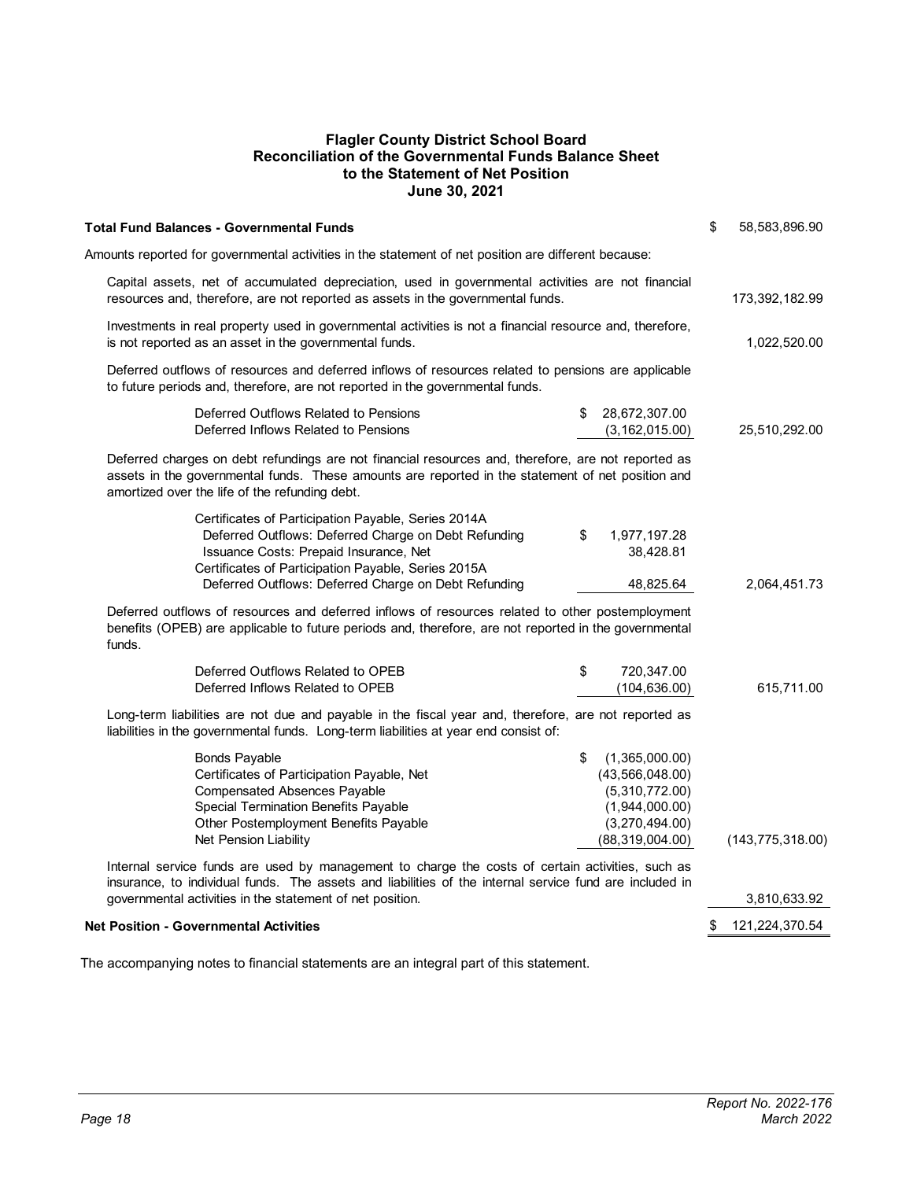**Flagler County District School Board**
**Reconciliation of the Governmental Funds Balance Sheet**
**to the Statement of Net Position**
**June 30, 2021**

| | | |
|---|---|---|
| **Total Fund Balances - Governmental Funds** | | $ 58,583,896.90 |
| Amounts reported for governmental activities in the statement of net position are different because: | | |
| Capital assets, net of accumulated depreciation, used in governmental activities are not financial resources and, therefore, are not reported as assets in the governmental funds. | | 173,392,182.99 |
| Investments in real property used in governmental activities is not a financial resource and, therefore, is not reported as an asset in the governmental funds. | | 1,022,520.00 |
| Deferred outflows of resources and deferred inflows of resources related to pensions are applicable to future periods and, therefore, are not reported in the governmental funds. | | |
| Deferred Outflows Related to Pensions | $ 28,672,307.00 | |
| Deferred Inflows Related to Pensions | (3,162,015.00) | 25,510,292.00 |
| Deferred charges on debt refundings are not financial resources and, therefore, are not reported as assets in the governmental funds. These amounts are reported in the statement of net position and amortized over the life of the refunding debt. | | |
| Certificates of Participation Payable, Series 2014A | | |
| Deferred Outflows: Deferred Charge on Debt Refunding | $ 1,977,197.28 | |
| Issuance Costs: Prepaid Insurance, Net | 38,428.81 | |
| Certificates of Participation Payable, Series 2015A | | |
| Deferred Outflows: Deferred Charge on Debt Refunding | 48,825.64 | 2,064,451.73 |
| Deferred outflows of resources and deferred inflows of resources related to other postemployment benefits (OPEB) are applicable to future periods and, therefore, are not reported in the governmental funds. | | |
| Deferred Outflows Related to OPEB | $ 720,347.00 | |
| Deferred Inflows Related to OPEB | (104,636.00) | 615,711.00 |
| Long-term liabilities are not due and payable in the fiscal year and, therefore, are not reported as liabilities in the governmental funds. Long-term liabilities at year end consist of: | | |
| Bonds Payable | $ (1,365,000.00) | |
| Certificates of Participation Payable, Net | (43,566,048.00) | |
| Compensated Absences Payable | (5,310,772.00) | |
| Special Termination Benefits Payable | (1,944,000.00) | |
| Other Postemployment Benefits Payable | (3,270,494.00) | |
| Net Pension Liability | (88,319,004.00) | (143,775,318.00) |
| Internal service funds are used by management to charge the costs of certain activities, such as insurance, to individual funds. The assets and liabilities of the internal service fund are included in governmental activities in the statement of net position. | | 3,810,633.92 |
| **Net Position - Governmental Activities** | | $ 121,224,370.54 |

The accompanying notes to financial statements are an integral part of this statement.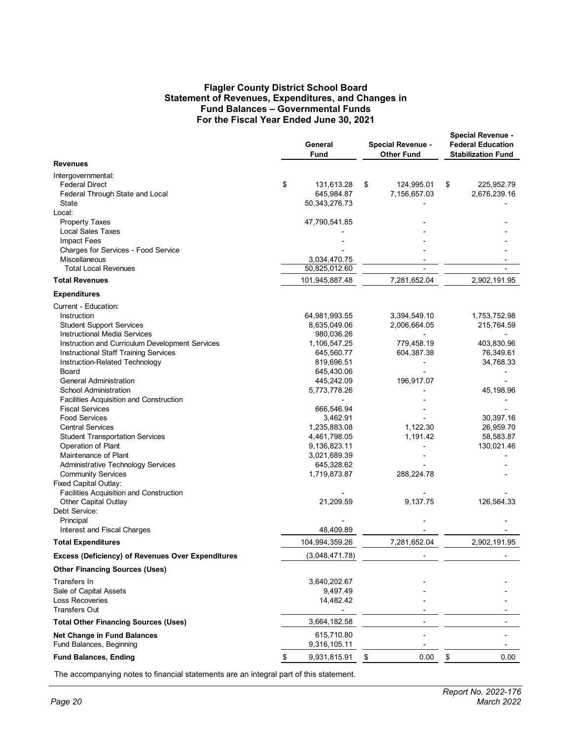# Flagler County District School Board
## Statement of Revenues, Expenditures, and Changes in Fund Balances – Governmental Funds
### For the Fiscal Year Ended June 30, 2021

| | General Fund | Special Revenue - Other Fund | Special Revenue - Federal Education Stabilization Fund |
|---|---|---|---|
| **Revenues** | | | |
| Intergovernmental: | | | |
| Federal Direct | $ 131,613.28 | $ 124,995.01 | $ 225,952.79 |
| Federal Through State and Local | 645,984.87 | 7,156,657.03 | 2,676,239.16 |
| State | 50,343,276.73 | - | - |
| Local: | | | |
| Property Taxes | 47,790,541.85 | - | - |
| Local Sales Taxes | - | - | - |
| Impact Fees | - | - | - |
| Charges for Services - Food Service | - | - | - |
| Miscellaneous | 3,034,470.75 | - | - |
| Total Local Revenues | 50,825,012.60 | - | - |
| **Total Revenues** | 101,945,887.48 | 7,281,652.04 | 2,902,191.95 |
| **Expenditures** | | | |
| Current - Education: | | | |
| Instruction | 64,981,993.55 | 3,394,549.10 | 1,753,752.98 |
| Student Support Services | 8,635,049.06 | 2,006,664.05 | 215,764.59 |
| Instructional Media Services | 980,036.26 | - | - |
| Instruction and Curriculum Development Services | 1,106,547.25 | 779,458.19 | 403,830.96 |
| Instructional Staff Training Services | 645,560.77 | 604,387.38 | 76,349.61 |
| Instruction-Related Technology | 819,696.51 | - | 34,768.33 |
| Board | 645,430.06 | - | - |
| General Administration | 445,242.09 | 196,917.07 | - |
| School Administration | 5,773,778.26 | - | 45,198.96 |
| Facilities Acquisition and Construction | - | - | - |
| Fiscal Services | 666,546.94 | - | - |
| Food Services | 3,462.91 | - | 30,397.16 |
| Central Services | 1,235,883.08 | 1,122.30 | 26,959.70 |
| Student Transportation Services | 4,461,798.05 | 1,191.42 | 58,583.87 |
| Operation of Plant | 9,136,823.11 | - | 130,021.46 |
| Maintenance of Plant | 3,021,689.39 | - | - |
| Administrative Technology Services | 645,328.62 | - | - |
| Community Services | 1,719,873.87 | 288,224.78 | - |
| Fixed Capital Outlay: | | | |
| Facilities Acquisition and Construction | - | - | - |
| Other Capital Outlay | 21,209.59 | 9,137.75 | 126,564.33 |
| Debt Service: | | | |
| Principal | - | - | - |
| Interest and Fiscal Charges | 48,409.89 | - | - |
| **Total Expenditures** | 104,994,359.26 | 7,281,652.04 | 2,902,191.95 |
| **Excess (Deficiency) of Revenues Over Expenditures** | (3,048,471.78) | - | - |
| **Other Financing Sources (Uses)** | | | |
| Transfers In | 3,640,202.67 | - | - |
| Sale of Capital Assets | 9,497.49 | - | - |
| Loss Recoveries | 14,482.42 | - | - |
| Transfers Out | - | - | - |
| **Total Other Financing Sources (Uses)** | 3,664,182.58 | - | - |
| **Net Change in Fund Balances** | 615,710.80 | - | - |
| Fund Balances, Beginning | 9,316,105.11 | - | - |
| **Fund Balances, Ending** | $ 9,931,815.91 | $ 0.00 | $ 0.00 |

The accompanying notes to financial statements are an integral part of this statement.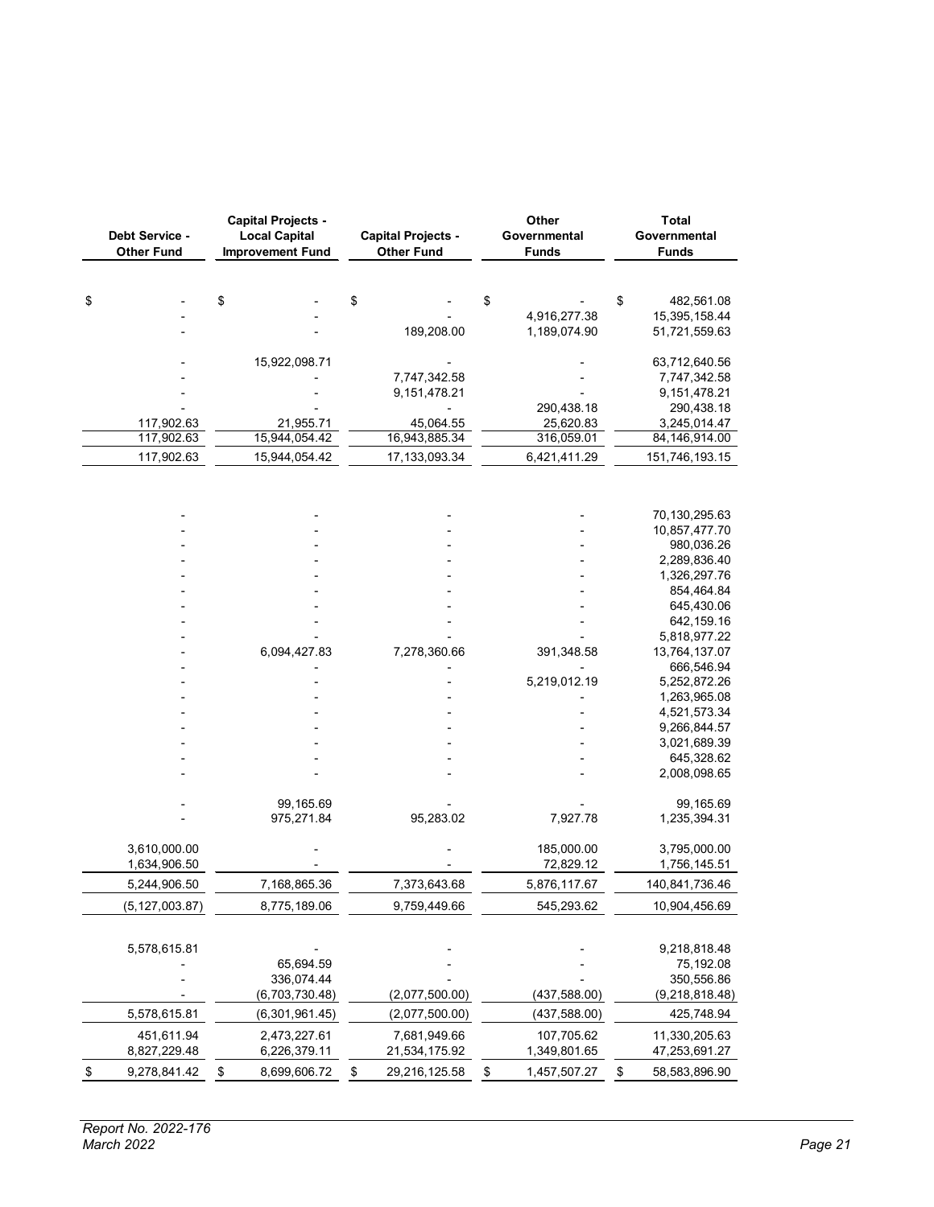| Debt Service - Other Fund | Capital Projects - Local Capital Improvement Fund | Capital Projects - Other Fund | Other Governmental Funds | Total Governmental Funds |
|---|---|---|---|---|
| $ - | $ - | $ - | $ - | $ 482,561.08 |
| - | - | - | 4,916,277.38 | 15,395,158.44 |
| - | - | 189,208.00 | 1,189,074.90 | 51,721,559.63 |
| - | 15,922,098.71 | - | - | 63,712,640.56 |
| - | - | 7,747,342.58 | - | 7,747,342.58 |
| - | - | 9,151,478.21 | - | 9,151,478.21 |
| - | - | - | 290,438.18 | 290,438.18 |
| 117,902.63 | 21,955.71 | 45,064.55 | 25,620.83 | 3,245,014.47 |
| 117,902.63 | 15,944,054.42 | 16,943,885.34 | 316,059.01 | 84,146,914.00 |
| 117,902.63 | 15,944,054.42 | 17,133,093.34 | 6,421,411.29 | 151,746,193.15 |
| - | - | - | - | 70,130,295.63 |
| - | - | - | - | 10,857,477.70 |
| - | - | - | - | 980,036.26 |
| - | - | - | - | 2,289,836.40 |
| - | - | - | - | 1,326,297.76 |
| - | - | - | - | 854,464.84 |
| - | - | - | - | 645,430.06 |
| - | - | - | - | 642,159.16 |
| - | - | - | - | 5,818,977.22 |
| - | 6,094,427.83 | 7,278,360.66 | 391,348.58 | 13,764,137.07 |
| - | - | - | - | 666,546.94 |
| - | - | - | 5,219,012.19 | 5,252,872.26 |
| - | - | - | - | 1,263,965.08 |
| - | - | - | - | 4,521,573.34 |
| - | - | - | - | 9,266,844.57 |
| - | - | - | - | 3,021,689.39 |
| - | - | - | - | 645,328.62 |
| - | - | - | - | 2,008,098.65 |
| - | 99,165.69 | - | - | 99,165.69 |
| - | 975,271.84 | 95,283.02 | 7,927.78 | 1,235,394.31 |
| 3,610,000.00 | - | - | 185,000.00 | 3,795,000.00 |
| 1,634,906.50 | - | - | 72,829.12 | 1,756,145.51 |
| 5,244,906.50 | 7,168,865.36 | 7,373,643.68 | 5,876,117.67 | 140,841,736.46 |
| (5,127,003.87) | 8,775,189.06 | 9,759,449.66 | 545,293.62 | 10,904,456.69 |
| 5,578,615.81 | - | - | - | 9,218,818.48 |
| - | 65,694.59 | - | - | 75,192.08 |
| - | 336,074.44 | - | - | 350,556.86 |
| - | (6,703,730.48) | (2,077,500.00) | (437,588.00) | (9,218,818.48) |
| 5,578,615.81 | (6,301,961.45) | (2,077,500.00) | (437,588.00) | 425,748.94 |
| 451,611.94 | 2,473,227.61 | 7,681,949.66 | 107,705.62 | 11,330,205.63 |
| 8,827,229.48 | 6,226,379.11 | 21,534,175.92 | 1,349,801.65 | 47,253,691.27 |
| $ 9,278,841.42 | $ 8,699,606.72 | $ 29,216,125.58 | $ 1,457,507.27 | $ 58,583,896.90 |

*Report No. 2022-176*
*March 2022*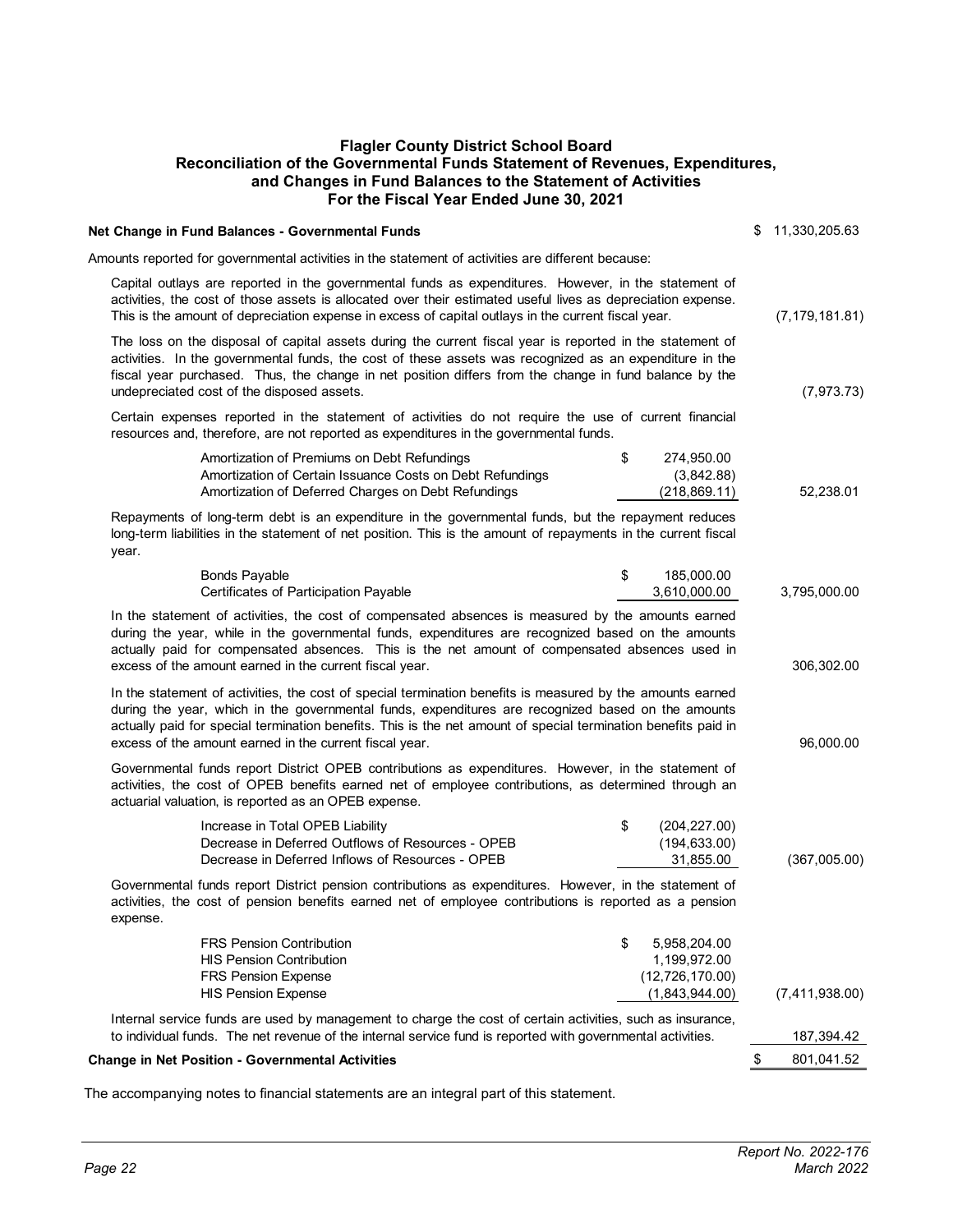# Flagler County District School Board
## Reconciliation of the Governmental Funds Statement of Revenues, Expenditures, and Changes in Fund Balances to the Statement of Activities
### For the Fiscal Year Ended June 30, 2021

| | | |
|---|---|---|
| **Net Change in Fund Balances - Governmental Funds** | | $ 11,330,205.63 |
| Amounts reported for governmental activities in the statement of activities are different because: | | |
| Capital outlays are reported in the governmental funds as expenditures. However, in the statement of activities, the cost of those assets is allocated over their estimated useful lives as depreciation expense. This is the amount of depreciation expense in excess of capital outlays in the current fiscal year. | | (7,179,181.81) |
| The loss on the disposal of capital assets during the current fiscal year is reported in the statement of activities. In the governmental funds, the cost of these assets was recognized as an expenditure in the fiscal year purchased. Thus, the change in net position differs from the change in fund balance by the undepreciated cost of the disposed assets. | | (7,973.73) |
| Certain expenses reported in the statement of activities do not require the use of current financial resources and, therefore, are not reported as expenditures in the governmental funds. | | |
| Amortization of Premiums on Debt Refundings | $ 274,950.00 | |
| Amortization of Certain Issuance Costs on Debt Refundings | (3,842.88) | |
| Amortization of Deferred Charges on Debt Refundings | (218,869.11) | 52,238.01 |
| Repayments of long-term debt is an expenditure in the governmental funds, but the repayment reduces long-term liabilities in the statement of net position. This is the amount of repayments in the current fiscal year. | | |
| Bonds Payable | $ 185,000.00 | |
| Certificates of Participation Payable | 3,610,000.00 | 3,795,000.00 |
| In the statement of activities, the cost of compensated absences is measured by the amounts earned during the year, while in the governmental funds, expenditures are recognized based on the amounts actually paid for compensated absences. This is the net amount of compensated absences used in excess of the amount earned in the current fiscal year. | | 306,302.00 |
| In the statement of activities, the cost of special termination benefits is measured by the amounts earned during the year, which in the governmental funds, expenditures are recognized based on the amounts actually paid for special termination benefits. This is the net amount of special termination benefits paid in excess of the amount earned in the current fiscal year. | | 96,000.00 |
| Governmental funds report District OPEB contributions as expenditures. However, in the statement of activities, the cost of OPEB benefits earned net of employee contributions, as determined through an actuarial valuation, is reported as an OPEB expense. | | |
| Increase in Total OPEB Liability | $ (204,227.00) | |
| Decrease in Deferred Outflows of Resources - OPEB | (194,633.00) | |
| Decrease in Deferred Inflows of Resources - OPEB | 31,855.00 | (367,005.00) |
| Governmental funds report District pension contributions as expenditures. However, in the statement of activities, the cost of pension benefits earned net of employee contributions is reported as a pension expense. | | |
| FRS Pension Contribution | $ 5,958,204.00 | |
| HIS Pension Contribution | 1,199,972.00 | |
| FRS Pension Expense | (12,726,170.00) | |
| HIS Pension Expense | (1,843,944.00) | (7,411,938.00) |
| Internal service funds are used by management to charge the cost of certain activities, such as insurance, to individual funds. The net revenue of the internal service fund is reported with governmental activities. | | 187,394.42 |
| **Change in Net Position - Governmental Activities** | | $ 801,041.52 |

The accompanying notes to financial statements are an integral part of this statement.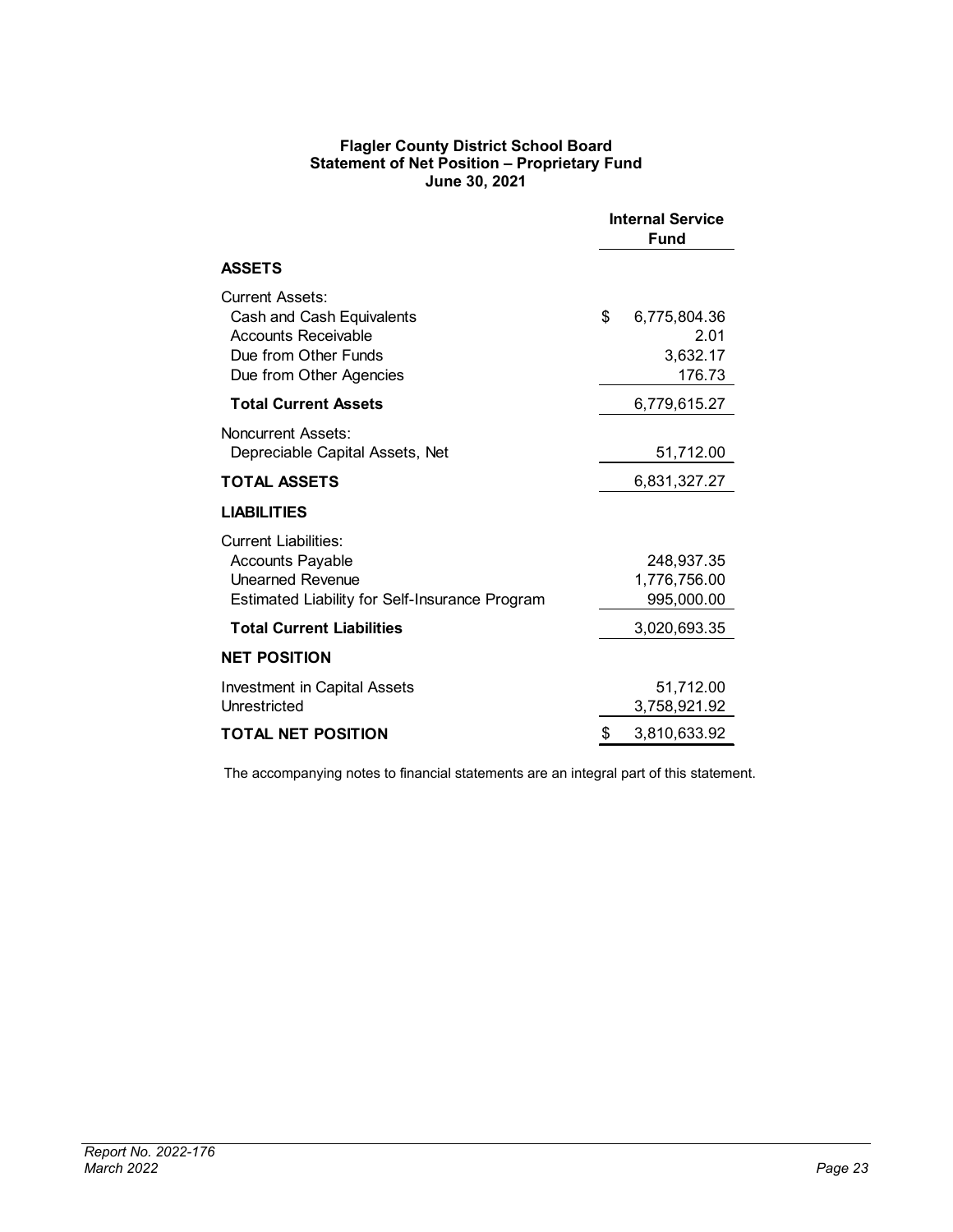**Flagler County District School Board**
**Statement of Net Position – Proprietary Fund**
**June 30, 2021**

| | Internal Service Fund |
|---|---|
| **ASSETS** | |
| Current Assets: | |
| Cash and Cash Equivalents | $ 6,775,804.36 |
| Accounts Receivable | 2.01 |
| Due from Other Funds | 3,632.17 |
| Due from Other Agencies | 176.73 |
| **Total Current Assets** | 6,779,615.27 |
| Noncurrent Assets: | |
| Depreciable Capital Assets, Net | 51,712.00 |
| **TOTAL ASSETS** | 6,831,327.27 |
| **LIABILITIES** | |
| Current Liabilities: | |
| Accounts Payable | 248,937.35 |
| Unearned Revenue | 1,776,756.00 |
| Estimated Liability for Self-Insurance Program | 995,000.00 |
| **Total Current Liabilities** | 3,020,693.35 |
| **NET POSITION** | |
| Investment in Capital Assets | 51,712.00 |
| Unrestricted | 3,758,921.92 |
| **TOTAL NET POSITION** | $ 3,810,633.92 |

The accompanying notes to financial statements are an integral part of this statement.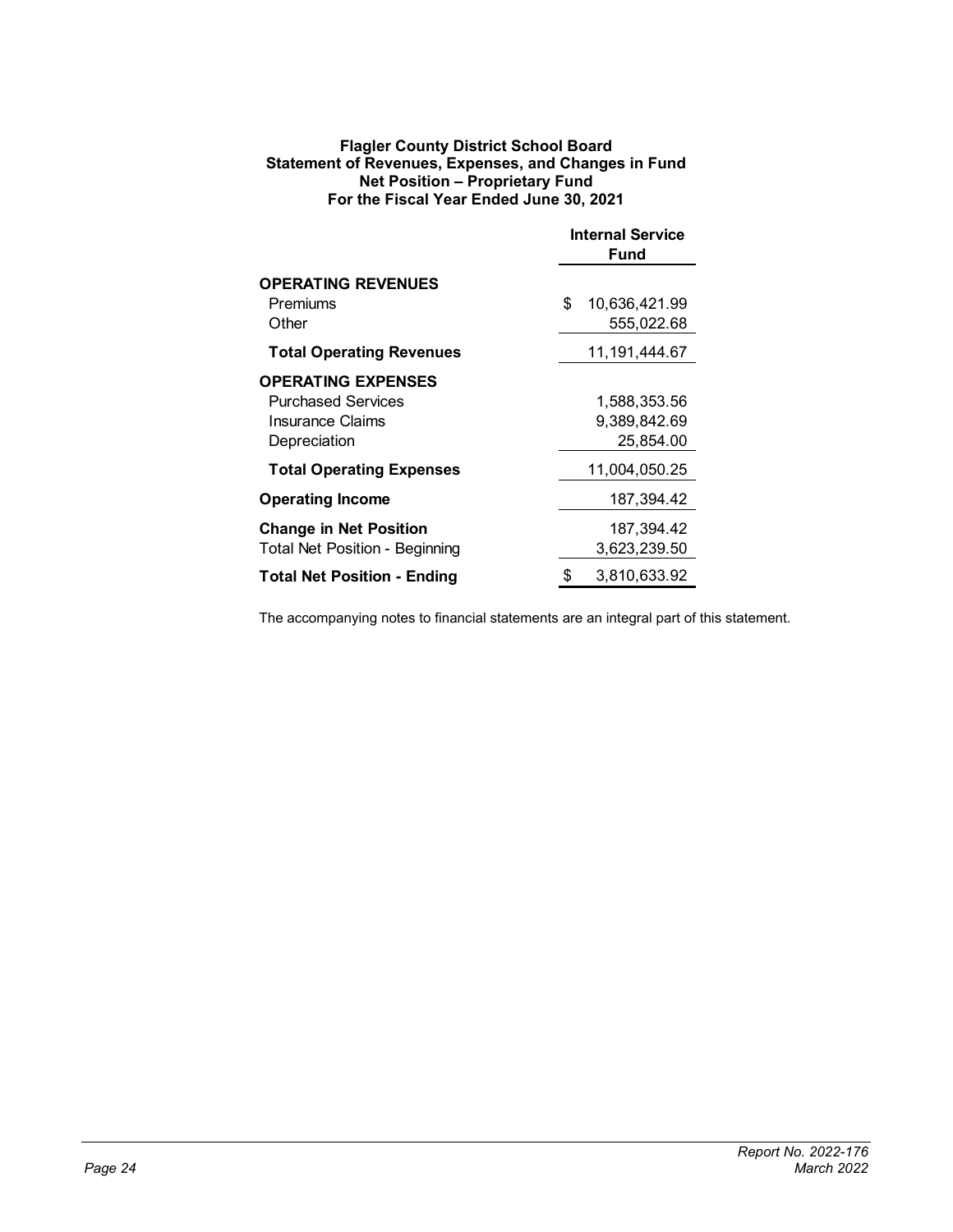**Flagler County District School Board**
**Statement of Revenues, Expenses, and Changes in Fund Net Position – Proprietary Fund**
**For the Fiscal Year Ended June 30, 2021**

| | Internal Service Fund |
|---|---|
| **OPERATING REVENUES** | |
| Premiums | $ 10,636,421.99 |
| Other | 555,022.68 |
| **Total Operating Revenues** | 11,191,444.67 |
| **OPERATING EXPENSES** | |
| Purchased Services | 1,588,353.56 |
| Insurance Claims | 9,389,842.69 |
| Depreciation | 25,854.00 |
| **Total Operating Expenses** | 11,004,050.25 |
| **Operating Income** | 187,394.42 |
| **Change in Net Position** | 187,394.42 |
| Total Net Position - Beginning | 3,623,239.50 |
| **Total Net Position - Ending** | $ 3,810,633.92 |

The accompanying notes to financial statements are an integral part of this statement.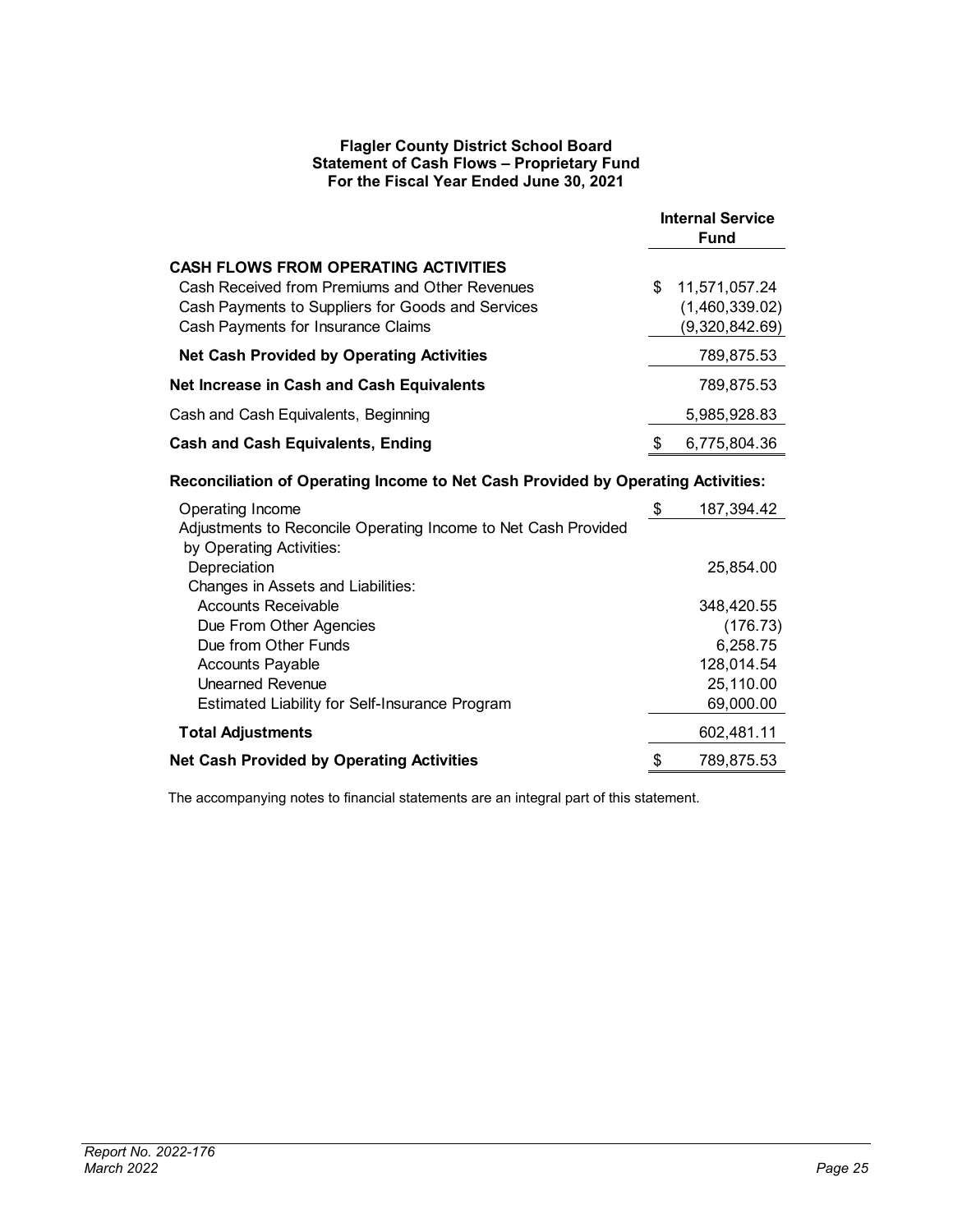**Flagler County District School Board**
**Statement of Cash Flows – Proprietary Fund**
**For the Fiscal Year Ended June 30, 2021**

| | Internal Service Fund |
|---|---|
| **CASH FLOWS FROM OPERATING ACTIVITIES** | |
| Cash Received from Premiums and Other Revenues | $ 11,571,057.24 |
| Cash Payments to Suppliers for Goods and Services | (1,460,339.02) |
| Cash Payments for Insurance Claims | (9,320,842.69) |
| **Net Cash Provided by Operating Activities** | 789,875.53 |
| **Net Increase in Cash and Cash Equivalents** | 789,875.53 |
| Cash and Cash Equivalents, Beginning | 5,985,928.83 |
| **Cash and Cash Equivalents, Ending** | $ 6,775,804.36 |

**Reconciliation of Operating Income to Net Cash Provided by Operating Activities:**

| | |
|---|---|
| Operating Income | $ 187,394.42 |
| Adjustments to Reconcile Operating Income to Net Cash Provided by Operating Activities: | |
| Depreciation | 25,854.00 |
| Changes in Assets and Liabilities: | |
| Accounts Receivable | 348,420.55 |
| Due From Other Agencies | (176.73) |
| Due from Other Funds | 6,258.75 |
| Accounts Payable | 128,014.54 |
| Unearned Revenue | 25,110.00 |
| Estimated Liability for Self-Insurance Program | 69,000.00 |
| **Total Adjustments** | 602,481.11 |
| **Net Cash Provided by Operating Activities** | $ 789,875.53 |

The accompanying notes to financial statements are an integral part of this statement.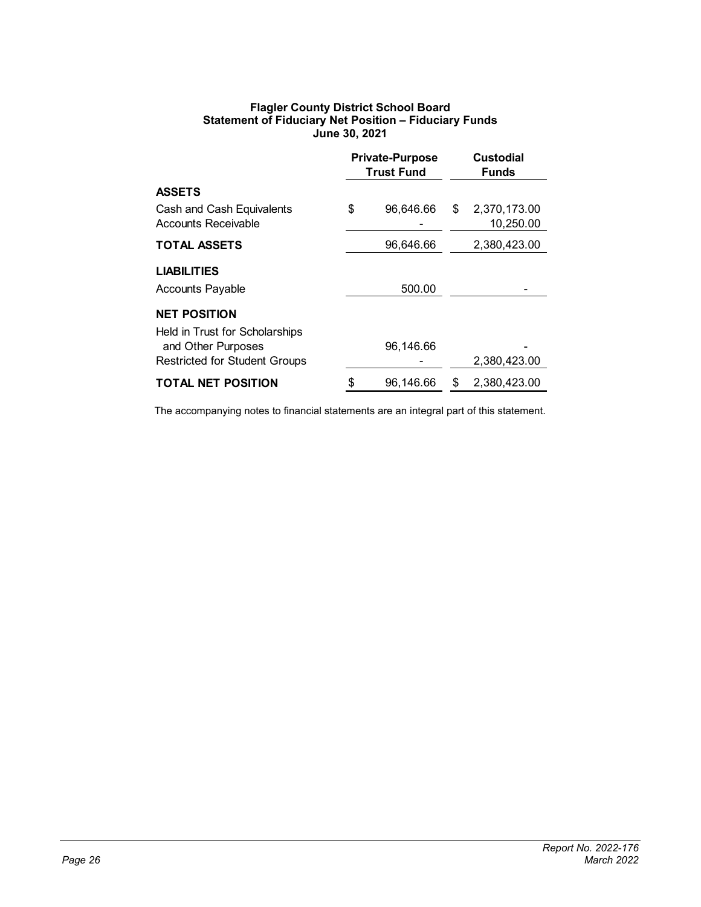**Flagler County District School Board**
**Statement of Fiduciary Net Position – Fiduciary Funds**
**June 30, 2021**

| | Private-Purpose Trust Fund | Custodial Funds |
|---|---|---|
| **ASSETS** | | |
| Cash and Cash Equivalents | $ 96,646.66 | $ 2,370,173.00 |
| Accounts Receivable | - | 10,250.00 |
| **TOTAL ASSETS** | 96,646.66 | 2,380,423.00 |
| **LIABILITIES** | | |
| Accounts Payable | 500.00 | - |
| **NET POSITION** | | |
| Held in Trust for Scholarships and Other Purposes | 96,146.66 | - |
| Restricted for Student Groups | - | 2,380,423.00 |
| **TOTAL NET POSITION** | $ 96,146.66 | $ 2,380,423.00 |

The accompanying notes to financial statements are an integral part of this statement.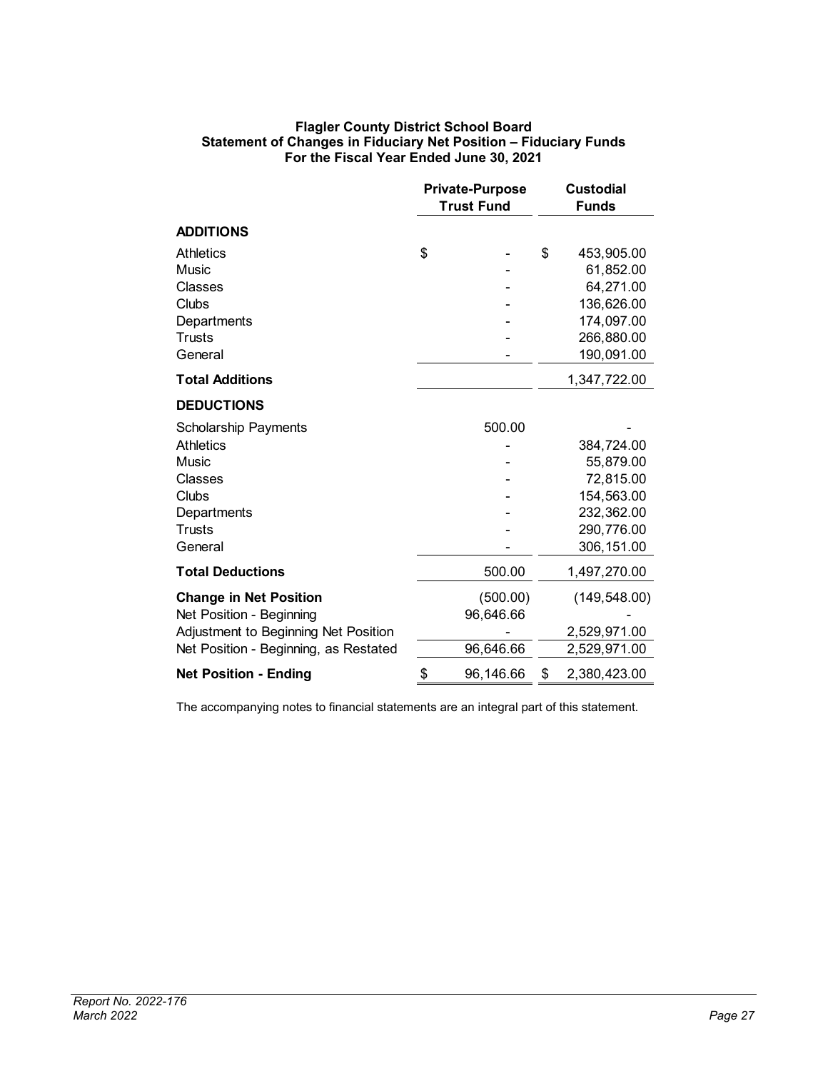**Flagler County District School Board**
**Statement of Changes in Fiduciary Net Position – Fiduciary Funds**
**For the Fiscal Year Ended June 30, 2021**

| | Private-Purpose Trust Fund | Custodial Funds |
|---|---|---|
| **ADDITIONS** | | |
| Athletics | $ - | $ 453,905.00 |
| Music | - | 61,852.00 |
| Classes | - | 64,271.00 |
| Clubs | - | 136,626.00 |
| Departments | - | 174,097.00 |
| Trusts | - | 266,880.00 |
| General | - | 190,091.00 |
| **Total Additions** | | 1,347,722.00 |
| **DEDUCTIONS** | | |
| Scholarship Payments | 500.00 | - |
| Athletics | - | 384,724.00 |
| Music | - | 55,879.00 |
| Classes | - | 72,815.00 |
| Clubs | - | 154,563.00 |
| Departments | - | 232,362.00 |
| Trusts | - | 290,776.00 |
| General | - | 306,151.00 |
| **Total Deductions** | 500.00 | 1,497,270.00 |
| **Change in Net Position** | (500.00) | (149,548.00) |
| Net Position - Beginning | 96,646.66 | - |
| Adjustment to Beginning Net Position | - | 2,529,971.00 |
| Net Position - Beginning, as Restated | 96,646.66 | 2,529,971.00 |
| **Net Position - Ending** | $ 96,146.66 | $ 2,380,423.00 |

The accompanying notes to financial statements are an integral part of this statement.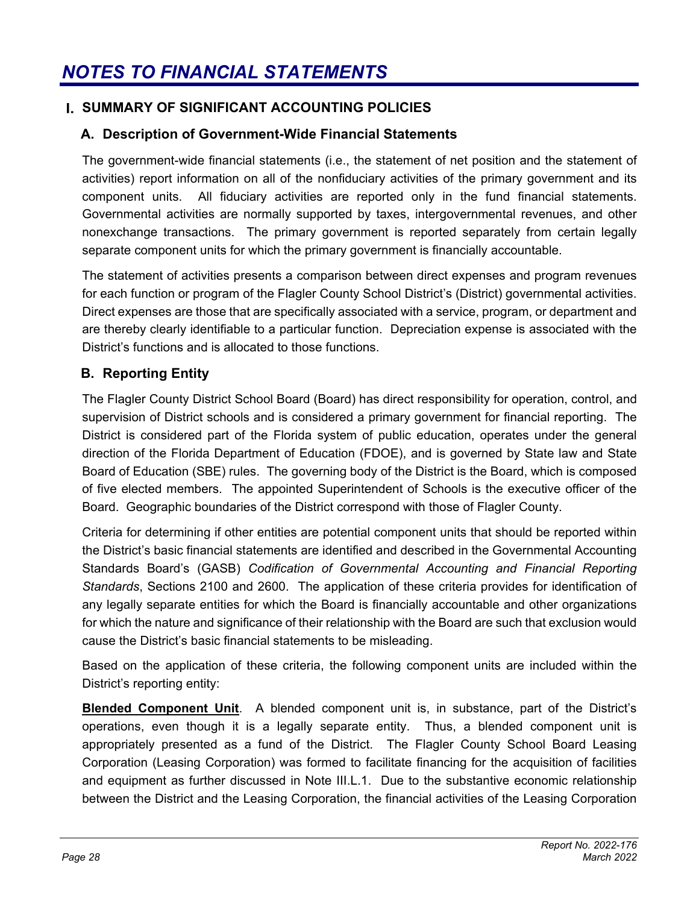# NOTES TO FINANCIAL STATEMENTS

## I. SUMMARY OF SIGNIFICANT ACCOUNTING POLICIES

### A. Description of Government-Wide Financial Statements

The government-wide financial statements (i.e., the statement of net position and the statement of activities) report information on all of the nonfiduciary activities of the primary government and its component units. All fiduciary activities are reported only in the fund financial statements. Governmental activities are normally supported by taxes, intergovernmental revenues, and other nonexchange transactions. The primary government is reported separately from certain legally separate component units for which the primary government is financially accountable.

The statement of activities presents a comparison between direct expenses and program revenues for each function or program of the Flagler County School District's (District) governmental activities. Direct expenses are those that are specifically associated with a service, program, or department and are thereby clearly identifiable to a particular function. Depreciation expense is associated with the District's functions and is allocated to those functions.

### B. Reporting Entity

The Flagler County District School Board (Board) has direct responsibility for operation, control, and supervision of District schools and is considered a primary government for financial reporting. The District is considered part of the Florida system of public education, operates under the general direction of the Florida Department of Education (FDOE), and is governed by State law and State Board of Education (SBE) rules. The governing body of the District is the Board, which is composed of five elected members. The appointed Superintendent of Schools is the executive officer of the Board. Geographic boundaries of the District correspond with those of Flagler County.

Criteria for determining if other entities are potential component units that should be reported within the District's basic financial statements are identified and described in the Governmental Accounting Standards Board's (GASB) *Codification of Governmental Accounting and Financial Reporting Standards*, Sections 2100 and 2600. The application of these criteria provides for identification of any legally separate entities for which the Board is financially accountable and other organizations for which the nature and significance of their relationship with the Board are such that exclusion would cause the District's basic financial statements to be misleading.

Based on the application of these criteria, the following component units are included within the District's reporting entity:

**Blended Component Unit**. A blended component unit is, in substance, part of the District's operations, even though it is a legally separate entity. Thus, a blended component unit is appropriately presented as a fund of the District. The Flagler County School Board Leasing Corporation (Leasing Corporation) was formed to facilitate financing for the acquisition of facilities and equipment as further discussed in Note III.L.1. Due to the substantive economic relationship between the District and the Leasing Corporation, the financial activities of the Leasing Corporation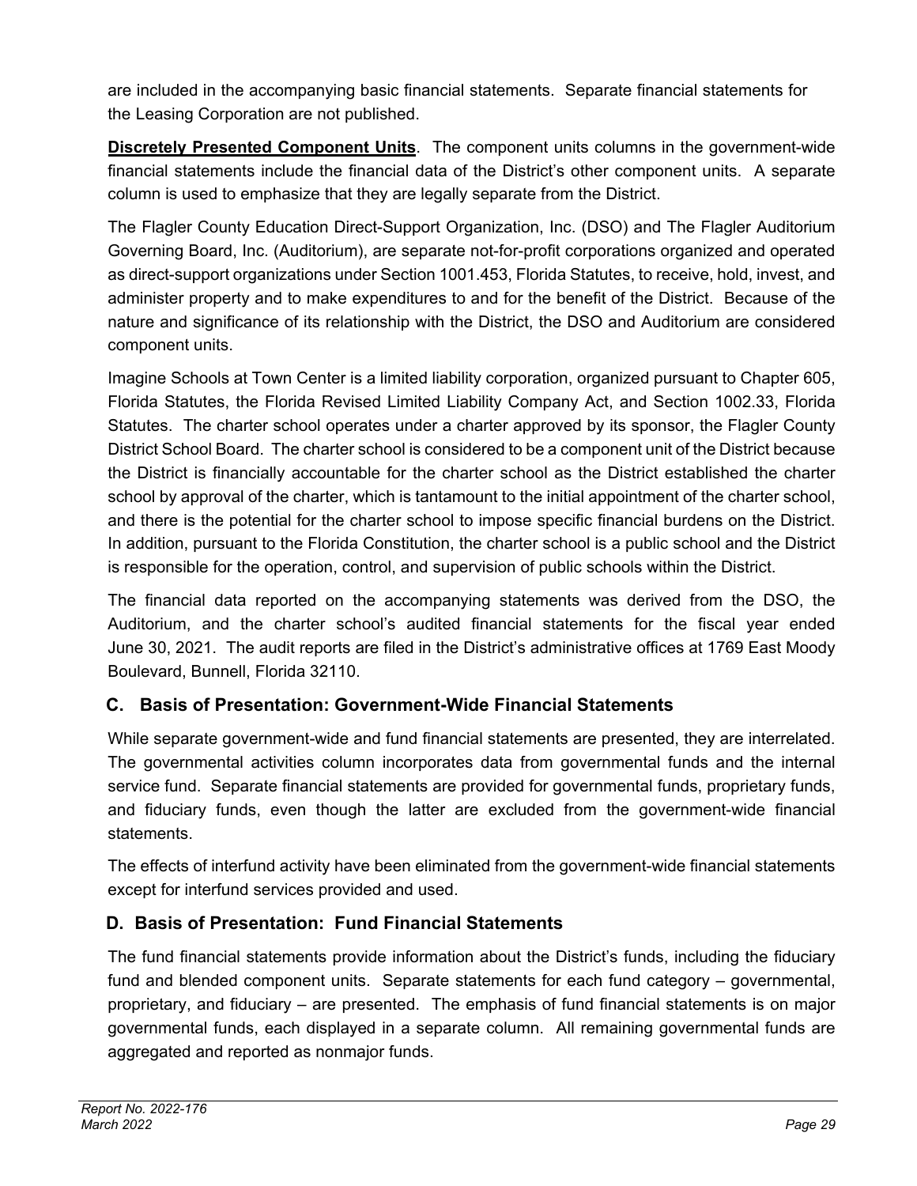are included in the accompanying basic financial statements. Separate financial statements for the Leasing Corporation are not published.

**Discretely Presented Component Units**. The component units columns in the government-wide financial statements include the financial data of the District's other component units. A separate column is used to emphasize that they are legally separate from the District.

The Flagler County Education Direct-Support Organization, Inc. (DSO) and The Flagler Auditorium Governing Board, Inc. (Auditorium), are separate not-for-profit corporations organized and operated as direct-support organizations under Section 1001.453, Florida Statutes, to receive, hold, invest, and administer property and to make expenditures to and for the benefit of the District. Because of the nature and significance of its relationship with the District, the DSO and Auditorium are considered component units.

Imagine Schools at Town Center is a limited liability corporation, organized pursuant to Chapter 605, Florida Statutes, the Florida Revised Limited Liability Company Act, and Section 1002.33, Florida Statutes. The charter school operates under a charter approved by its sponsor, the Flagler County District School Board. The charter school is considered to be a component unit of the District because the District is financially accountable for the charter school as the District established the charter school by approval of the charter, which is tantamount to the initial appointment of the charter school, and there is the potential for the charter school to impose specific financial burdens on the District. In addition, pursuant to the Florida Constitution, the charter school is a public school and the District is responsible for the operation, control, and supervision of public schools within the District.

The financial data reported on the accompanying statements was derived from the DSO, the Auditorium, and the charter school's audited financial statements for the fiscal year ended June 30, 2021. The audit reports are filed in the District's administrative offices at 1769 East Moody Boulevard, Bunnell, Florida 32110.

## C. Basis of Presentation: Government-Wide Financial Statements

While separate government-wide and fund financial statements are presented, they are interrelated. The governmental activities column incorporates data from governmental funds and the internal service fund. Separate financial statements are provided for governmental funds, proprietary funds, and fiduciary funds, even though the latter are excluded from the government-wide financial statements.

The effects of interfund activity have been eliminated from the government-wide financial statements except for interfund services provided and used.

## D. Basis of Presentation: Fund Financial Statements

The fund financial statements provide information about the District's funds, including the fiduciary fund and blended component units. Separate statements for each fund category – governmental, proprietary, and fiduciary – are presented. The emphasis of fund financial statements is on major governmental funds, each displayed in a separate column. All remaining governmental funds are aggregated and reported as nonmajor funds.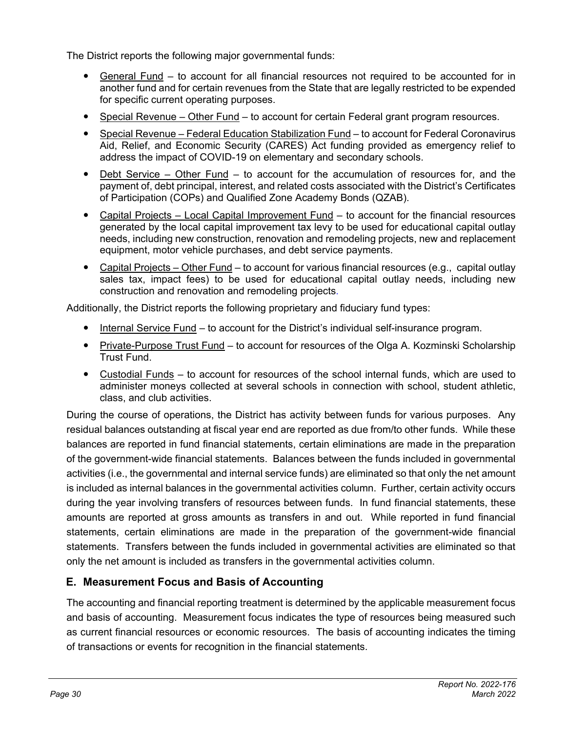The District reports the following major governmental funds:

- General Fund – to account for all financial resources not required to be accounted for in another fund and for certain revenues from the State that are legally restricted to be expended for specific current operating purposes.
- Special Revenue – Other Fund – to account for certain Federal grant program resources.
- Special Revenue – Federal Education Stabilization Fund – to account for Federal Coronavirus Aid, Relief, and Economic Security (CARES) Act funding provided as emergency relief to address the impact of COVID-19 on elementary and secondary schools.
- Debt Service – Other Fund – to account for the accumulation of resources for, and the payment of, debt principal, interest, and related costs associated with the District's Certificates of Participation (COPs) and Qualified Zone Academy Bonds (QZAB).
- Capital Projects – Local Capital Improvement Fund – to account for the financial resources generated by the local capital improvement tax levy to be used for educational capital outlay needs, including new construction, renovation and remodeling projects, new and replacement equipment, motor vehicle purchases, and debt service payments.
- Capital Projects – Other Fund – to account for various financial resources (e.g., capital outlay sales tax, impact fees) to be used for educational capital outlay needs, including new construction and renovation and remodeling projects.

Additionally, the District reports the following proprietary and fiduciary fund types:

- Internal Service Fund – to account for the District's individual self-insurance program.
- Private-Purpose Trust Fund – to account for resources of the Olga A. Kozminski Scholarship Trust Fund.
- Custodial Funds – to account for resources of the school internal funds, which are used to administer moneys collected at several schools in connection with school, student athletic, class, and club activities.

During the course of operations, the District has activity between funds for various purposes. Any residual balances outstanding at fiscal year end are reported as due from/to other funds. While these balances are reported in fund financial statements, certain eliminations are made in the preparation of the government-wide financial statements. Balances between the funds included in governmental activities (i.e., the governmental and internal service funds) are eliminated so that only the net amount is included as internal balances in the governmental activities column. Further, certain activity occurs during the year involving transfers of resources between funds. In fund financial statements, these amounts are reported at gross amounts as transfers in and out. While reported in fund financial statements, certain eliminations are made in the preparation of the government-wide financial statements. Transfers between the funds included in governmental activities are eliminated so that only the net amount is included as transfers in the governmental activities column.

## E. Measurement Focus and Basis of Accounting

The accounting and financial reporting treatment is determined by the applicable measurement focus and basis of accounting. Measurement focus indicates the type of resources being measured such as current financial resources or economic resources. The basis of accounting indicates the timing of transactions or events for recognition in the financial statements.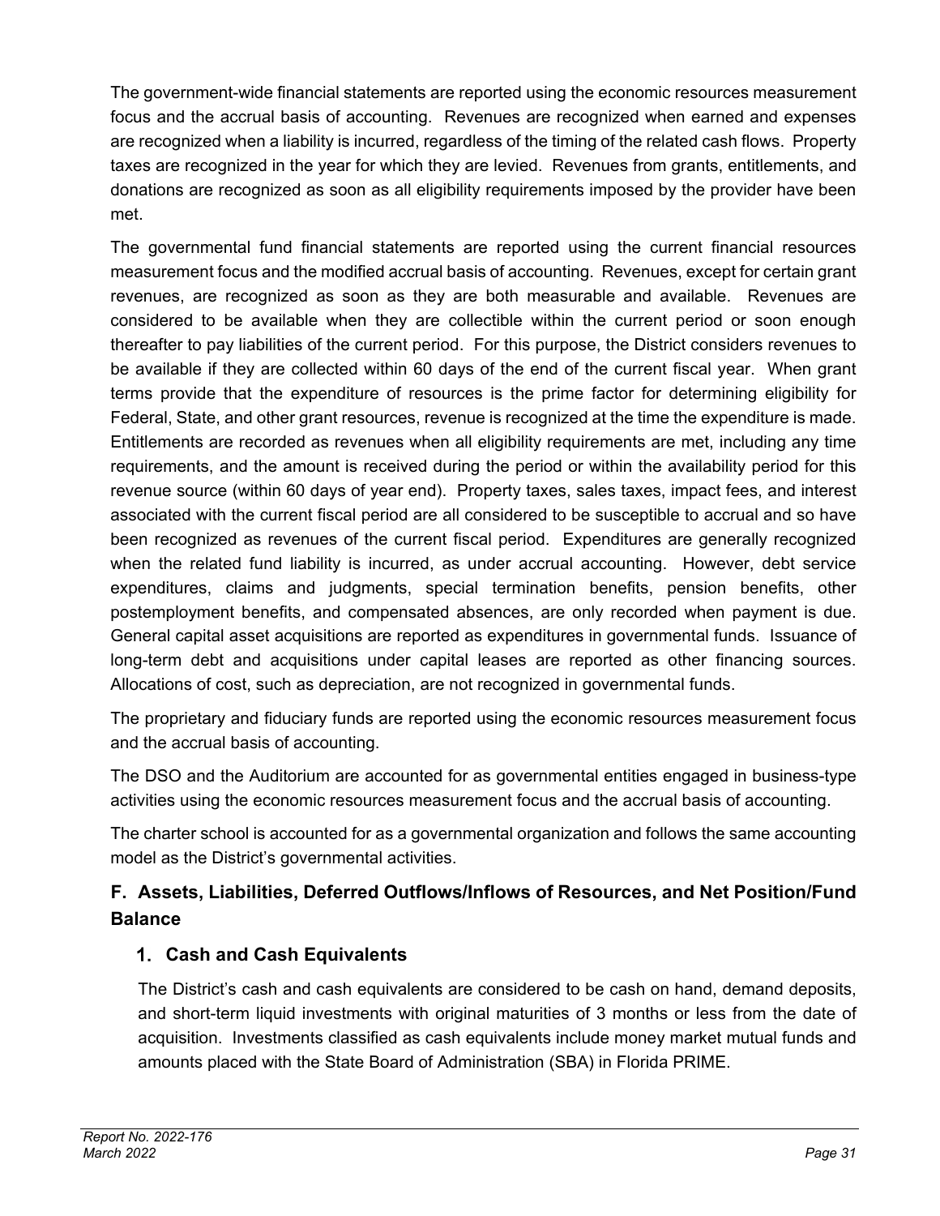The government-wide financial statements are reported using the economic resources measurement focus and the accrual basis of accounting. Revenues are recognized when earned and expenses are recognized when a liability is incurred, regardless of the timing of the related cash flows. Property taxes are recognized in the year for which they are levied. Revenues from grants, entitlements, and donations are recognized as soon as all eligibility requirements imposed by the provider have been met.

The governmental fund financial statements are reported using the current financial resources measurement focus and the modified accrual basis of accounting. Revenues, except for certain grant revenues, are recognized as soon as they are both measurable and available. Revenues are considered to be available when they are collectible within the current period or soon enough thereafter to pay liabilities of the current period. For this purpose, the District considers revenues to be available if they are collected within 60 days of the end of the current fiscal year. When grant terms provide that the expenditure of resources is the prime factor for determining eligibility for Federal, State, and other grant resources, revenue is recognized at the time the expenditure is made. Entitlements are recorded as revenues when all eligibility requirements are met, including any time requirements, and the amount is received during the period or within the availability period for this revenue source (within 60 days of year end). Property taxes, sales taxes, impact fees, and interest associated with the current fiscal period are all considered to be susceptible to accrual and so have been recognized as revenues of the current fiscal period. Expenditures are generally recognized when the related fund liability is incurred, as under accrual accounting. However, debt service expenditures, claims and judgments, special termination benefits, pension benefits, other postemployment benefits, and compensated absences, are only recorded when payment is due. General capital asset acquisitions are reported as expenditures in governmental funds. Issuance of long-term debt and acquisitions under capital leases are reported as other financing sources. Allocations of cost, such as depreciation, are not recognized in governmental funds.

The proprietary and fiduciary funds are reported using the economic resources measurement focus and the accrual basis of accounting.

The DSO and the Auditorium are accounted for as governmental entities engaged in business-type activities using the economic resources measurement focus and the accrual basis of accounting.

The charter school is accounted for as a governmental organization and follows the same accounting model as the District's governmental activities.

## F. Assets, Liabilities, Deferred Outflows/Inflows of Resources, and Net Position/Fund Balance

### 1. Cash and Cash Equivalents

The District's cash and cash equivalents are considered to be cash on hand, demand deposits, and short-term liquid investments with original maturities of 3 months or less from the date of acquisition. Investments classified as cash equivalents include money market mutual funds and amounts placed with the State Board of Administration (SBA) in Florida PRIME.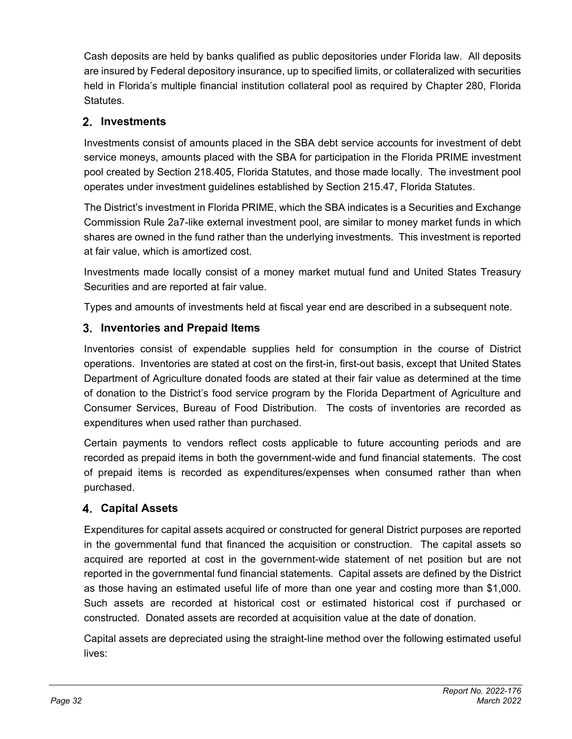Cash deposits are held by banks qualified as public depositories under Florida law. All deposits are insured by Federal depository insurance, up to specified limits, or collateralized with securities held in Florida's multiple financial institution collateral pool as required by Chapter 280, Florida Statutes.

## 2. Investments

Investments consist of amounts placed in the SBA debt service accounts for investment of debt service moneys, amounts placed with the SBA for participation in the Florida PRIME investment pool created by Section 218.405, Florida Statutes, and those made locally. The investment pool operates under investment guidelines established by Section 215.47, Florida Statutes.

The District's investment in Florida PRIME, which the SBA indicates is a Securities and Exchange Commission Rule 2a7-like external investment pool, are similar to money market funds in which shares are owned in the fund rather than the underlying investments. This investment is reported at fair value, which is amortized cost.

Investments made locally consist of a money market mutual fund and United States Treasury Securities and are reported at fair value.

Types and amounts of investments held at fiscal year end are described in a subsequent note.

## 3. Inventories and Prepaid Items

Inventories consist of expendable supplies held for consumption in the course of District operations. Inventories are stated at cost on the first-in, first-out basis, except that United States Department of Agriculture donated foods are stated at their fair value as determined at the time of donation to the District's food service program by the Florida Department of Agriculture and Consumer Services, Bureau of Food Distribution. The costs of inventories are recorded as expenditures when used rather than purchased.

Certain payments to vendors reflect costs applicable to future accounting periods and are recorded as prepaid items in both the government-wide and fund financial statements. The cost of prepaid items is recorded as expenditures/expenses when consumed rather than when purchased.

## 4. Capital Assets

Expenditures for capital assets acquired or constructed for general District purposes are reported in the governmental fund that financed the acquisition or construction. The capital assets so acquired are reported at cost in the government-wide statement of net position but are not reported in the governmental fund financial statements. Capital assets are defined by the District as those having an estimated useful life of more than one year and costing more than $1,000. Such assets are recorded at historical cost or estimated historical cost if purchased or constructed. Donated assets are recorded at acquisition value at the date of donation.

Capital assets are depreciated using the straight-line method over the following estimated useful lives: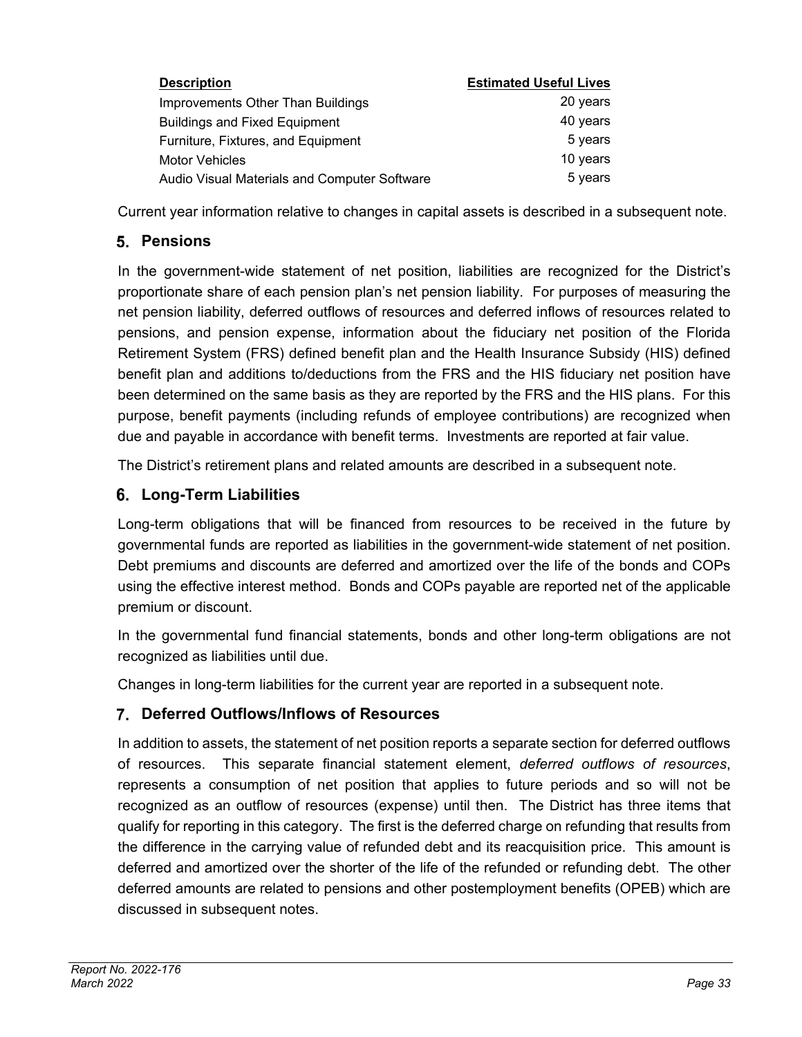| Description | Estimated Useful Lives |
| --- | --- |
| Improvements Other Than Buildings | 20 years |
| Buildings and Fixed Equipment | 40 years |
| Furniture, Fixtures, and Equipment | 5 years |
| Motor Vehicles | 10 years |
| Audio Visual Materials and Computer Software | 5 years |

Current year information relative to changes in capital assets is described in a subsequent note.

## 5. Pensions

In the government-wide statement of net position, liabilities are recognized for the District's proportionate share of each pension plan's net pension liability. For purposes of measuring the net pension liability, deferred outflows of resources and deferred inflows of resources related to pensions, and pension expense, information about the fiduciary net position of the Florida Retirement System (FRS) defined benefit plan and the Health Insurance Subsidy (HIS) defined benefit plan and additions to/deductions from the FRS and the HIS fiduciary net position have been determined on the same basis as they are reported by the FRS and the HIS plans. For this purpose, benefit payments (including refunds of employee contributions) are recognized when due and payable in accordance with benefit terms. Investments are reported at fair value.

The District's retirement plans and related amounts are described in a subsequent note.

## 6. Long-Term Liabilities

Long-term obligations that will be financed from resources to be received in the future by governmental funds are reported as liabilities in the government-wide statement of net position. Debt premiums and discounts are deferred and amortized over the life of the bonds and COPs using the effective interest method. Bonds and COPs payable are reported net of the applicable premium or discount.

In the governmental fund financial statements, bonds and other long-term obligations are not recognized as liabilities until due.

Changes in long-term liabilities for the current year are reported in a subsequent note.

## 7. Deferred Outflows/Inflows of Resources

In addition to assets, the statement of net position reports a separate section for deferred outflows of resources. This separate financial statement element, *deferred outflows of resources*, represents a consumption of net position that applies to future periods and so will not be recognized as an outflow of resources (expense) until then. The District has three items that qualify for reporting in this category. The first is the deferred charge on refunding that results from the difference in the carrying value of refunded debt and its reacquisition price. This amount is deferred and amortized over the shorter of the life of the refunded or refunding debt. The other deferred amounts are related to pensions and other postemployment benefits (OPEB) which are discussed in subsequent notes.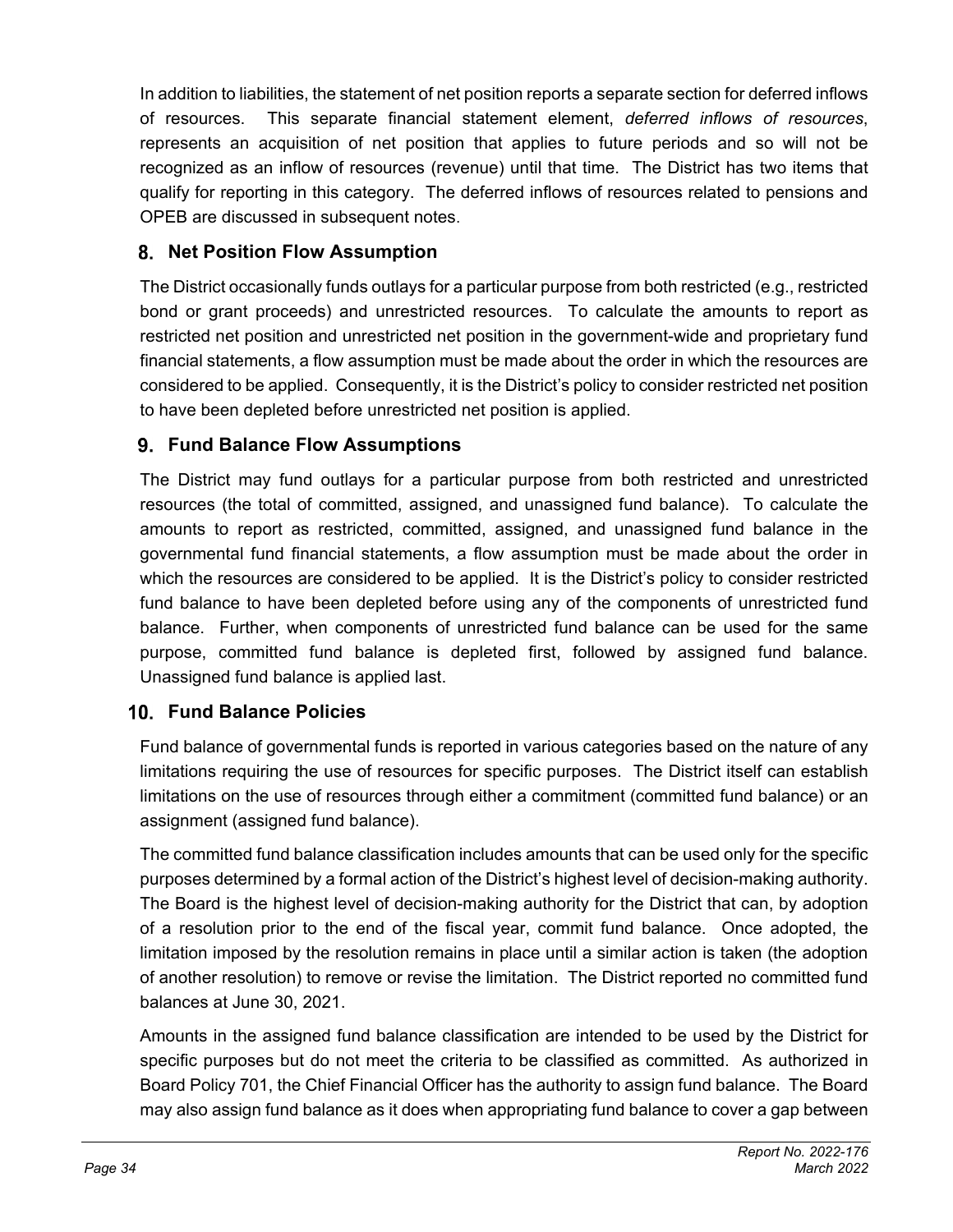In addition to liabilities, the statement of net position reports a separate section for deferred inflows of resources. This separate financial statement element, *deferred inflows of resources*, represents an acquisition of net position that applies to future periods and so will not be recognized as an inflow of resources (revenue) until that time. The District has two items that qualify for reporting in this category. The deferred inflows of resources related to pensions and OPEB are discussed in subsequent notes.

### 8. Net Position Flow Assumption

The District occasionally funds outlays for a particular purpose from both restricted (e.g., restricted bond or grant proceeds) and unrestricted resources. To calculate the amounts to report as restricted net position and unrestricted net position in the government-wide and proprietary fund financial statements, a flow assumption must be made about the order in which the resources are considered to be applied. Consequently, it is the District's policy to consider restricted net position to have been depleted before unrestricted net position is applied.

### 9. Fund Balance Flow Assumptions

The District may fund outlays for a particular purpose from both restricted and unrestricted resources (the total of committed, assigned, and unassigned fund balance). To calculate the amounts to report as restricted, committed, assigned, and unassigned fund balance in the governmental fund financial statements, a flow assumption must be made about the order in which the resources are considered to be applied. It is the District's policy to consider restricted fund balance to have been depleted before using any of the components of unrestricted fund balance. Further, when components of unrestricted fund balance can be used for the same purpose, committed fund balance is depleted first, followed by assigned fund balance. Unassigned fund balance is applied last.

### 10. Fund Balance Policies

Fund balance of governmental funds is reported in various categories based on the nature of any limitations requiring the use of resources for specific purposes. The District itself can establish limitations on the use of resources through either a commitment (committed fund balance) or an assignment (assigned fund balance).

The committed fund balance classification includes amounts that can be used only for the specific purposes determined by a formal action of the District's highest level of decision-making authority. The Board is the highest level of decision-making authority for the District that can, by adoption of a resolution prior to the end of the fiscal year, commit fund balance. Once adopted, the limitation imposed by the resolution remains in place until a similar action is taken (the adoption of another resolution) to remove or revise the limitation. The District reported no committed fund balances at June 30, 2021.

Amounts in the assigned fund balance classification are intended to be used by the District for specific purposes but do not meet the criteria to be classified as committed. As authorized in Board Policy 701, the Chief Financial Officer has the authority to assign fund balance. The Board may also assign fund balance as it does when appropriating fund balance to cover a gap between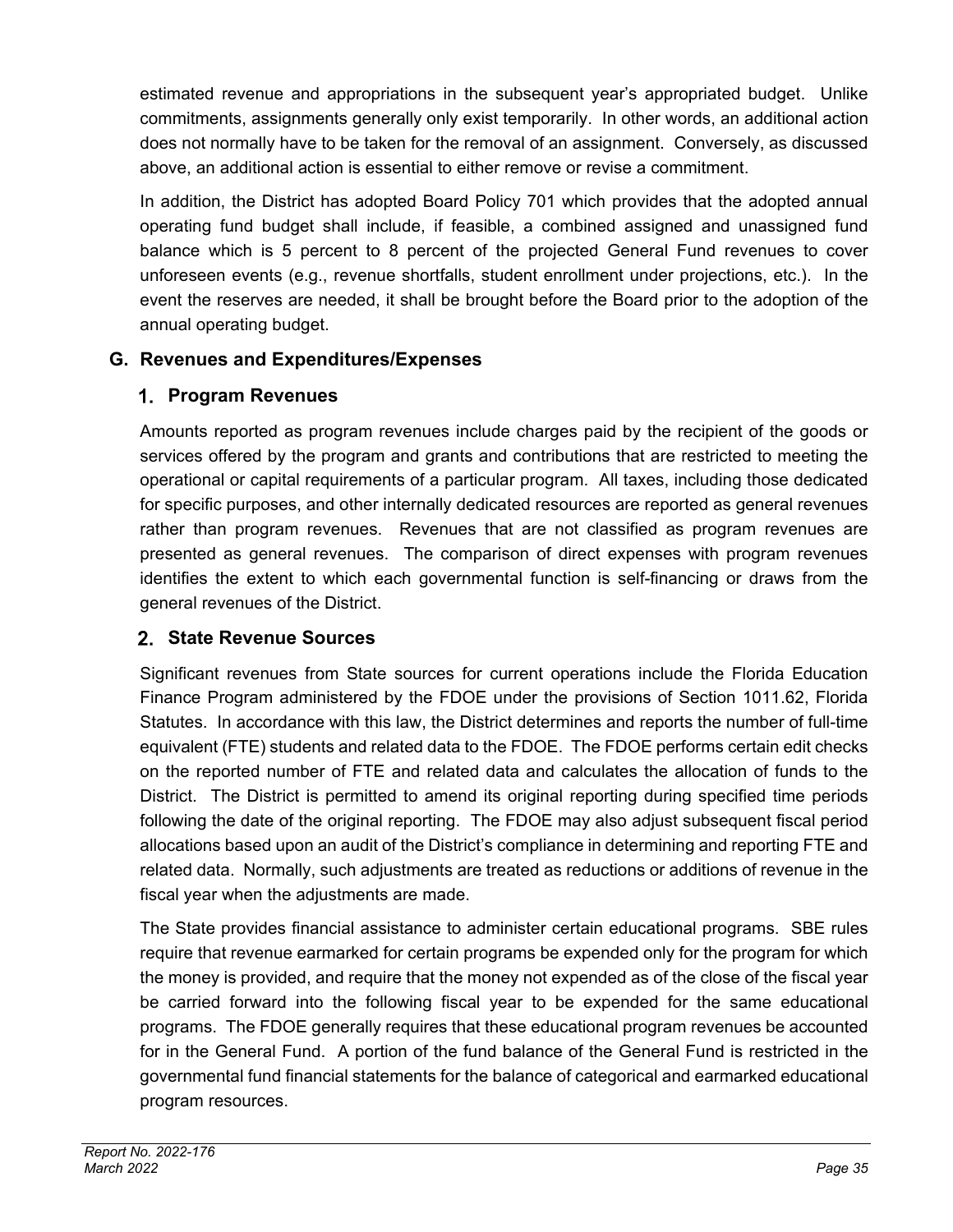estimated revenue and appropriations in the subsequent year's appropriated budget. Unlike commitments, assignments generally only exist temporarily. In other words, an additional action does not normally have to be taken for the removal of an assignment. Conversely, as discussed above, an additional action is essential to either remove or revise a commitment.

In addition, the District has adopted Board Policy 701 which provides that the adopted annual operating fund budget shall include, if feasible, a combined assigned and unassigned fund balance which is 5 percent to 8 percent of the projected General Fund revenues to cover unforeseen events (e.g., revenue shortfalls, student enrollment under projections, etc.). In the event the reserves are needed, it shall be brought before the Board prior to the adoption of the annual operating budget.

## G. Revenues and Expenditures/Expenses

### 1. Program Revenues

Amounts reported as program revenues include charges paid by the recipient of the goods or services offered by the program and grants and contributions that are restricted to meeting the operational or capital requirements of a particular program. All taxes, including those dedicated for specific purposes, and other internally dedicated resources are reported as general revenues rather than program revenues. Revenues that are not classified as program revenues are presented as general revenues. The comparison of direct expenses with program revenues identifies the extent to which each governmental function is self-financing or draws from the general revenues of the District.

### 2. State Revenue Sources

Significant revenues from State sources for current operations include the Florida Education Finance Program administered by the FDOE under the provisions of Section 1011.62, Florida Statutes. In accordance with this law, the District determines and reports the number of full-time equivalent (FTE) students and related data to the FDOE. The FDOE performs certain edit checks on the reported number of FTE and related data and calculates the allocation of funds to the District. The District is permitted to amend its original reporting during specified time periods following the date of the original reporting. The FDOE may also adjust subsequent fiscal period allocations based upon an audit of the District's compliance in determining and reporting FTE and related data. Normally, such adjustments are treated as reductions or additions of revenue in the fiscal year when the adjustments are made.

The State provides financial assistance to administer certain educational programs. SBE rules require that revenue earmarked for certain programs be expended only for the program for which the money is provided, and require that the money not expended as of the close of the fiscal year be carried forward into the following fiscal year to be expended for the same educational programs. The FDOE generally requires that these educational program revenues be accounted for in the General Fund. A portion of the fund balance of the General Fund is restricted in the governmental fund financial statements for the balance of categorical and earmarked educational program resources.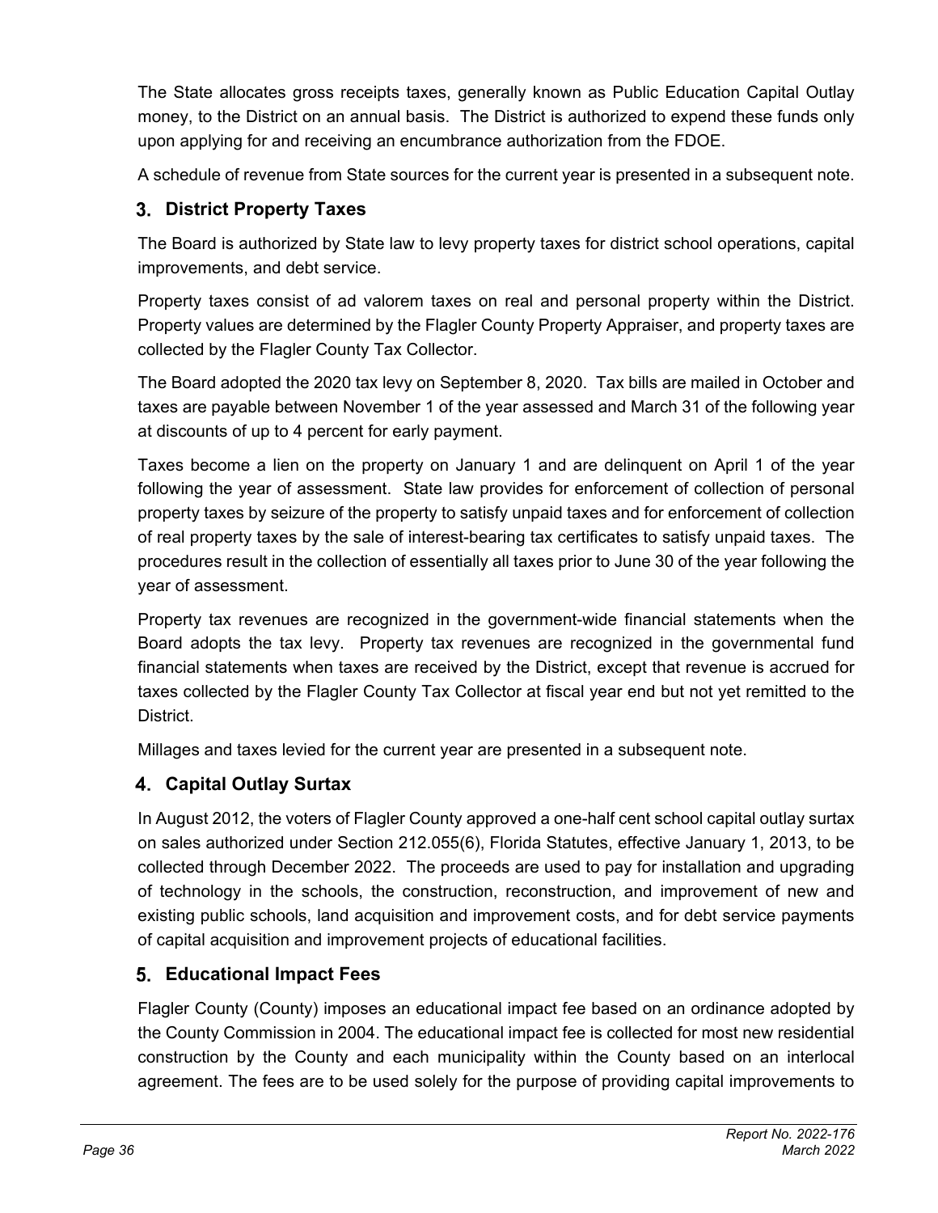The State allocates gross receipts taxes, generally known as Public Education Capital Outlay money, to the District on an annual basis. The District is authorized to expend these funds only upon applying for and receiving an encumbrance authorization from the FDOE.

A schedule of revenue from State sources for the current year is presented in a subsequent note.

## 3. District Property Taxes

The Board is authorized by State law to levy property taxes for district school operations, capital improvements, and debt service.

Property taxes consist of ad valorem taxes on real and personal property within the District. Property values are determined by the Flagler County Property Appraiser, and property taxes are collected by the Flagler County Tax Collector.

The Board adopted the 2020 tax levy on September 8, 2020. Tax bills are mailed in October and taxes are payable between November 1 of the year assessed and March 31 of the following year at discounts of up to 4 percent for early payment.

Taxes become a lien on the property on January 1 and are delinquent on April 1 of the year following the year of assessment. State law provides for enforcement of collection of personal property taxes by seizure of the property to satisfy unpaid taxes and for enforcement of collection of real property taxes by the sale of interest-bearing tax certificates to satisfy unpaid taxes. The procedures result in the collection of essentially all taxes prior to June 30 of the year following the year of assessment.

Property tax revenues are recognized in the government-wide financial statements when the Board adopts the tax levy. Property tax revenues are recognized in the governmental fund financial statements when taxes are received by the District, except that revenue is accrued for taxes collected by the Flagler County Tax Collector at fiscal year end but not yet remitted to the District.

Millages and taxes levied for the current year are presented in a subsequent note.

## 4. Capital Outlay Surtax

In August 2012, the voters of Flagler County approved a one-half cent school capital outlay surtax on sales authorized under Section 212.055(6), Florida Statutes, effective January 1, 2013, to be collected through December 2022. The proceeds are used to pay for installation and upgrading of technology in the schools, the construction, reconstruction, and improvement of new and existing public schools, land acquisition and improvement costs, and for debt service payments of capital acquisition and improvement projects of educational facilities.

## 5. Educational Impact Fees

Flagler County (County) imposes an educational impact fee based on an ordinance adopted by the County Commission in 2004. The educational impact fee is collected for most new residential construction by the County and each municipality within the County based on an interlocal agreement. The fees are to be used solely for the purpose of providing capital improvements to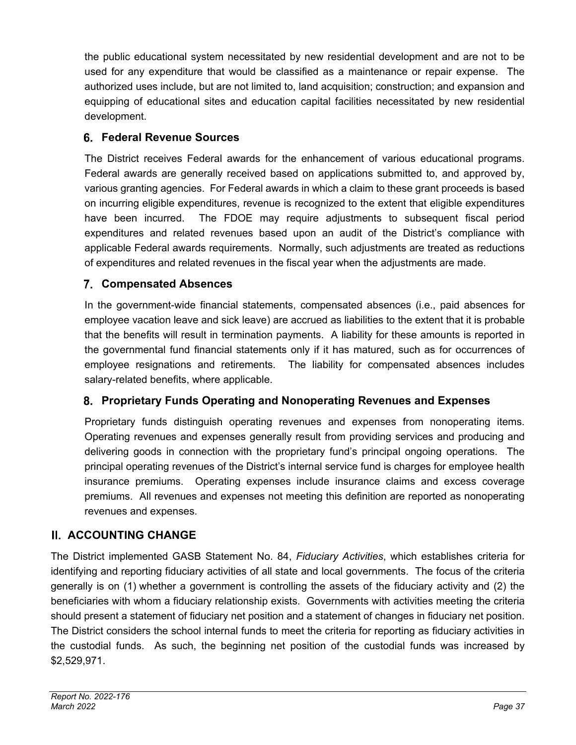the public educational system necessitated by new residential development and are not to be used for any expenditure that would be classified as a maintenance or repair expense. The authorized uses include, but are not limited to, land acquisition; construction; and expansion and equipping of educational sites and education capital facilities necessitated by new residential development.

### 6. Federal Revenue Sources

The District receives Federal awards for the enhancement of various educational programs. Federal awards are generally received based on applications submitted to, and approved by, various granting agencies. For Federal awards in which a claim to these grant proceeds is based on incurring eligible expenditures, revenue is recognized to the extent that eligible expenditures have been incurred. The FDOE may require adjustments to subsequent fiscal period expenditures and related revenues based upon an audit of the District's compliance with applicable Federal awards requirements. Normally, such adjustments are treated as reductions of expenditures and related revenues in the fiscal year when the adjustments are made.

### 7. Compensated Absences

In the government-wide financial statements, compensated absences (i.e., paid absences for employee vacation leave and sick leave) are accrued as liabilities to the extent that it is probable that the benefits will result in termination payments. A liability for these amounts is reported in the governmental fund financial statements only if it has matured, such as for occurrences of employee resignations and retirements. The liability for compensated absences includes salary-related benefits, where applicable.

### 8. Proprietary Funds Operating and Nonoperating Revenues and Expenses

Proprietary funds distinguish operating revenues and expenses from nonoperating items. Operating revenues and expenses generally result from providing services and producing and delivering goods in connection with the proprietary fund's principal ongoing operations. The principal operating revenues of the District's internal service fund is charges for employee health insurance premiums. Operating expenses include insurance claims and excess coverage premiums. All revenues and expenses not meeting this definition are reported as nonoperating revenues and expenses.

## II. ACCOUNTING CHANGE

The District implemented GASB Statement No. 84, *Fiduciary Activities*, which establishes criteria for identifying and reporting fiduciary activities of all state and local governments. The focus of the criteria generally is on (1) whether a government is controlling the assets of the fiduciary activity and (2) the beneficiaries with whom a fiduciary relationship exists. Governments with activities meeting the criteria should present a statement of fiduciary net position and a statement of changes in fiduciary net position. The District considers the school internal funds to meet the criteria for reporting as fiduciary activities in the custodial funds. As such, the beginning net position of the custodial funds was increased by $2,529,971.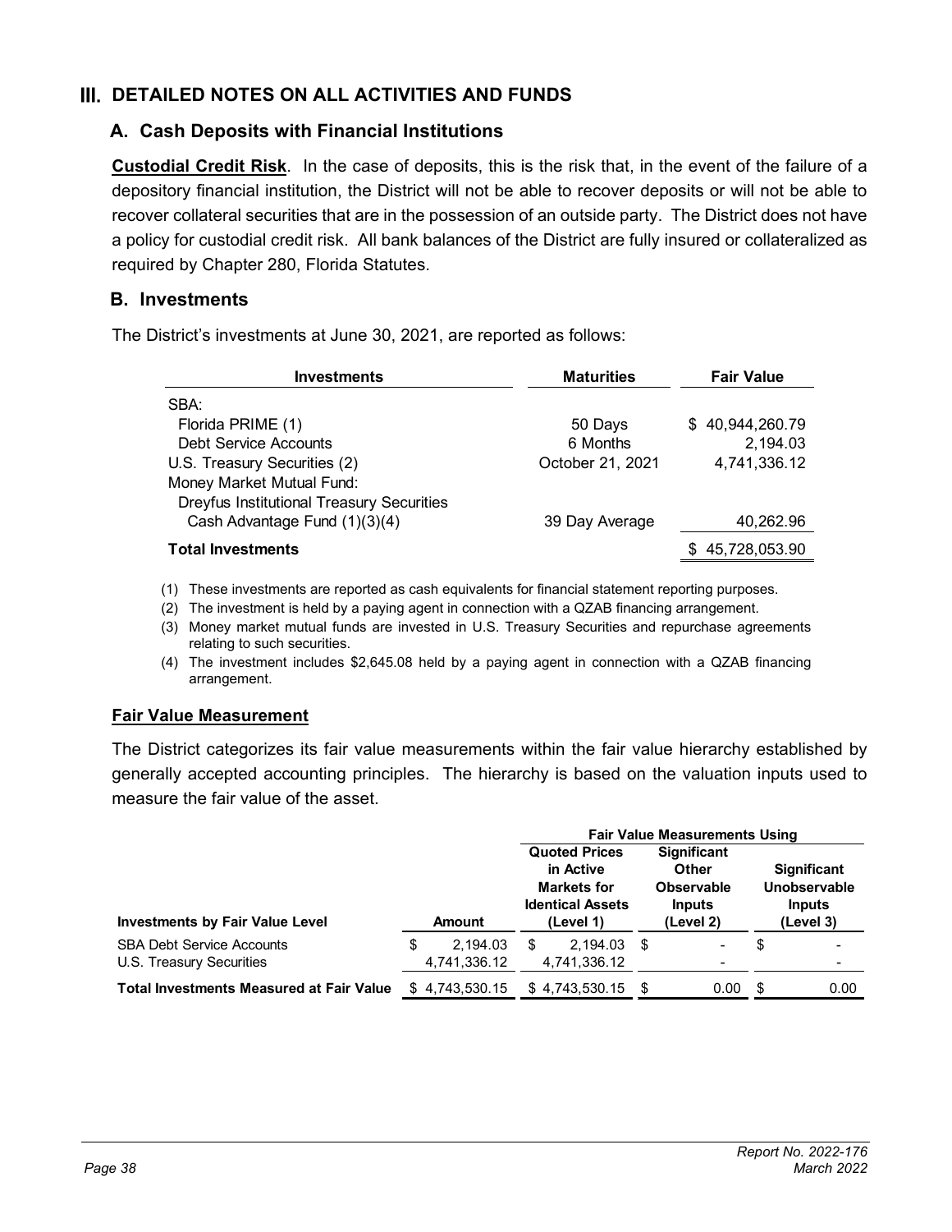# III. DETAILED NOTES ON ALL ACTIVITIES AND FUNDS

## A. Cash Deposits with Financial Institutions

**Custodial Credit Risk**. In the case of deposits, this is the risk that, in the event of the failure of a depository financial institution, the District will not be able to recover deposits or will not be able to recover collateral securities that are in the possession of an outside party. The District does not have a policy for custodial credit risk. All bank balances of the District are fully insured or collateralized as required by Chapter 280, Florida Statutes.

## B. Investments

The District's investments at June 30, 2021, are reported as follows:

| Investments | Maturities | Fair Value |
|---|---|---|
| SBA: | | |
| Florida PRIME (1) | 50 Days | $ 40,944,260.79 |
| Debt Service Accounts | 6 Months | 2,194.03 |
| U.S. Treasury Securities (2) | October 21, 2021 | 4,741,336.12 |
| Money Market Mutual Fund: | | |
| Dreyfus Institutional Treasury Securities Cash Advantage Fund (1)(3)(4) | 39 Day Average | 40,262.96 |
| **Total Investments** | | $ 45,728,053.90 |

(1) These investments are reported as cash equivalents for financial statement reporting purposes.

(2) The investment is held by a paying agent in connection with a QZAB financing arrangement.

(3) Money market mutual funds are invested in U.S. Treasury Securities and repurchase agreements relating to such securities.

(4) The investment includes $2,645.08 held by a paying agent in connection with a QZAB financing arrangement.

**Fair Value Measurement**

The District categorizes its fair value measurements within the fair value hierarchy established by generally accepted accounting principles. The hierarchy is based on the valuation inputs used to measure the fair value of the asset.

| | | Fair Value Measurements Using | | |
|---|---|---|---|---|
| **Investments by Fair Value Level** | **Amount** | **Quoted Prices in Active Markets for Identical Assets (Level 1)** | **Significant Other Observable Inputs (Level 2)** | **Significant Unobservable Inputs (Level 3)** |
| SBA Debt Service Accounts | $ 2,194.03 | $ 2,194.03 | $ - | $ - |
| U.S. Treasury Securities | 4,741,336.12 | 4,741,336.12 | - | - |
| **Total Investments Measured at Fair Value** | $ 4,743,530.15 | $ 4,743,530.15 | $ 0.00 | $ 0.00 |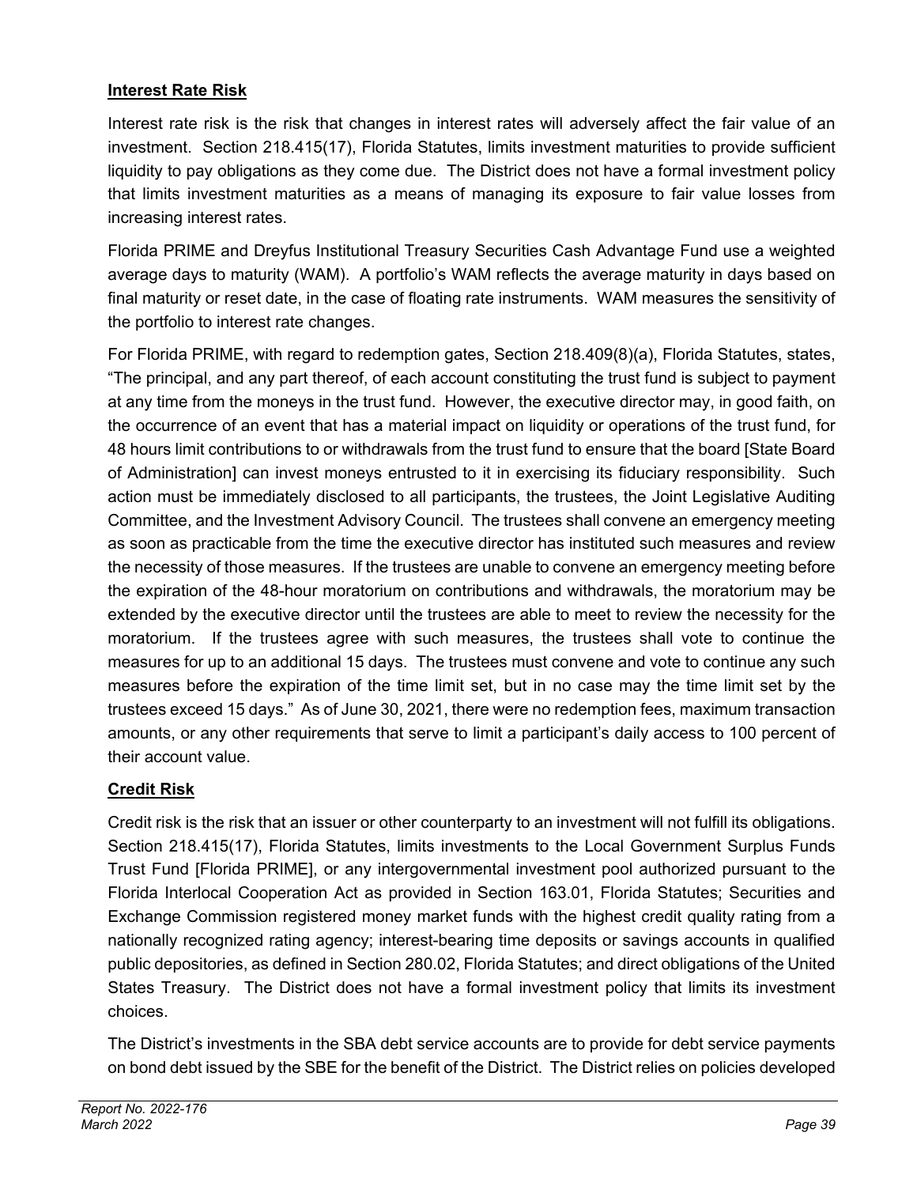**Interest Rate Risk**

Interest rate risk is the risk that changes in interest rates will adversely affect the fair value of an investment. Section 218.415(17), Florida Statutes, limits investment maturities to provide sufficient liquidity to pay obligations as they come due. The District does not have a formal investment policy that limits investment maturities as a means of managing its exposure to fair value losses from increasing interest rates.

Florida PRIME and Dreyfus Institutional Treasury Securities Cash Advantage Fund use a weighted average days to maturity (WAM). A portfolio's WAM reflects the average maturity in days based on final maturity or reset date, in the case of floating rate instruments. WAM measures the sensitivity of the portfolio to interest rate changes.

For Florida PRIME, with regard to redemption gates, Section 218.409(8)(a), Florida Statutes, states, "The principal, and any part thereof, of each account constituting the trust fund is subject to payment at any time from the moneys in the trust fund. However, the executive director may, in good faith, on the occurrence of an event that has a material impact on liquidity or operations of the trust fund, for 48 hours limit contributions to or withdrawals from the trust fund to ensure that the board [State Board of Administration] can invest moneys entrusted to it in exercising its fiduciary responsibility. Such action must be immediately disclosed to all participants, the trustees, the Joint Legislative Auditing Committee, and the Investment Advisory Council. The trustees shall convene an emergency meeting as soon as practicable from the time the executive director has instituted such measures and review the necessity of those measures. If the trustees are unable to convene an emergency meeting before the expiration of the 48-hour moratorium on contributions and withdrawals, the moratorium may be extended by the executive director until the trustees are able to meet to review the necessity for the moratorium. If the trustees agree with such measures, the trustees shall vote to continue the measures for up to an additional 15 days. The trustees must convene and vote to continue any such measures before the expiration of the time limit set, but in no case may the time limit set by the trustees exceed 15 days." As of June 30, 2021, there were no redemption fees, maximum transaction amounts, or any other requirements that serve to limit a participant's daily access to 100 percent of their account value.

**Credit Risk**

Credit risk is the risk that an issuer or other counterparty to an investment will not fulfill its obligations. Section 218.415(17), Florida Statutes, limits investments to the Local Government Surplus Funds Trust Fund [Florida PRIME], or any intergovernmental investment pool authorized pursuant to the Florida Interlocal Cooperation Act as provided in Section 163.01, Florida Statutes; Securities and Exchange Commission registered money market funds with the highest credit quality rating from a nationally recognized rating agency; interest-bearing time deposits or savings accounts in qualified public depositories, as defined in Section 280.02, Florida Statutes; and direct obligations of the United States Treasury. The District does not have a formal investment policy that limits its investment choices.

The District's investments in the SBA debt service accounts are to provide for debt service payments on bond debt issued by the SBE for the benefit of the District. The District relies on policies developed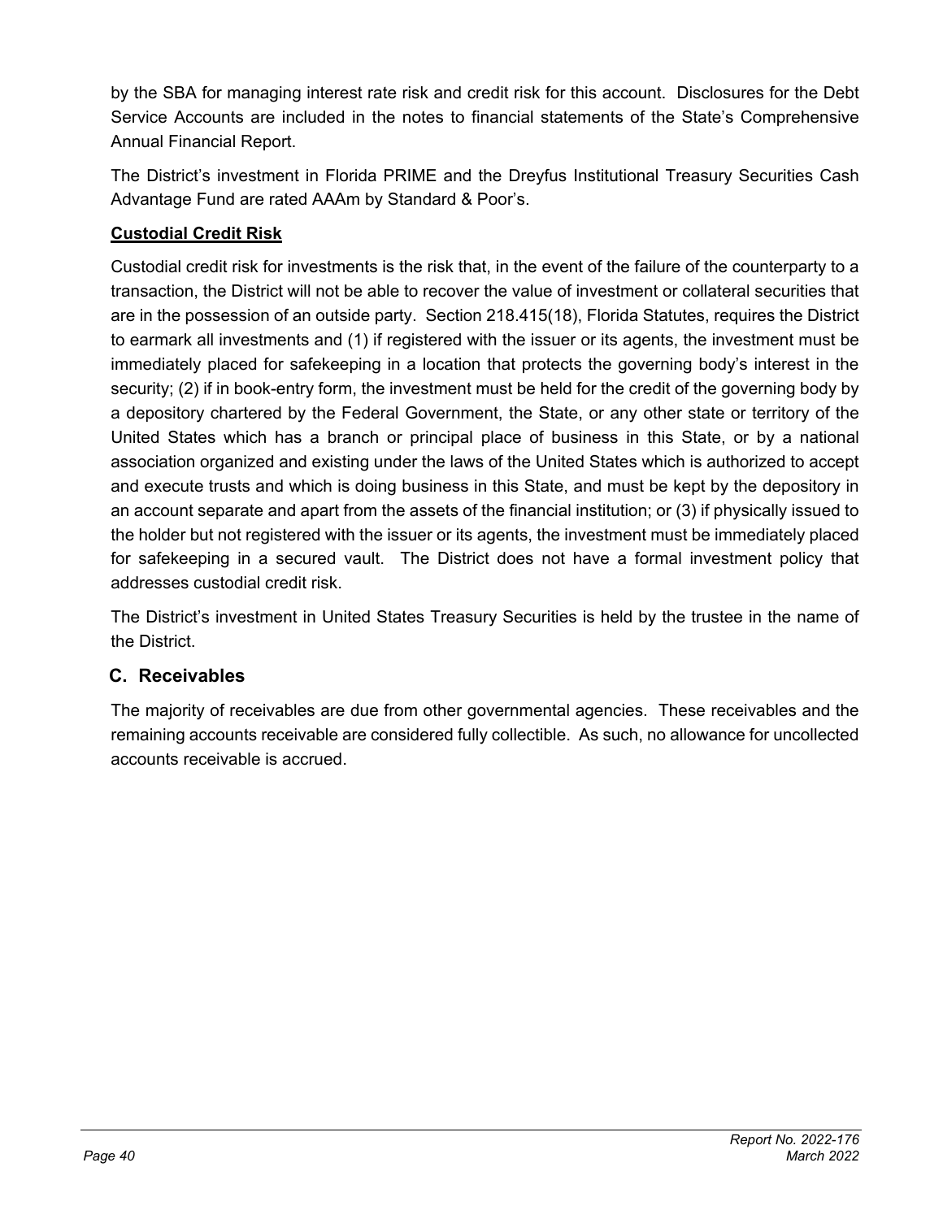by the SBA for managing interest rate risk and credit risk for this account. Disclosures for the Debt Service Accounts are included in the notes to financial statements of the State's Comprehensive Annual Financial Report.

The District's investment in Florida PRIME and the Dreyfus Institutional Treasury Securities Cash Advantage Fund are rated AAAm by Standard & Poor's.

**Custodial Credit Risk**

Custodial credit risk for investments is the risk that, in the event of the failure of the counterparty to a transaction, the District will not be able to recover the value of investment or collateral securities that are in the possession of an outside party. Section 218.415(18), Florida Statutes, requires the District to earmark all investments and (1) if registered with the issuer or its agents, the investment must be immediately placed for safekeeping in a location that protects the governing body's interest in the security; (2) if in book-entry form, the investment must be held for the credit of the governing body by a depository chartered by the Federal Government, the State, or any other state or territory of the United States which has a branch or principal place of business in this State, or by a national association organized and existing under the laws of the United States which is authorized to accept and execute trusts and which is doing business in this State, and must be kept by the depository in an account separate and apart from the assets of the financial institution; or (3) if physically issued to the holder but not registered with the issuer or its agents, the investment must be immediately placed for safekeeping in a secured vault. The District does not have a formal investment policy that addresses custodial credit risk.

The District's investment in United States Treasury Securities is held by the trustee in the name of the District.

## C. Receivables

The majority of receivables are due from other governmental agencies. These receivables and the remaining accounts receivable are considered fully collectible. As such, no allowance for uncollected accounts receivable is accrued.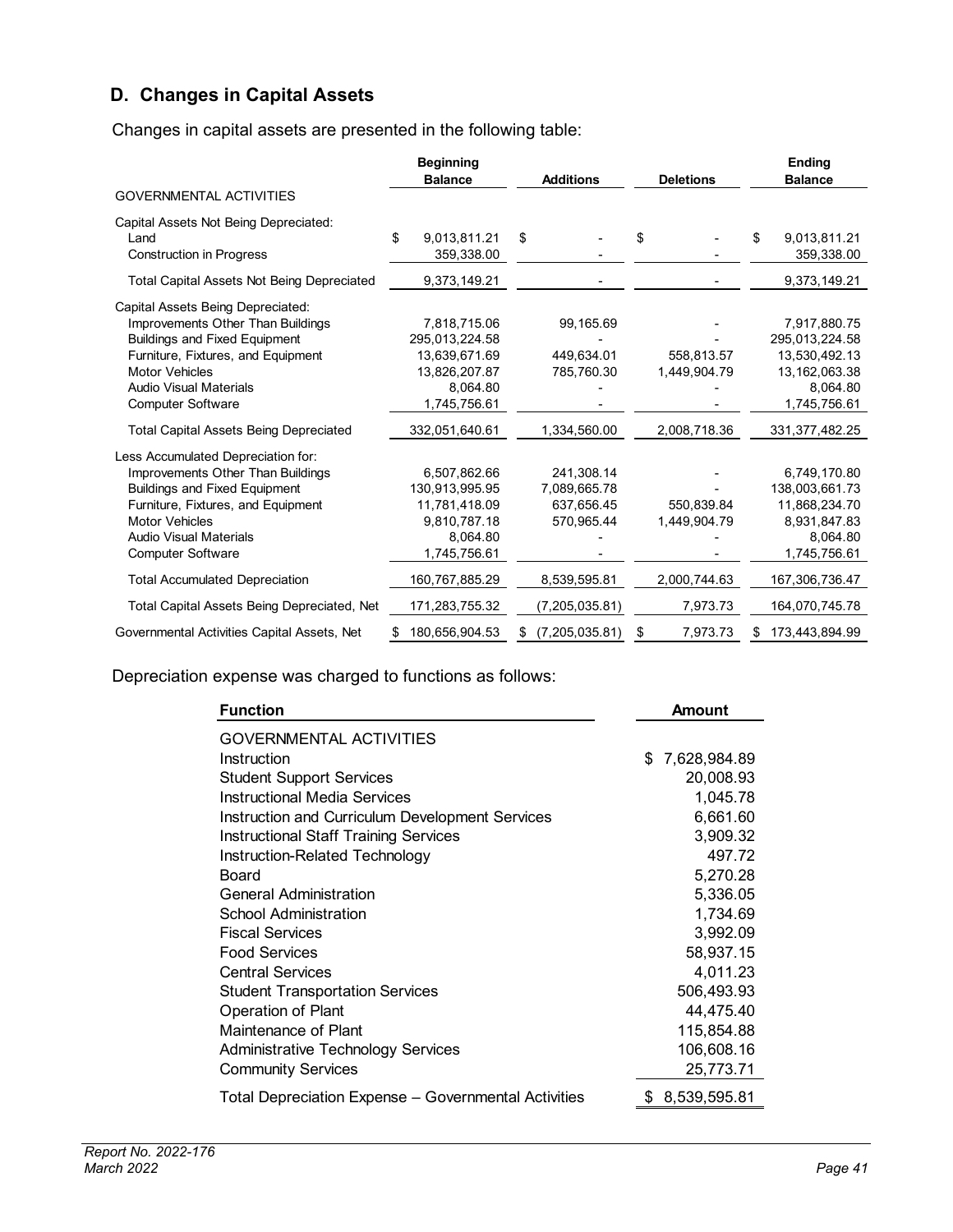## D. Changes in Capital Assets

Changes in capital assets are presented in the following table:

| | Beginning Balance | Additions | Deletions | Ending Balance |
|---|---|---|---|---|
| GOVERNMENTAL ACTIVITIES | | | | |
| Capital Assets Not Being Depreciated: | | | | |
| Land | $ 9,013,811.21 | $ - | $ - | $ 9,013,811.21 |
| Construction in Progress | 359,338.00 | - | - | 359,338.00 |
| Total Capital Assets Not Being Depreciated | 9,373,149.21 | - | - | 9,373,149.21 |
| Capital Assets Being Depreciated: | | | | |
| Improvements Other Than Buildings | 7,818,715.06 | 99,165.69 | - | 7,917,880.75 |
| Buildings and Fixed Equipment | 295,013,224.58 | - | - | 295,013,224.58 |
| Furniture, Fixtures, and Equipment | 13,639,671.69 | 449,634.01 | 558,813.57 | 13,530,492.13 |
| Motor Vehicles | 13,826,207.87 | 785,760.30 | 1,449,904.79 | 13,162,063.38 |
| Audio Visual Materials | 8,064.80 | - | - | 8,064.80 |
| Computer Software | 1,745,756.61 | - | - | 1,745,756.61 |
| Total Capital Assets Being Depreciated | 332,051,640.61 | 1,334,560.00 | 2,008,718.36 | 331,377,482.25 |
| Less Accumulated Depreciation for: | | | | |
| Improvements Other Than Buildings | 6,507,862.66 | 241,308.14 | - | 6,749,170.80 |
| Buildings and Fixed Equipment | 130,913,995.95 | 7,089,665.78 | - | 138,003,661.73 |
| Furniture, Fixtures, and Equipment | 11,781,418.09 | 637,656.45 | 550,839.84 | 11,868,234.70 |
| Motor Vehicles | 9,810,787.18 | 570,965.44 | 1,449,904.79 | 8,931,847.83 |
| Audio Visual Materials | 8,064.80 | - | - | 8,064.80 |
| Computer Software | 1,745,756.61 | - | - | 1,745,756.61 |
| Total Accumulated Depreciation | 160,767,885.29 | 8,539,595.81 | 2,000,744.63 | 167,306,736.47 |
| Total Capital Assets Being Depreciated, Net | 171,283,755.32 | (7,205,035.81) | 7,973.73 | 164,070,745.78 |
| Governmental Activities Capital Assets, Net | $ 180,656,904.53 | $ (7,205,035.81) | $ 7,973.73 | $ 173,443,894.99 |

Depreciation expense was charged to functions as follows:

| Function | Amount |
|---|---|
| GOVERNMENTAL ACTIVITIES | |
| Instruction | $ 7,628,984.89 |
| Student Support Services | 20,008.93 |
| Instructional Media Services | 1,045.78 |
| Instruction and Curriculum Development Services | 6,661.60 |
| Instructional Staff Training Services | 3,909.32 |
| Instruction-Related Technology | 497.72 |
| Board | 5,270.28 |
| General Administration | 5,336.05 |
| School Administration | 1,734.69 |
| Fiscal Services | 3,992.09 |
| Food Services | 58,937.15 |
| Central Services | 4,011.23 |
| Student Transportation Services | 506,493.93 |
| Operation of Plant | 44,475.40 |
| Maintenance of Plant | 115,854.88 |
| Administrative Technology Services | 106,608.16 |
| Community Services | 25,773.71 |
| Total Depreciation Expense – Governmental Activities | $ 8,539,595.81 |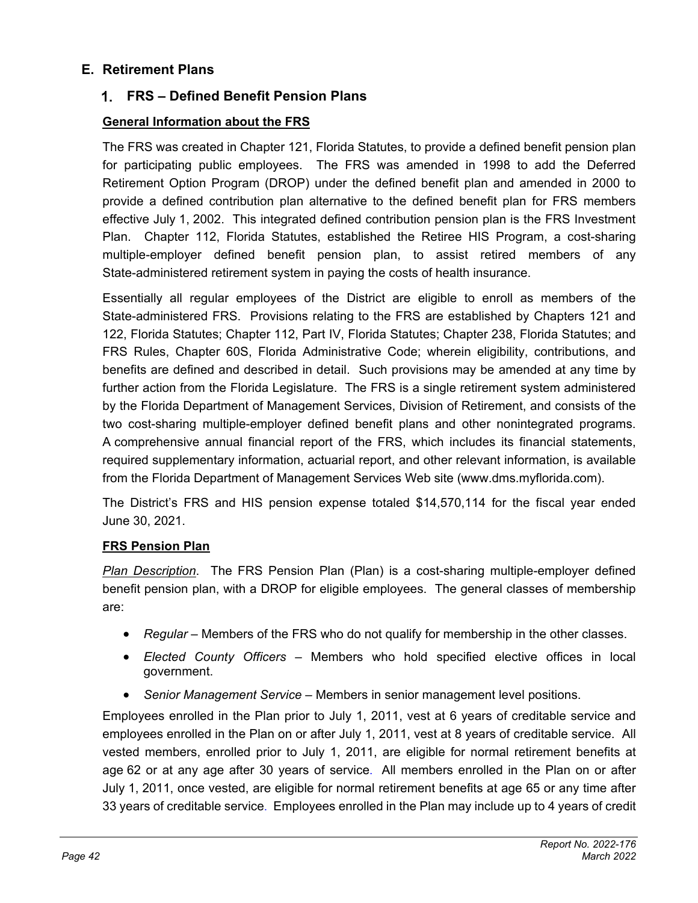## E. Retirement Plans

### 1. FRS – Defined Benefit Pension Plans

**General Information about the FRS**

The FRS was created in Chapter 121, Florida Statutes, to provide a defined benefit pension plan for participating public employees. The FRS was amended in 1998 to add the Deferred Retirement Option Program (DROP) under the defined benefit plan and amended in 2000 to provide a defined contribution plan alternative to the defined benefit plan for FRS members effective July 1, 2002. This integrated defined contribution pension plan is the FRS Investment Plan. Chapter 112, Florida Statutes, established the Retiree HIS Program, a cost-sharing multiple-employer defined benefit pension plan, to assist retired members of any State-administered retirement system in paying the costs of health insurance.

Essentially all regular employees of the District are eligible to enroll as members of the State-administered FRS. Provisions relating to the FRS are established by Chapters 121 and 122, Florida Statutes; Chapter 112, Part IV, Florida Statutes; Chapter 238, Florida Statutes; and FRS Rules, Chapter 60S, Florida Administrative Code; wherein eligibility, contributions, and benefits are defined and described in detail. Such provisions may be amended at any time by further action from the Florida Legislature. The FRS is a single retirement system administered by the Florida Department of Management Services, Division of Retirement, and consists of the two cost-sharing multiple-employer defined benefit plans and other nonintegrated programs. A comprehensive annual financial report of the FRS, which includes its financial statements, required supplementary information, actuarial report, and other relevant information, is available from the Florida Department of Management Services Web site (www.dms.myflorida.com).

The District's FRS and HIS pension expense totaled $14,570,114 for the fiscal year ended June 30, 2021.

**FRS Pension Plan**

*Plan Description*. The FRS Pension Plan (Plan) is a cost-sharing multiple-employer defined benefit pension plan, with a DROP for eligible employees. The general classes of membership are:

- *Regular* – Members of the FRS who do not qualify for membership in the other classes.
- *Elected County Officers* – Members who hold specified elective offices in local government.
- *Senior Management Service* – Members in senior management level positions.

Employees enrolled in the Plan prior to July 1, 2011, vest at 6 years of creditable service and employees enrolled in the Plan on or after July 1, 2011, vest at 8 years of creditable service. All vested members, enrolled prior to July 1, 2011, are eligible for normal retirement benefits at age 62 or at any age after 30 years of service. All members enrolled in the Plan on or after July 1, 2011, once vested, are eligible for normal retirement benefits at age 65 or any time after 33 years of creditable service. Employees enrolled in the Plan may include up to 4 years of credit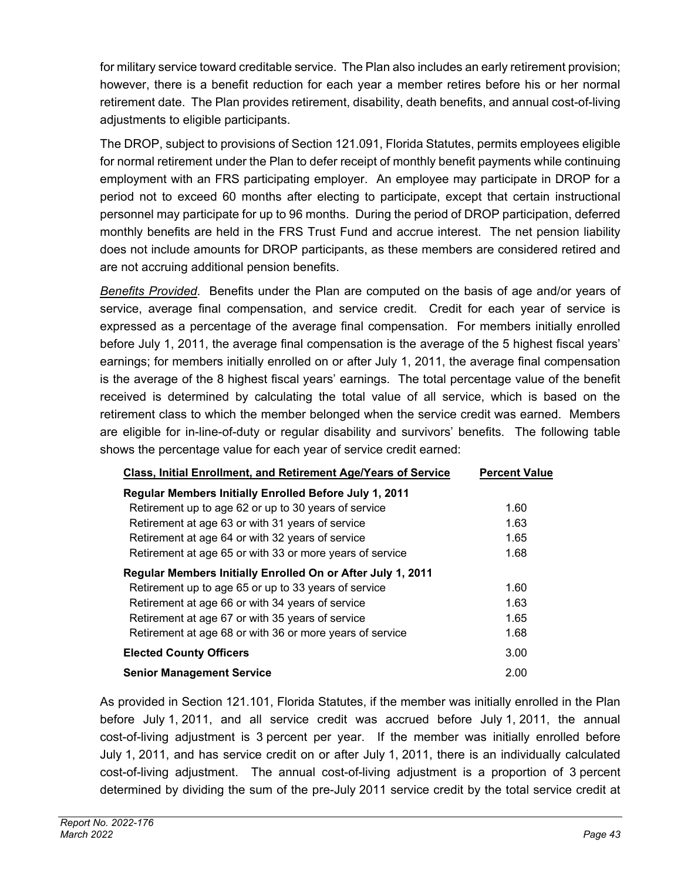for military service toward creditable service. The Plan also includes an early retirement provision; however, there is a benefit reduction for each year a member retires before his or her normal retirement date. The Plan provides retirement, disability, death benefits, and annual cost-of-living adjustments to eligible participants.

The DROP, subject to provisions of Section 121.091, Florida Statutes, permits employees eligible for normal retirement under the Plan to defer receipt of monthly benefit payments while continuing employment with an FRS participating employer. An employee may participate in DROP for a period not to exceed 60 months after electing to participate, except that certain instructional personnel may participate for up to 96 months. During the period of DROP participation, deferred monthly benefits are held in the FRS Trust Fund and accrue interest. The net pension liability does not include amounts for DROP participants, as these members are considered retired and are not accruing additional pension benefits.

*Benefits Provided*. Benefits under the Plan are computed on the basis of age and/or years of service, average final compensation, and service credit. Credit for each year of service is expressed as a percentage of the average final compensation. For members initially enrolled before July 1, 2011, the average final compensation is the average of the 5 highest fiscal years' earnings; for members initially enrolled on or after July 1, 2011, the average final compensation is the average of the 8 highest fiscal years' earnings. The total percentage value of the benefit received is determined by calculating the total value of all service, which is based on the retirement class to which the member belonged when the service credit was earned. Members are eligible for in-line-of-duty or regular disability and survivors' benefits. The following table shows the percentage value for each year of service credit earned:

| Class, Initial Enrollment, and Retirement Age/Years of Service | Percent Value |
|---|---|
| **Regular Members Initially Enrolled Before July 1, 2011** | |
| Retirement up to age 62 or up to 30 years of service | 1.60 |
| Retirement at age 63 or with 31 years of service | 1.63 |
| Retirement at age 64 or with 32 years of service | 1.65 |
| Retirement at age 65 or with 33 or more years of service | 1.68 |
| **Regular Members Initially Enrolled On or After July 1, 2011** | |
| Retirement up to age 65 or up to 33 years of service | 1.60 |
| Retirement at age 66 or with 34 years of service | 1.63 |
| Retirement at age 67 or with 35 years of service | 1.65 |
| Retirement at age 68 or with 36 or more years of service | 1.68 |
| **Elected County Officers** | 3.00 |
| **Senior Management Service** | 2.00 |

As provided in Section 121.101, Florida Statutes, if the member was initially enrolled in the Plan before July 1, 2011, and all service credit was accrued before July 1, 2011, the annual cost-of-living adjustment is 3 percent per year. If the member was initially enrolled before July 1, 2011, and has service credit on or after July 1, 2011, there is an individually calculated cost-of-living adjustment. The annual cost-of-living adjustment is a proportion of 3 percent determined by dividing the sum of the pre-July 2011 service credit by the total service credit at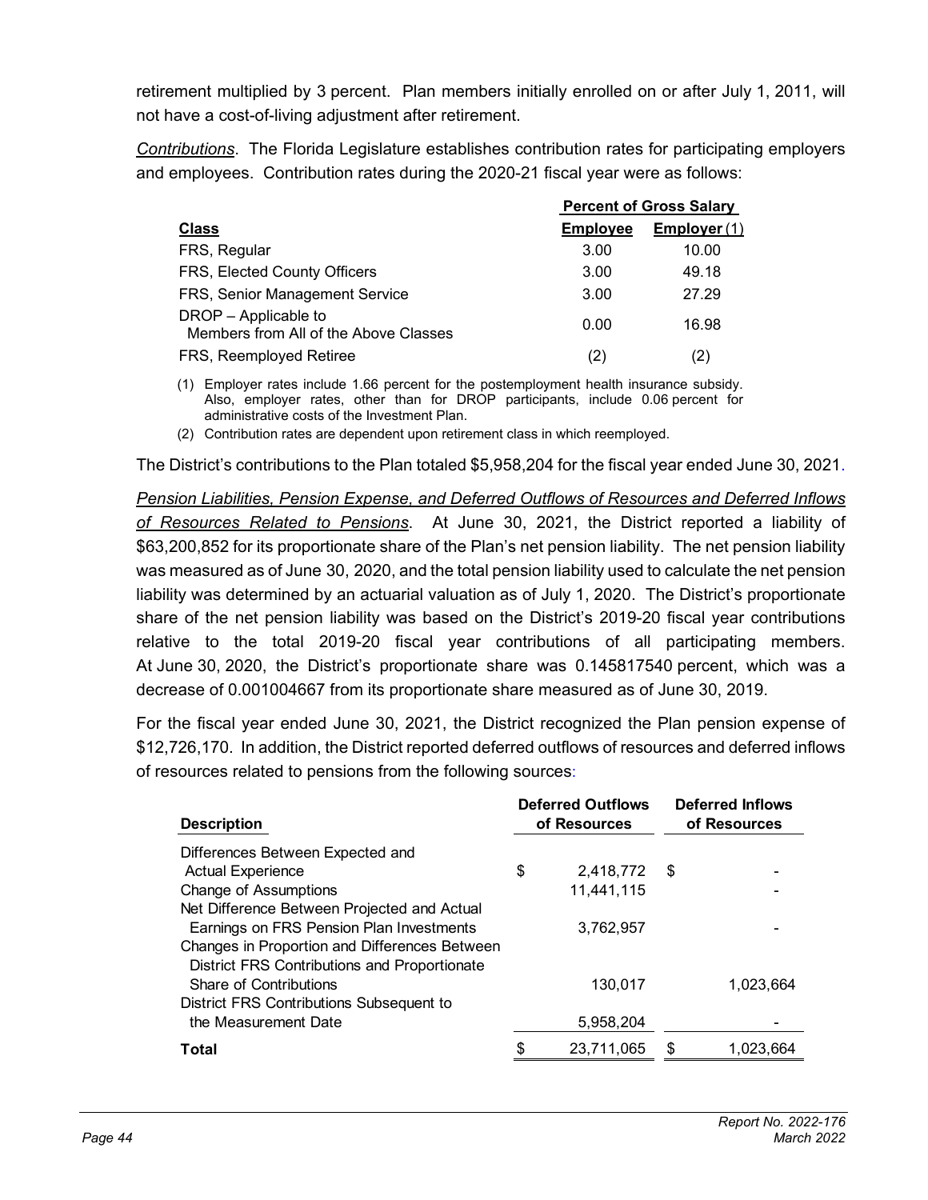retirement multiplied by 3 percent. Plan members initially enrolled on or after July 1, 2011, will not have a cost-of-living adjustment after retirement.

*Contributions*. The Florida Legislature establishes contribution rates for participating employers and employees. Contribution rates during the 2020-21 fiscal year were as follows:

| | Percent of Gross Salary | |
|---|---|---|
| **Class** | **Employee** | **Employer** (1) |
| FRS, Regular | 3.00 | 10.00 |
| FRS, Elected County Officers | 3.00 | 49.18 |
| FRS, Senior Management Service | 3.00 | 27.29 |
| DROP – Applicable to Members from All of the Above Classes | 0.00 | 16.98 |
| FRS, Reemployed Retiree | (2) | (2) |

(1) Employer rates include 1.66 percent for the postemployment health insurance subsidy. Also, employer rates, other than for DROP participants, include 0.06 percent for administrative costs of the Investment Plan.

(2) Contribution rates are dependent upon retirement class in which reemployed.

The District's contributions to the Plan totaled $5,958,204 for the fiscal year ended June 30, 2021.

*Pension Liabilities, Pension Expense, and Deferred Outflows of Resources and Deferred Inflows of Resources Related to Pensions*. At June 30, 2021, the District reported a liability of $63,200,852 for its proportionate share of the Plan's net pension liability. The net pension liability was measured as of June 30, 2020, and the total pension liability used to calculate the net pension liability was determined by an actuarial valuation as of July 1, 2020. The District's proportionate share of the net pension liability was based on the District's 2019-20 fiscal year contributions relative to the total 2019-20 fiscal year contributions of all participating members. At June 30, 2020, the District's proportionate share was 0.145817540 percent, which was a decrease of 0.001004667 from its proportionate share measured as of June 30, 2019.

For the fiscal year ended June 30, 2021, the District recognized the Plan pension expense of $12,726,170. In addition, the District reported deferred outflows of resources and deferred inflows of resources related to pensions from the following sources:

| Description | Deferred Outflows of Resources | Deferred Inflows of Resources |
|---|---|---|
| Differences Between Expected and Actual Experience | $ 2,418,772 | $ - |
| Change of Assumptions | 11,441,115 | - |
| Net Difference Between Projected and Actual Earnings on FRS Pension Plan Investments | 3,762,957 | - |
| Changes in Proportion and Differences Between District FRS Contributions and Proportionate Share of Contributions | 130,017 | 1,023,664 |
| District FRS Contributions Subsequent to the Measurement Date | 5,958,204 | - |
| **Total** | $ 23,711,065 | $ 1,023,664 |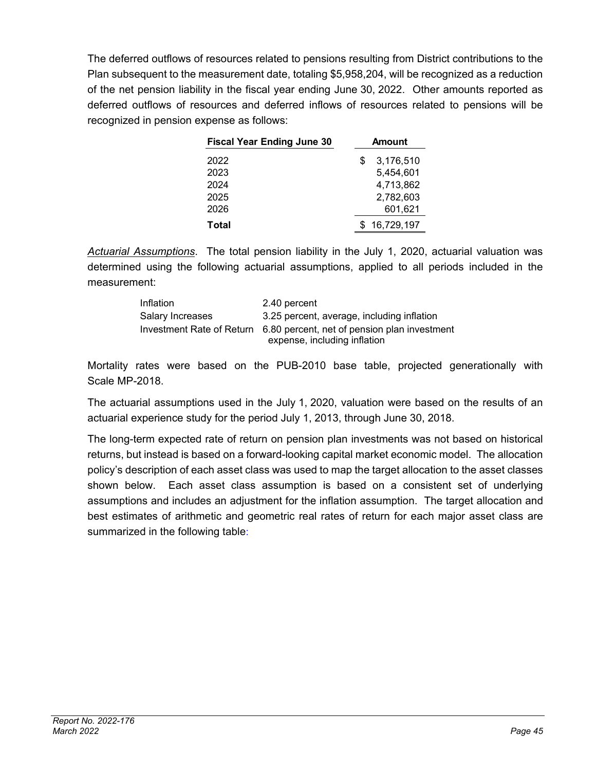The deferred outflows of resources related to pensions resulting from District contributions to the Plan subsequent to the measurement date, totaling $5,958,204, will be recognized as a reduction of the net pension liability in the fiscal year ending June 30, 2022. Other amounts reported as deferred outflows of resources and deferred inflows of resources related to pensions will be recognized in pension expense as follows:

| Fiscal Year Ending June 30 | Amount |
|---|---|
| 2022 | $ 3,176,510 |
| 2023 | 5,454,601 |
| 2024 | 4,713,862 |
| 2025 | 2,782,603 |
| 2026 | 601,621 |
| **Total** | $ 16,729,197 |

*Actuarial Assumptions*. The total pension liability in the July 1, 2020, actuarial valuation was determined using the following actuarial assumptions, applied to all periods included in the measurement:

| | |
|---|---|
| Inflation | 2.40 percent |
| Salary Increases | 3.25 percent, average, including inflation |
| Investment Rate of Return | 6.80 percent, net of pension plan investment expense, including inflation |

Mortality rates were based on the PUB-2010 base table, projected generationally with Scale MP-2018.

The actuarial assumptions used in the July 1, 2020, valuation were based on the results of an actuarial experience study for the period July 1, 2013, through June 30, 2018.

The long-term expected rate of return on pension plan investments was not based on historical returns, but instead is based on a forward-looking capital market economic model. The allocation policy's description of each asset class was used to map the target allocation to the asset classes shown below. Each asset class assumption is based on a consistent set of underlying assumptions and includes an adjustment for the inflation assumption. The target allocation and best estimates of arithmetic and geometric real rates of return for each major asset class are summarized in the following table: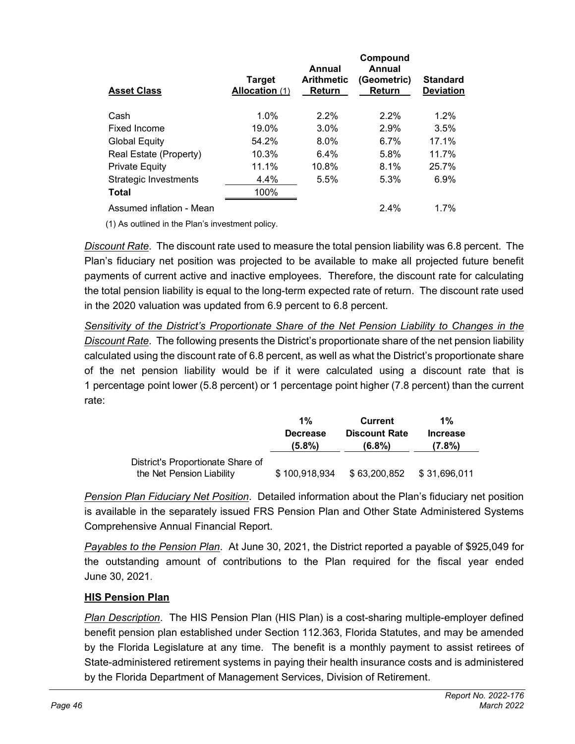| Asset Class | Target Allocation (1) | Annual Arithmetic Return | Compound Annual (Geometric) Return | Standard Deviation |
|---|---|---|---|---|
| Cash | 1.0% | 2.2% | 2.2% | 1.2% |
| Fixed Income | 19.0% | 3.0% | 2.9% | 3.5% |
| Global Equity | 54.2% | 8.0% | 6.7% | 17.1% |
| Real Estate (Property) | 10.3% | 6.4% | 5.8% | 11.7% |
| Private Equity | 11.1% | 10.8% | 8.1% | 25.7% |
| Strategic Investments | 4.4% | 5.5% | 5.3% | 6.9% |
| **Total** | 100% | | | |
| Assumed inflation - Mean | | | 2.4% | 1.7% |

(1) As outlined in the Plan's investment policy.

*Discount Rate*. The discount rate used to measure the total pension liability was 6.8 percent. The Plan's fiduciary net position was projected to be available to make all projected future benefit payments of current active and inactive employees. Therefore, the discount rate for calculating the total pension liability is equal to the long-term expected rate of return. The discount rate used in the 2020 valuation was updated from 6.9 percent to 6.8 percent.

*Sensitivity of the District's Proportionate Share of the Net Pension Liability to Changes in the Discount Rate*. The following presents the District's proportionate share of the net pension liability calculated using the discount rate of 6.8 percent, as well as what the District's proportionate share of the net pension liability would be if it were calculated using a discount rate that is 1 percentage point lower (5.8 percent) or 1 percentage point higher (7.8 percent) than the current rate:

| | 1% Decrease (5.8%) | Current Discount Rate (6.8%) | 1% Increase (7.8%) |
|---|---|---|---|
| District's Proportionate Share of the Net Pension Liability | $ 100,918,934 | $ 63,200,852 | $ 31,696,011 |

*Pension Plan Fiduciary Net Position*. Detailed information about the Plan's fiduciary net position is available in the separately issued FRS Pension Plan and Other State Administered Systems Comprehensive Annual Financial Report.

*Payables to the Pension Plan*. At June 30, 2021, the District reported a payable of $925,049 for the outstanding amount of contributions to the Plan required for the fiscal year ended June 30, 2021.

**HIS Pension Plan**

*Plan Description*. The HIS Pension Plan (HIS Plan) is a cost-sharing multiple-employer defined benefit pension plan established under Section 112.363, Florida Statutes, and may be amended by the Florida Legislature at any time. The benefit is a monthly payment to assist retirees of State-administered retirement systems in paying their health insurance costs and is administered by the Florida Department of Management Services, Division of Retirement.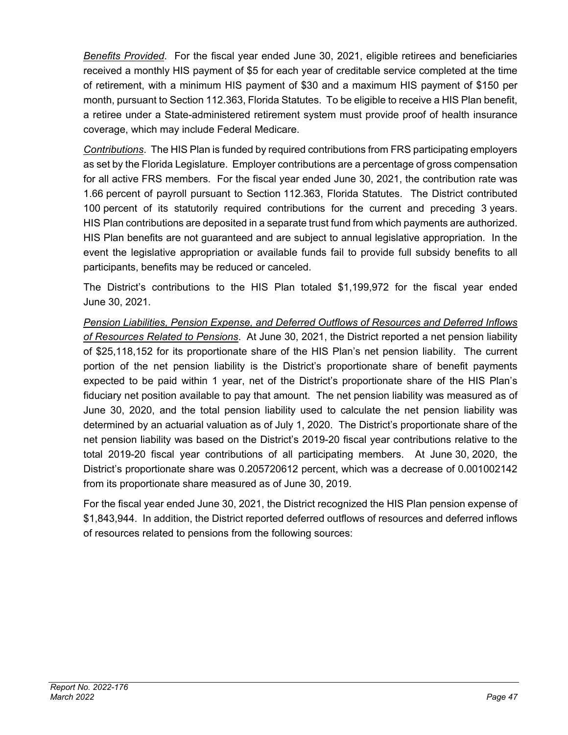*Benefits Provided*. For the fiscal year ended June 30, 2021, eligible retirees and beneficiaries received a monthly HIS payment of $5 for each year of creditable service completed at the time of retirement, with a minimum HIS payment of $30 and a maximum HIS payment of $150 per month, pursuant to Section 112.363, Florida Statutes. To be eligible to receive a HIS Plan benefit, a retiree under a State-administered retirement system must provide proof of health insurance coverage, which may include Federal Medicare.

*Contributions*. The HIS Plan is funded by required contributions from FRS participating employers as set by the Florida Legislature. Employer contributions are a percentage of gross compensation for all active FRS members. For the fiscal year ended June 30, 2021, the contribution rate was 1.66 percent of payroll pursuant to Section 112.363, Florida Statutes. The District contributed 100 percent of its statutorily required contributions for the current and preceding 3 years. HIS Plan contributions are deposited in a separate trust fund from which payments are authorized. HIS Plan benefits are not guaranteed and are subject to annual legislative appropriation. In the event the legislative appropriation or available funds fail to provide full subsidy benefits to all participants, benefits may be reduced or canceled.

The District's contributions to the HIS Plan totaled $1,199,972 for the fiscal year ended June 30, 2021.

*Pension Liabilities, Pension Expense, and Deferred Outflows of Resources and Deferred Inflows of Resources Related to Pensions*. At June 30, 2021, the District reported a net pension liability of $25,118,152 for its proportionate share of the HIS Plan's net pension liability. The current portion of the net pension liability is the District's proportionate share of benefit payments expected to be paid within 1 year, net of the District's proportionate share of the HIS Plan's fiduciary net position available to pay that amount. The net pension liability was measured as of June 30, 2020, and the total pension liability used to calculate the net pension liability was determined by an actuarial valuation as of July 1, 2020. The District's proportionate share of the net pension liability was based on the District's 2019-20 fiscal year contributions relative to the total 2019-20 fiscal year contributions of all participating members. At June 30, 2020, the District's proportionate share was 0.205720612 percent, which was a decrease of 0.001002142 from its proportionate share measured as of June 30, 2019.

For the fiscal year ended June 30, 2021, the District recognized the HIS Plan pension expense of $1,843,944. In addition, the District reported deferred outflows of resources and deferred inflows of resources related to pensions from the following sources: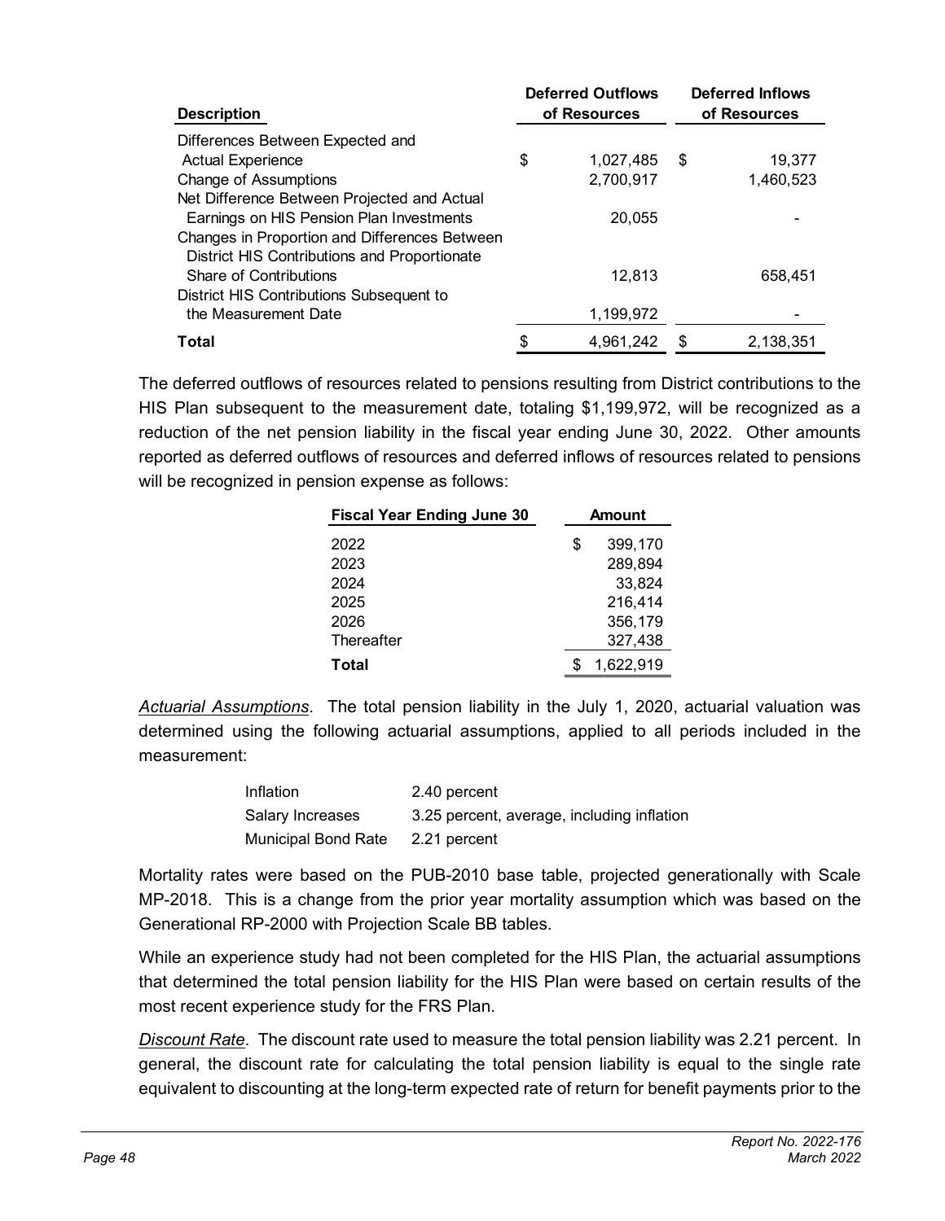| Description | Deferred Outflows of Resources | Deferred Inflows of Resources |
|---|---|---|
| Differences Between Expected and Actual Experience | $ 1,027,485 | $ 19,377 |
| Change of Assumptions | 2,700,917 | 1,460,523 |
| Net Difference Between Projected and Actual Earnings on HIS Pension Plan Investments | 20,055 | - |
| Changes in Proportion and Differences Between District HIS Contributions and Proportionate Share of Contributions | 12,813 | 658,451 |
| District HIS Contributions Subsequent to the Measurement Date | 1,199,972 | - |
| **Total** | $ 4,961,242 | $ 2,138,351 |

The deferred outflows of resources related to pensions resulting from District contributions to the HIS Plan subsequent to the measurement date, totaling $1,199,972, will be recognized as a reduction of the net pension liability in the fiscal year ending June 30, 2022. Other amounts reported as deferred outflows of resources and deferred inflows of resources related to pensions will be recognized in pension expense as follows:

| Fiscal Year Ending June 30 | Amount |
|---|---|
| 2022 | $ 399,170 |
| 2023 | 289,894 |
| 2024 | 33,824 |
| 2025 | 216,414 |
| 2026 | 356,179 |
| Thereafter | 327,438 |
| **Total** | $ 1,622,919 |

*Actuarial Assumptions*. The total pension liability in the July 1, 2020, actuarial valuation was determined using the following actuarial assumptions, applied to all periods included in the measurement:

| | |
|---|---|
| Inflation | 2.40 percent |
| Salary Increases | 3.25 percent, average, including inflation |
| Municipal Bond Rate | 2.21 percent |

Mortality rates were based on the PUB-2010 base table, projected generationally with Scale MP-2018. This is a change from the prior year mortality assumption which was based on the Generational RP-2000 with Projection Scale BB tables.

While an experience study had not been completed for the HIS Plan, the actuarial assumptions that determined the total pension liability for the HIS Plan were based on certain results of the most recent experience study for the FRS Plan.

*Discount Rate*. The discount rate used to measure the total pension liability was 2.21 percent. In general, the discount rate for calculating the total pension liability is equal to the single rate equivalent to discounting at the long-term expected rate of return for benefit payments prior to the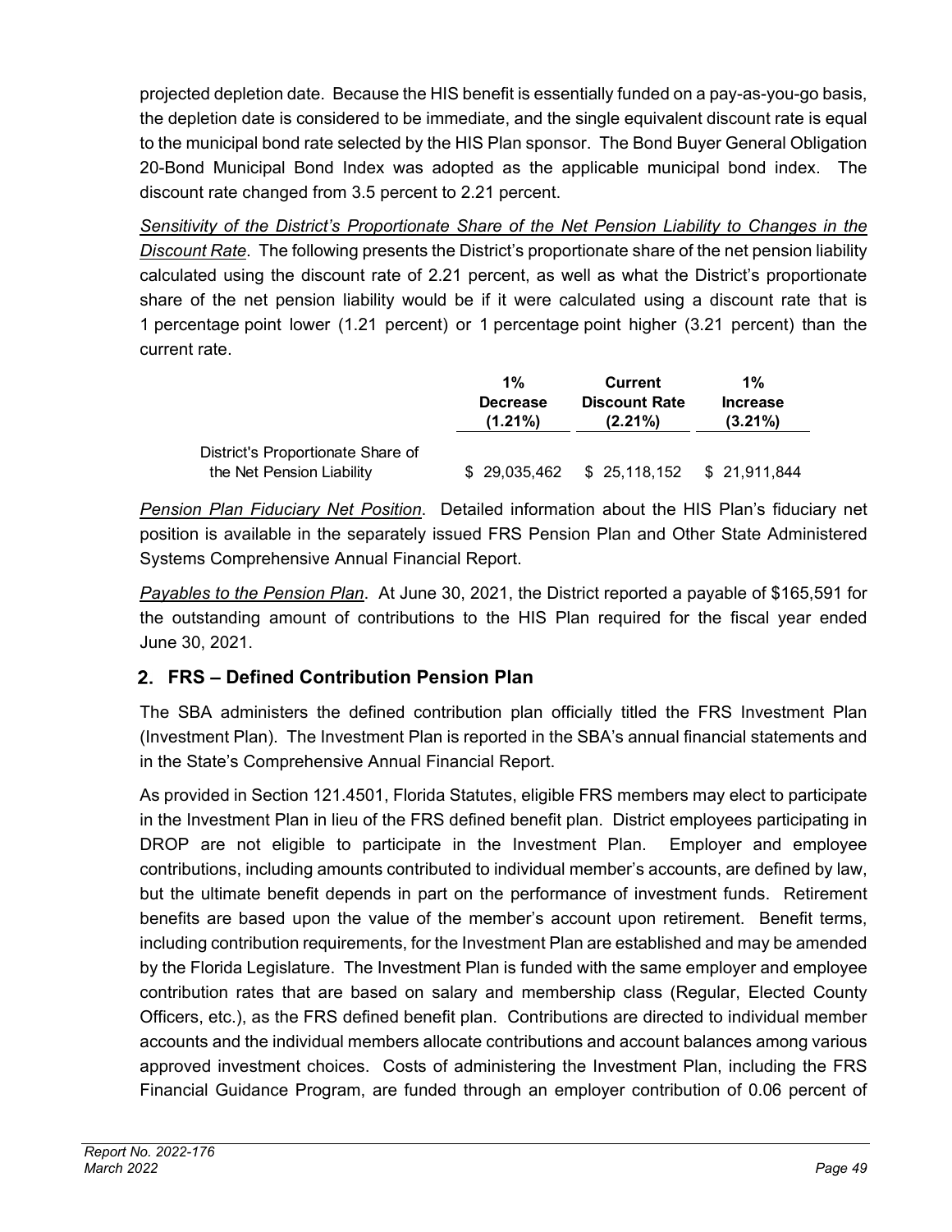projected depletion date. Because the HIS benefit is essentially funded on a pay-as-you-go basis, the depletion date is considered to be immediate, and the single equivalent discount rate is equal to the municipal bond rate selected by the HIS Plan sponsor. The Bond Buyer General Obligation 20-Bond Municipal Bond Index was adopted as the applicable municipal bond index. The discount rate changed from 3.5 percent to 2.21 percent.

*Sensitivity of the District's Proportionate Share of the Net Pension Liability to Changes in the Discount Rate*. The following presents the District's proportionate share of the net pension liability calculated using the discount rate of 2.21 percent, as well as what the District's proportionate share of the net pension liability would be if it were calculated using a discount rate that is 1 percentage point lower (1.21 percent) or 1 percentage point higher (3.21 percent) than the current rate.

| | 1% Decrease (1.21%) | Current Discount Rate (2.21%) | 1% Increase (3.21%) |
|---|---|---|---|
| District's Proportionate Share of the Net Pension Liability | $ 29,035,462 | $ 25,118,152 | $ 21,911,844 |

*Pension Plan Fiduciary Net Position*. Detailed information about the HIS Plan's fiduciary net position is available in the separately issued FRS Pension Plan and Other State Administered Systems Comprehensive Annual Financial Report.

*Payables to the Pension Plan*. At June 30, 2021, the District reported a payable of $165,591 for the outstanding amount of contributions to the HIS Plan required for the fiscal year ended June 30, 2021.

## 2. FRS – Defined Contribution Pension Plan

The SBA administers the defined contribution plan officially titled the FRS Investment Plan (Investment Plan). The Investment Plan is reported in the SBA's annual financial statements and in the State's Comprehensive Annual Financial Report.

As provided in Section 121.4501, Florida Statutes, eligible FRS members may elect to participate in the Investment Plan in lieu of the FRS defined benefit plan. District employees participating in DROP are not eligible to participate in the Investment Plan. Employer and employee contributions, including amounts contributed to individual member's accounts, are defined by law, but the ultimate benefit depends in part on the performance of investment funds. Retirement benefits are based upon the value of the member's account upon retirement. Benefit terms, including contribution requirements, for the Investment Plan are established and may be amended by the Florida Legislature. The Investment Plan is funded with the same employer and employee contribution rates that are based on salary and membership class (Regular, Elected County Officers, etc.), as the FRS defined benefit plan. Contributions are directed to individual member accounts and the individual members allocate contributions and account balances among various approved investment choices. Costs of administering the Investment Plan, including the FRS Financial Guidance Program, are funded through an employer contribution of 0.06 percent of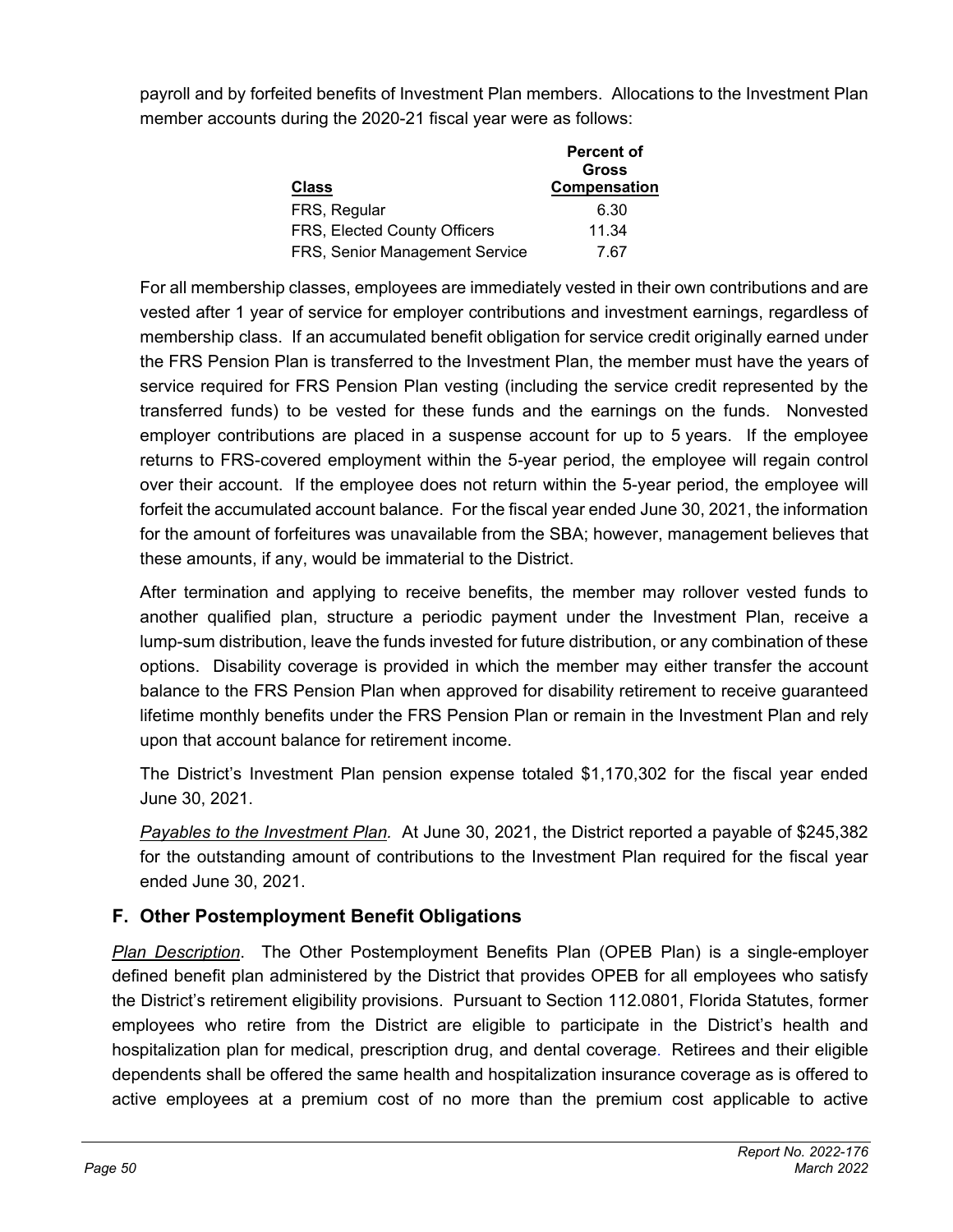payroll and by forfeited benefits of Investment Plan members. Allocations to the Investment Plan member accounts during the 2020-21 fiscal year were as follows:

| Class | Percent of Gross Compensation |
|---|---|
| FRS, Regular | 6.30 |
| FRS, Elected County Officers | 11.34 |
| FRS, Senior Management Service | 7.67 |

For all membership classes, employees are immediately vested in their own contributions and are vested after 1 year of service for employer contributions and investment earnings, regardless of membership class. If an accumulated benefit obligation for service credit originally earned under the FRS Pension Plan is transferred to the Investment Plan, the member must have the years of service required for FRS Pension Plan vesting (including the service credit represented by the transferred funds) to be vested for these funds and the earnings on the funds. Nonvested employer contributions are placed in a suspense account for up to 5 years. If the employee returns to FRS-covered employment within the 5-year period, the employee will regain control over their account. If the employee does not return within the 5-year period, the employee will forfeit the accumulated account balance. For the fiscal year ended June 30, 2021, the information for the amount of forfeitures was unavailable from the SBA; however, management believes that these amounts, if any, would be immaterial to the District.

After termination and applying to receive benefits, the member may rollover vested funds to another qualified plan, structure a periodic payment under the Investment Plan, receive a lump-sum distribution, leave the funds invested for future distribution, or any combination of these options. Disability coverage is provided in which the member may either transfer the account balance to the FRS Pension Plan when approved for disability retirement to receive guaranteed lifetime monthly benefits under the FRS Pension Plan or remain in the Investment Plan and rely upon that account balance for retirement income.

The District's Investment Plan pension expense totaled $1,170,302 for the fiscal year ended June 30, 2021.

*Payables to the Investment Plan.* At June 30, 2021, the District reported a payable of $245,382 for the outstanding amount of contributions to the Investment Plan required for the fiscal year ended June 30, 2021.

## F. Other Postemployment Benefit Obligations

*Plan Description*. The Other Postemployment Benefits Plan (OPEB Plan) is a single-employer defined benefit plan administered by the District that provides OPEB for all employees who satisfy the District's retirement eligibility provisions. Pursuant to Section 112.0801, Florida Statutes, former employees who retire from the District are eligible to participate in the District's health and hospitalization plan for medical, prescription drug, and dental coverage. Retirees and their eligible dependents shall be offered the same health and hospitalization insurance coverage as is offered to active employees at a premium cost of no more than the premium cost applicable to active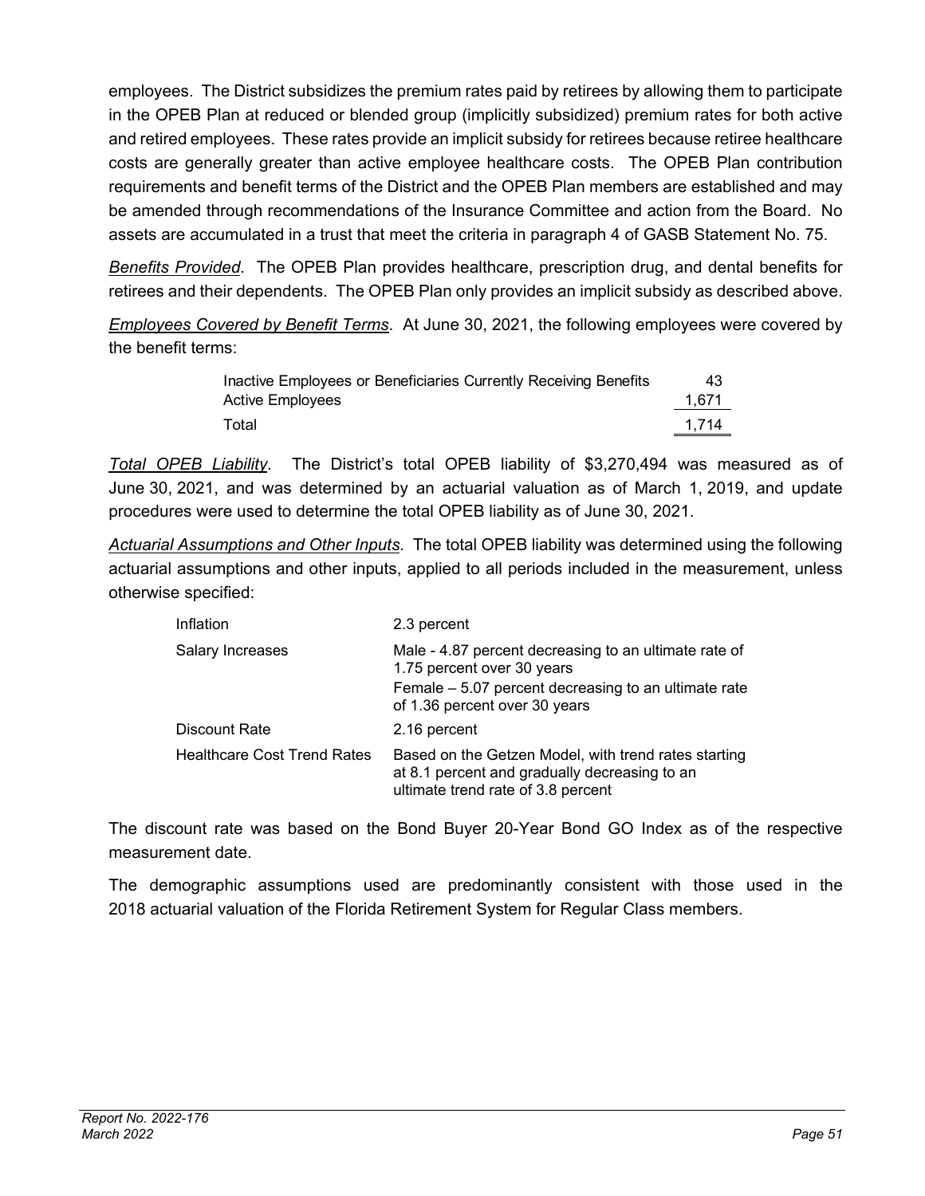employees. The District subsidizes the premium rates paid by retirees by allowing them to participate in the OPEB Plan at reduced or blended group (implicitly subsidized) premium rates for both active and retired employees. These rates provide an implicit subsidy for retirees because retiree healthcare costs are generally greater than active employee healthcare costs. The OPEB Plan contribution requirements and benefit terms of the District and the OPEB Plan members are established and may be amended through recommendations of the Insurance Committee and action from the Board. No assets are accumulated in a trust that meet the criteria in paragraph 4 of GASB Statement No. 75.

*Benefits Provided*. The OPEB Plan provides healthcare, prescription drug, and dental benefits for retirees and their dependents. The OPEB Plan only provides an implicit subsidy as described above.

*Employees Covered by Benefit Terms*. At June 30, 2021, the following employees were covered by the benefit terms:

| | |
|---|---|
| Inactive Employees or Beneficiaries Currently Receiving Benefits | 43 |
| Active Employees | 1,671 |
| Total | 1,714 |

*Total OPEB Liability*. The District's total OPEB liability of $3,270,494 was measured as of June 30, 2021, and was determined by an actuarial valuation as of March 1, 2019, and update procedures were used to determine the total OPEB liability as of June 30, 2021.

*Actuarial Assumptions and Other Inputs*. The total OPEB liability was determined using the following actuarial assumptions and other inputs, applied to all periods included in the measurement, unless otherwise specified:

| | |
|---|---|
| Inflation | 2.3 percent |
| Salary Increases | Male - 4.87 percent decreasing to an ultimate rate of 1.75 percent over 30 years<br>Female – 5.07 percent decreasing to an ultimate rate of 1.36 percent over 30 years |
| Discount Rate | 2.16 percent |
| Healthcare Cost Trend Rates | Based on the Getzen Model, with trend rates starting at 8.1 percent and gradually decreasing to an ultimate trend rate of 3.8 percent |

The discount rate was based on the Bond Buyer 20-Year Bond GO Index as of the respective measurement date.

The demographic assumptions used are predominantly consistent with those used in the 2018 actuarial valuation of the Florida Retirement System for Regular Class members.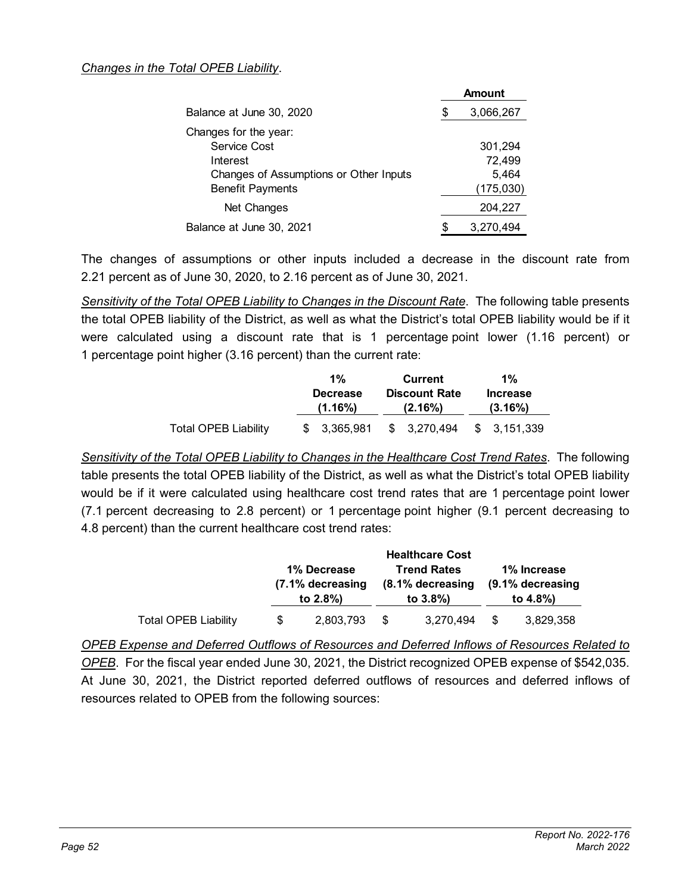*Changes in the Total OPEB Liability*.

| | Amount |
|---|---|
| Balance at June 30, 2020 | $ 3,066,267 |
| Changes for the year: | |
| Service Cost | 301,294 |
| Interest | 72,499 |
| Changes of Assumptions or Other Inputs | 5,464 |
| Benefit Payments | (175,030) |
| Net Changes | 204,227 |
| Balance at June 30, 2021 | $ 3,270,494 |

The changes of assumptions or other inputs included a decrease in the discount rate from 2.21 percent as of June 30, 2020, to 2.16 percent as of June 30, 2021.

*Sensitivity of the Total OPEB Liability to Changes in the Discount Rate*. The following table presents the total OPEB liability of the District, as well as what the District's total OPEB liability would be if it were calculated using a discount rate that is 1 percentage point lower (1.16 percent) or 1 percentage point higher (3.16 percent) than the current rate:

| | 1% Decrease (1.16%) | Current Discount Rate (2.16%) | 1% Increase (3.16%) |
|---|---|---|---|
| Total OPEB Liability | $ 3,365,981 | $ 3,270,494 | $ 3,151,339 |

*Sensitivity of the Total OPEB Liability to Changes in the Healthcare Cost Trend Rates*. The following table presents the total OPEB liability of the District, as well as what the District's total OPEB liability would be if it were calculated using healthcare cost trend rates that are 1 percentage point lower (7.1 percent decreasing to 2.8 percent) or 1 percentage point higher (9.1 percent decreasing to 4.8 percent) than the current healthcare cost trend rates:

| | 1% Decrease (7.1% decreasing to 2.8%) | Healthcare Cost Trend Rates (8.1% decreasing to 3.8%) | 1% Increase (9.1% decreasing to 4.8%) |
|---|---|---|---|
| Total OPEB Liability | $ 2,803,793 | $ 3,270,494 | $ 3,829,358 |

*OPEB Expense and Deferred Outflows of Resources and Deferred Inflows of Resources Related to OPEB*. For the fiscal year ended June 30, 2021, the District recognized OPEB expense of $542,035. At June 30, 2021, the District reported deferred outflows of resources and deferred inflows of resources related to OPEB from the following sources: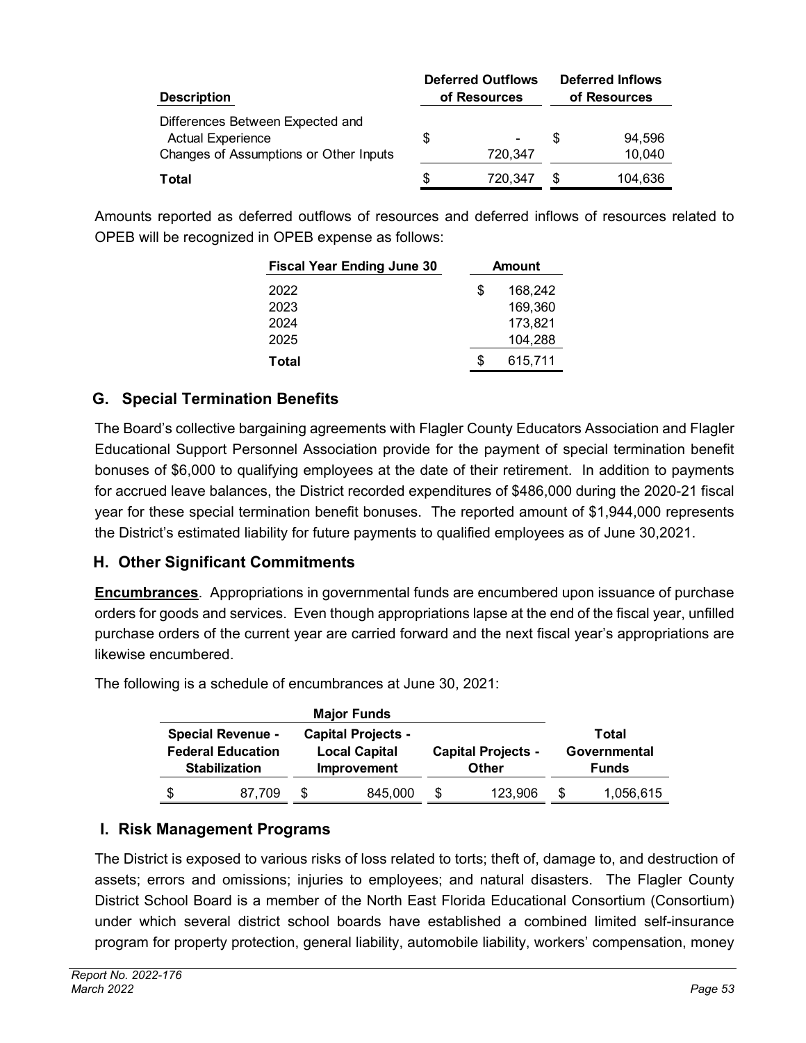| Description | Deferred Outflows of Resources | Deferred Inflows of Resources |
|---|---|---|
| Differences Between Expected and Actual Experience | $ - | $ 94,596 |
| Changes of Assumptions or Other Inputs | 720,347 | 10,040 |
| **Total** | $ 720,347 | $ 104,636 |

Amounts reported as deferred outflows of resources and deferred inflows of resources related to OPEB will be recognized in OPEB expense as follows:

| Fiscal Year Ending June 30 | Amount |
|---|---|
| 2022 | $ 168,242 |
| 2023 | 169,360 |
| 2024 | 173,821 |
| 2025 | 104,288 |
| **Total** | $ 615,711 |

## G. Special Termination Benefits

The Board's collective bargaining agreements with Flagler County Educators Association and Flagler Educational Support Personnel Association provide for the payment of special termination benefit bonuses of $6,000 to qualifying employees at the date of their retirement. In addition to payments for accrued leave balances, the District recorded expenditures of $486,000 during the 2020-21 fiscal year for these special termination benefit bonuses. The reported amount of $1,944,000 represents the District's estimated liability for future payments to qualified employees as of June 30,2021.

## H. Other Significant Commitments

**Encumbrances**. Appropriations in governmental funds are encumbered upon issuance of purchase orders for goods and services. Even though appropriations lapse at the end of the fiscal year, unfilled purchase orders of the current year are carried forward and the next fiscal year's appropriations are likewise encumbered.

The following is a schedule of encumbrances at June 30, 2021:

| Major Funds | | | |
|---|---|---|---|
| Special Revenue - Federal Education Stabilization | Capital Projects - Local Capital Improvement | Capital Projects - Other | Total Governmental Funds |
| $ 87,709 | $ 845,000 | $ 123,906 | $ 1,056,615 |

## I. Risk Management Programs

The District is exposed to various risks of loss related to torts; theft of, damage to, and destruction of assets; errors and omissions; injuries to employees; and natural disasters. The Flagler County District School Board is a member of the North East Florida Educational Consortium (Consortium) under which several district school boards have established a combined limited self-insurance program for property protection, general liability, automobile liability, workers' compensation, money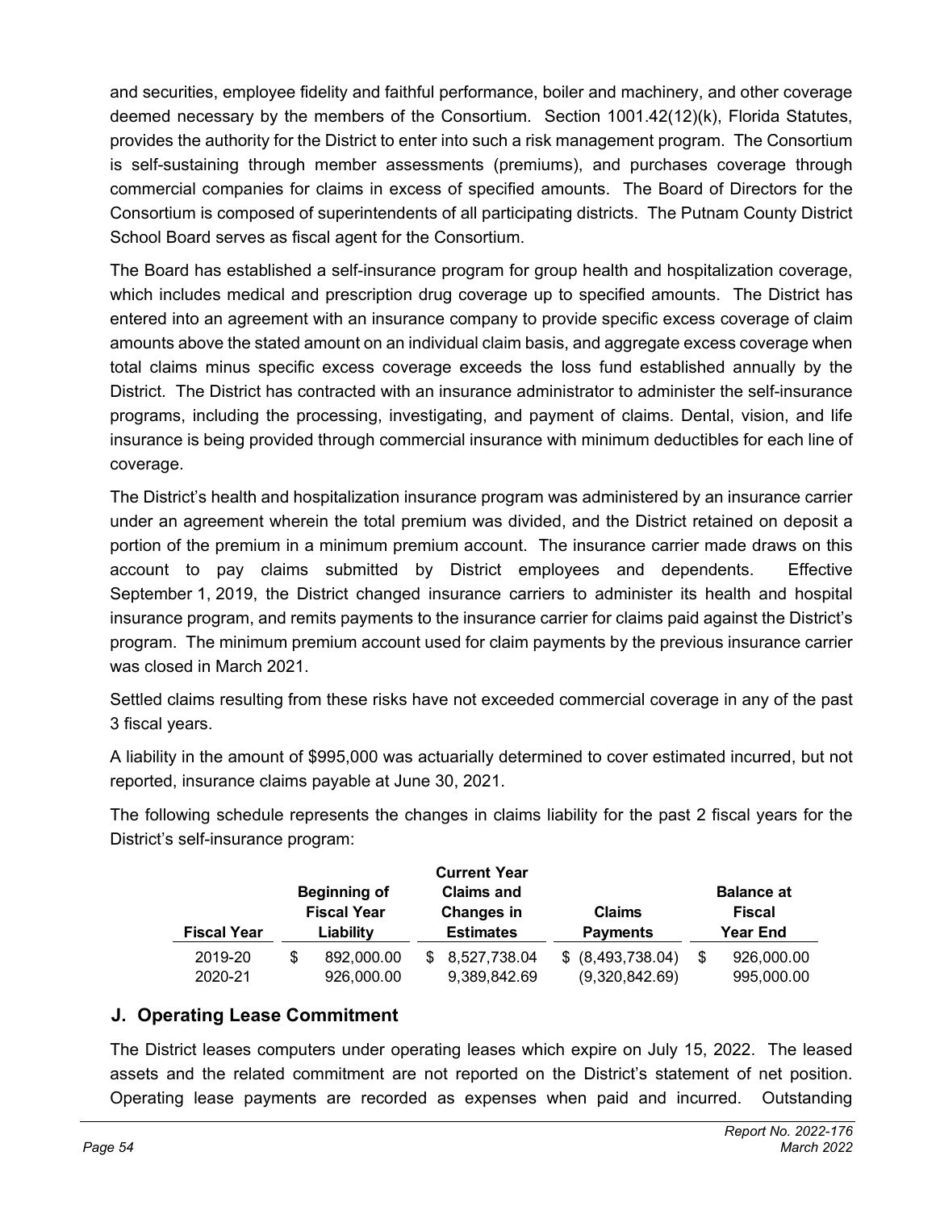and securities, employee fidelity and faithful performance, boiler and machinery, and other coverage deemed necessary by the members of the Consortium. Section 1001.42(12)(k), Florida Statutes, provides the authority for the District to enter into such a risk management program. The Consortium is self-sustaining through member assessments (premiums), and purchases coverage through commercial companies for claims in excess of specified amounts. The Board of Directors for the Consortium is composed of superintendents of all participating districts. The Putnam County District School Board serves as fiscal agent for the Consortium.

The Board has established a self-insurance program for group health and hospitalization coverage, which includes medical and prescription drug coverage up to specified amounts. The District has entered into an agreement with an insurance company to provide specific excess coverage of claim amounts above the stated amount on an individual claim basis, and aggregate excess coverage when total claims minus specific excess coverage exceeds the loss fund established annually by the District. The District has contracted with an insurance administrator to administer the self-insurance programs, including the processing, investigating, and payment of claims. Dental, vision, and life insurance is being provided through commercial insurance with minimum deductibles for each line of coverage.

The District's health and hospitalization insurance program was administered by an insurance carrier under an agreement wherein the total premium was divided, and the District retained on deposit a portion of the premium in a minimum premium account. The insurance carrier made draws on this account to pay claims submitted by District employees and dependents. Effective September 1, 2019, the District changed insurance carriers to administer its health and hospital insurance program, and remits payments to the insurance carrier for claims paid against the District's program. The minimum premium account used for claim payments by the previous insurance carrier was closed in March 2021.

Settled claims resulting from these risks have not exceeded commercial coverage in any of the past 3 fiscal years.

A liability in the amount of $995,000 was actuarially determined to cover estimated incurred, but not reported, insurance claims payable at June 30, 2021.

The following schedule represents the changes in claims liability for the past 2 fiscal years for the District's self-insurance program:

| Fiscal Year | Beginning of Fiscal Year Liability | Current Year Claims and Changes in Estimates | Claims Payments | Balance at Fiscal Year End |
|---|---|---|---|---|
| 2019-20 | $ 892,000.00 | $ 8,527,738.04 | $ (8,493,738.04) | $ 926,000.00 |
| 2020-21 | 926,000.00 | 9,389,842.69 | (9,320,842.69) | 995,000.00 |

## J. Operating Lease Commitment

The District leases computers under operating leases which expire on July 15, 2022. The leased assets and the related commitment are not reported on the District's statement of net position. Operating lease payments are recorded as expenses when paid and incurred. Outstanding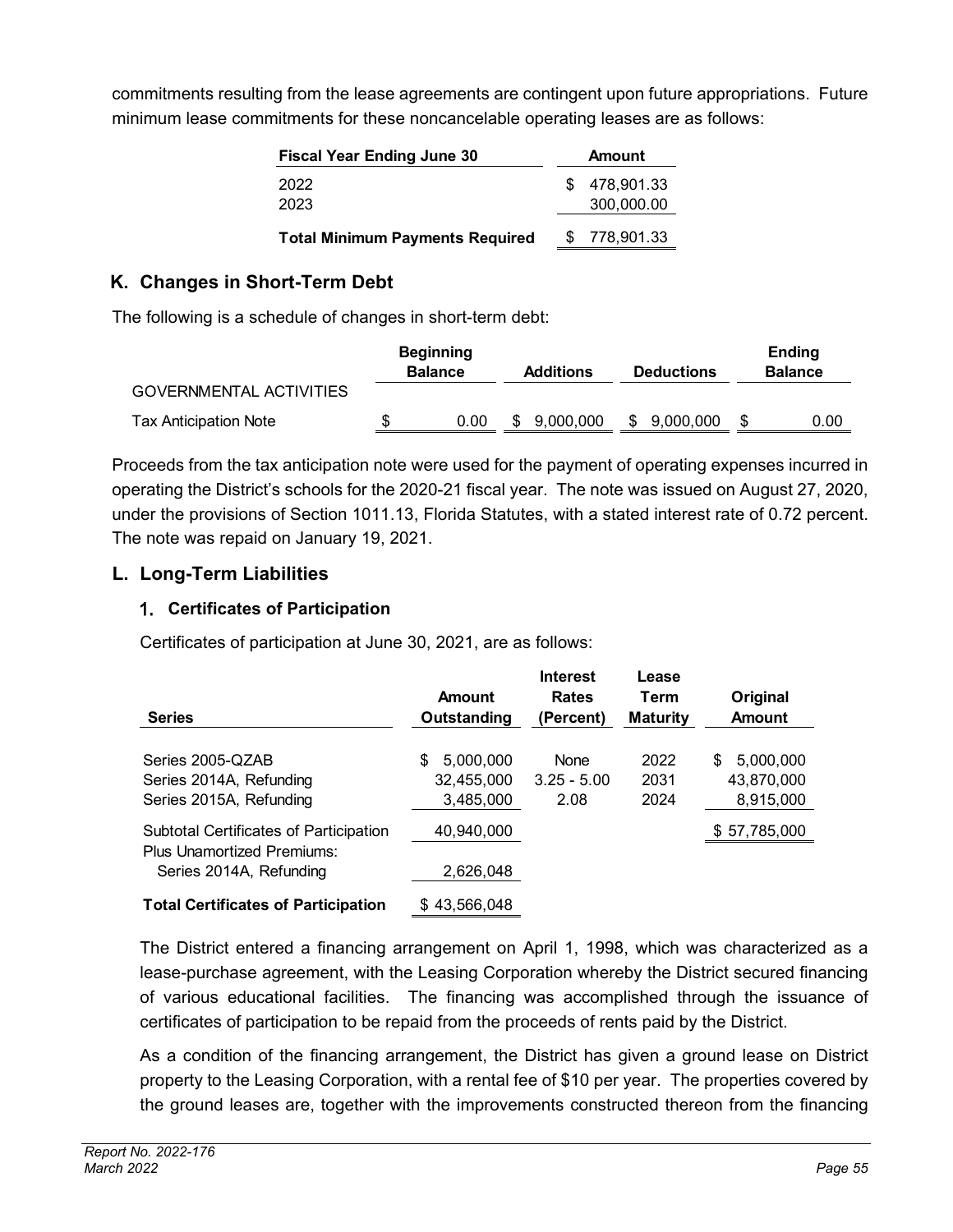commitments resulting from the lease agreements are contingent upon future appropriations. Future minimum lease commitments for these noncancelable operating leases are as follows:

| Fiscal Year Ending June 30 | Amount |
|---|---|
| 2022 | $ 478,901.33 |
| 2023 | 300,000.00 |
| **Total Minimum Payments Required** | $ 778,901.33 |

## K. Changes in Short-Term Debt

The following is a schedule of changes in short-term debt:

| | Beginning Balance | Additions | Deductions | Ending Balance |
|---|---|---|---|---|
| GOVERNMENTAL ACTIVITIES | | | | |
| Tax Anticipation Note | $ 0.00 | $ 9,000,000 | $ 9,000,000 | $ 0.00 |

Proceeds from the tax anticipation note were used for the payment of operating expenses incurred in operating the District's schools for the 2020-21 fiscal year. The note was issued on August 27, 2020, under the provisions of Section 1011.13, Florida Statutes, with a stated interest rate of 0.72 percent. The note was repaid on January 19, 2021.

## L. Long-Term Liabilities

### 1. Certificates of Participation

Certificates of participation at June 30, 2021, are as follows:

| Series | Amount Outstanding | Interest Rates (Percent) | Lease Term Maturity | Original Amount |
|---|---|---|---|---|
| Series 2005-QZAB | $ 5,000,000 | None | 2022 | $ 5,000,000 |
| Series 2014A, Refunding | 32,455,000 | 3.25 - 5.00 | 2031 | 43,870,000 |
| Series 2015A, Refunding | 3,485,000 | 2.08 | 2024 | 8,915,000 |
| Subtotal Certificates of Participation | 40,940,000 | | | $ 57,785,000 |
| Plus Unamortized Premiums: | | | | |
| Series 2014A, Refunding | 2,626,048 | | | |
| **Total Certificates of Participation** | $ 43,566,048 | | | |

The District entered a financing arrangement on April 1, 1998, which was characterized as a lease-purchase agreement, with the Leasing Corporation whereby the District secured financing of various educational facilities. The financing was accomplished through the issuance of certificates of participation to be repaid from the proceeds of rents paid by the District.

As a condition of the financing arrangement, the District has given a ground lease on District property to the Leasing Corporation, with a rental fee of $10 per year. The properties covered by the ground leases are, together with the improvements constructed thereon from the financing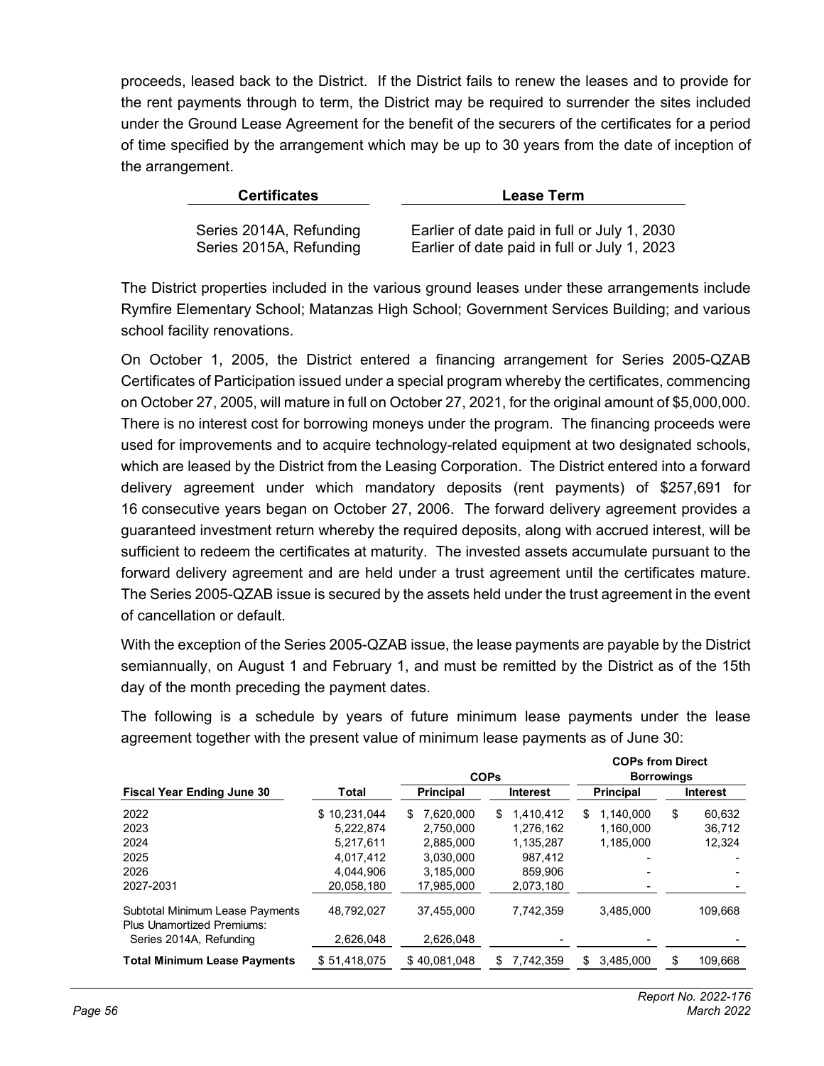proceeds, leased back to the District. If the District fails to renew the leases and to provide for the rent payments through to term, the District may be required to surrender the sites included under the Ground Lease Agreement for the benefit of the securers of the certificates for a period of time specified by the arrangement which may be up to 30 years from the date of inception of the arrangement.

| Certificates | Lease Term |
|---|---|
| Series 2014A, Refunding | Earlier of date paid in full or July 1, 2030 |
| Series 2015A, Refunding | Earlier of date paid in full or July 1, 2023 |

The District properties included in the various ground leases under these arrangements include Rymfire Elementary School; Matanzas High School; Government Services Building; and various school facility renovations.

On October 1, 2005, the District entered a financing arrangement for Series 2005-QZAB Certificates of Participation issued under a special program whereby the certificates, commencing on October 27, 2005, will mature in full on October 27, 2021, for the original amount of $5,000,000. There is no interest cost for borrowing moneys under the program. The financing proceeds were used for improvements and to acquire technology-related equipment at two designated schools, which are leased by the District from the Leasing Corporation. The District entered into a forward delivery agreement under which mandatory deposits (rent payments) of $257,691 for 16 consecutive years began on October 27, 2006. The forward delivery agreement provides a guaranteed investment return whereby the required deposits, along with accrued interest, will be sufficient to redeem the certificates at maturity. The invested assets accumulate pursuant to the forward delivery agreement and are held under a trust agreement until the certificates mature. The Series 2005-QZAB issue is secured by the assets held under the trust agreement in the event of cancellation or default.

With the exception of the Series 2005-QZAB issue, the lease payments are payable by the District semiannually, on August 1 and February 1, and must be remitted by the District as of the 15th day of the month preceding the payment dates.

The following is a schedule by years of future minimum lease payments under the lease agreement together with the present value of minimum lease payments as of June 30:

| | | COPs | | COPs from Direct Borrowings | |
|---|---|---|---|---|---|
| **Fiscal Year Ending June 30** | **Total** | **Principal** | **Interest** | **Principal** | **Interest** |
| 2022 | $ 10,231,044 | $ 7,620,000 | $ 1,410,412 | $ 1,140,000 | $ 60,632 |
| 2023 | 5,222,874 | 2,750,000 | 1,276,162 | 1,160,000 | 36,712 |
| 2024 | 5,217,611 | 2,885,000 | 1,135,287 | 1,185,000 | 12,324 |
| 2025 | 4,017,412 | 3,030,000 | 987,412 | - | - |
| 2026 | 4,044,906 | 3,185,000 | 859,906 | - | - |
| 2027-2031 | 20,058,180 | 17,985,000 | 2,073,180 | - | - |
| Subtotal Minimum Lease Payments | 48,792,027 | 37,455,000 | 7,742,359 | 3,485,000 | 109,668 |
| Plus Unamortized Premiums: | | | | | |
| Series 2014A, Refunding | 2,626,048 | 2,626,048 | - | - | - |
| **Total Minimum Lease Payments** | $ 51,418,075 | $ 40,081,048 | $ 7,742,359 | $ 3,485,000 | $ 109,668 |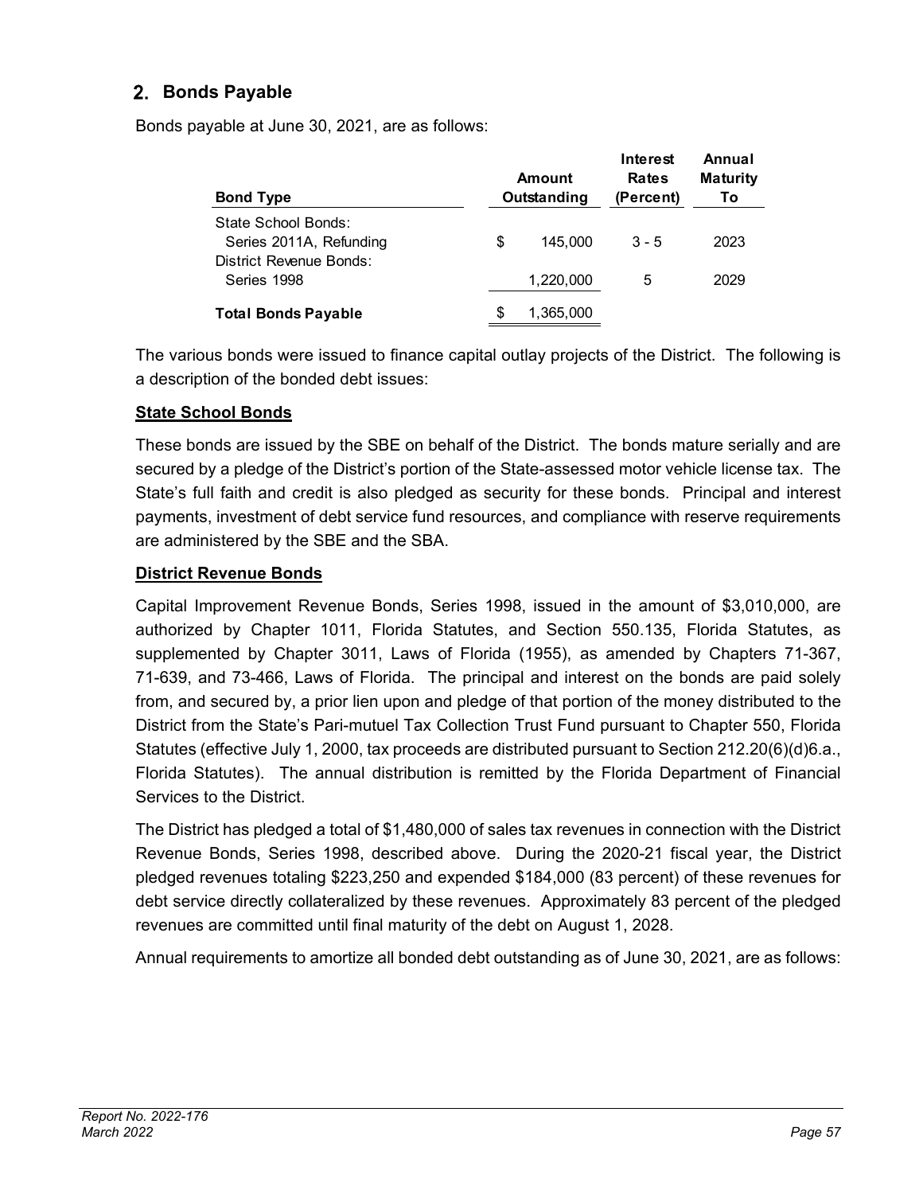## 2. Bonds Payable

Bonds payable at June 30, 2021, are as follows:

| Bond Type | Amount Outstanding | Interest Rates (Percent) | Annual Maturity To |
|---|---|---|---|
| State School Bonds: | | | |
| Series 2011A, Refunding | $ 145,000 | 3 - 5 | 2023 |
| District Revenue Bonds: | | | |
| Series 1998 | 1,220,000 | 5 | 2029 |
| **Total Bonds Payable** | $ 1,365,000 | | |

The various bonds were issued to finance capital outlay projects of the District. The following is a description of the bonded debt issues:

**State School Bonds**

These bonds are issued by the SBE on behalf of the District. The bonds mature serially and are secured by a pledge of the District's portion of the State-assessed motor vehicle license tax. The State's full faith and credit is also pledged as security for these bonds. Principal and interest payments, investment of debt service fund resources, and compliance with reserve requirements are administered by the SBE and the SBA.

**District Revenue Bonds**

Capital Improvement Revenue Bonds, Series 1998, issued in the amount of $3,010,000, are authorized by Chapter 1011, Florida Statutes, and Section 550.135, Florida Statutes, as supplemented by Chapter 3011, Laws of Florida (1955), as amended by Chapters 71-367, 71-639, and 73-466, Laws of Florida. The principal and interest on the bonds are paid solely from, and secured by, a prior lien upon and pledge of that portion of the money distributed to the District from the State's Pari-mutuel Tax Collection Trust Fund pursuant to Chapter 550, Florida Statutes (effective July 1, 2000, tax proceeds are distributed pursuant to Section 212.20(6)(d)6.a., Florida Statutes). The annual distribution is remitted by the Florida Department of Financial Services to the District.

The District has pledged a total of $1,480,000 of sales tax revenues in connection with the District Revenue Bonds, Series 1998, described above. During the 2020-21 fiscal year, the District pledged revenues totaling $223,250 and expended $184,000 (83 percent) of these revenues for debt service directly collateralized by these revenues. Approximately 83 percent of the pledged revenues are committed until final maturity of the debt on August 1, 2028.

Annual requirements to amortize all bonded debt outstanding as of June 30, 2021, are as follows: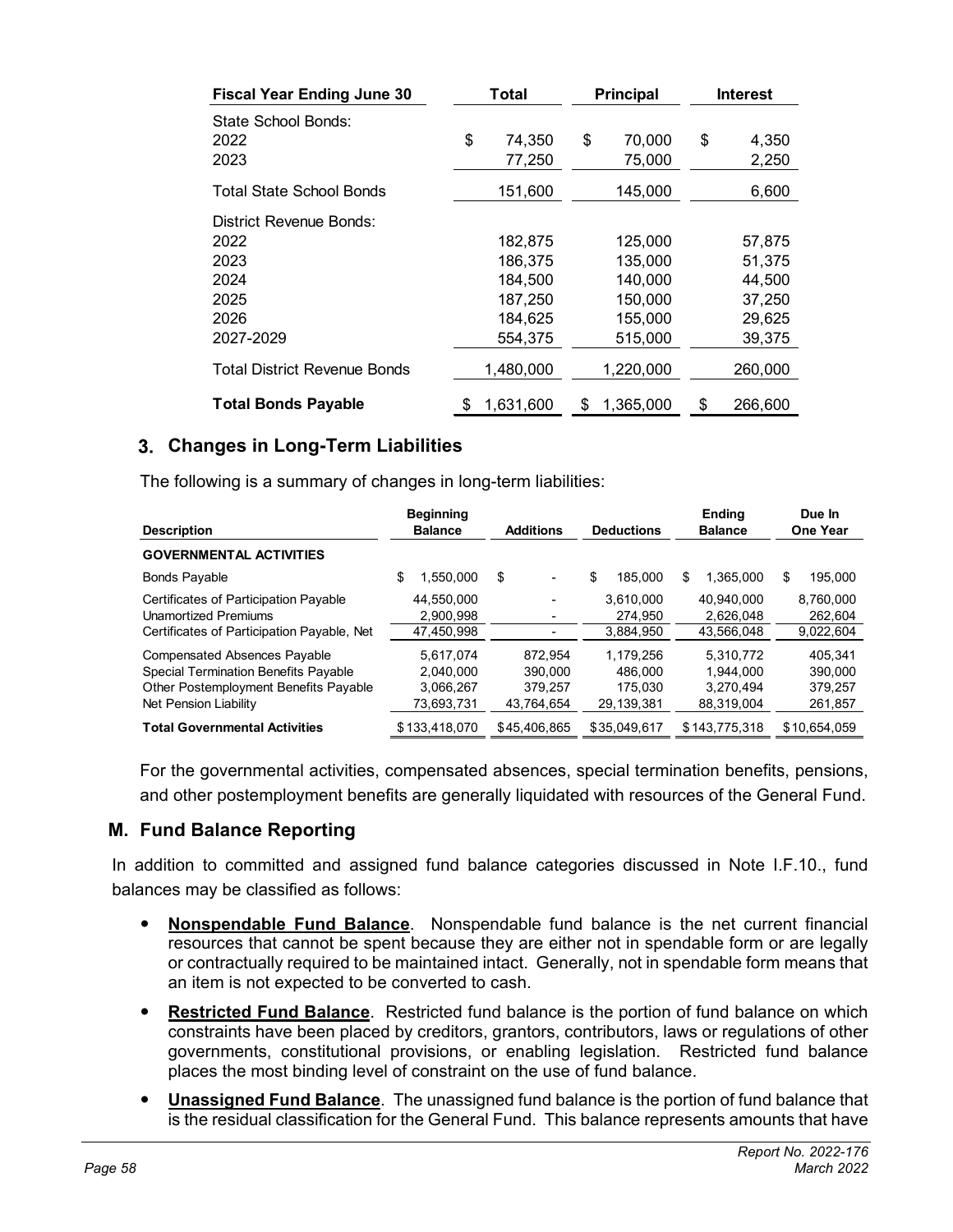| Fiscal Year Ending June 30 | Total | Principal | Interest |
|---|---|---|---|
| State School Bonds: | | | |
| 2022 | $ 74,350 | $ 70,000 | $ 4,350 |
| 2023 | 77,250 | 75,000 | 2,250 |
| Total State School Bonds | 151,600 | 145,000 | 6,600 |
| District Revenue Bonds: | | | |
| 2022 | 182,875 | 125,000 | 57,875 |
| 2023 | 186,375 | 135,000 | 51,375 |
| 2024 | 184,500 | 140,000 | 44,500 |
| 2025 | 187,250 | 150,000 | 37,250 |
| 2026 | 184,625 | 155,000 | 29,625 |
| 2027-2029 | 554,375 | 515,000 | 39,375 |
| Total District Revenue Bonds | 1,480,000 | 1,220,000 | 260,000 |
| **Total Bonds Payable** | $ 1,631,600 | $ 1,365,000 | $ 266,600 |

## 3. Changes in Long-Term Liabilities

The following is a summary of changes in long-term liabilities:

| Description | Beginning Balance | Additions | Deductions | Ending Balance | Due In One Year |
|---|---|---|---|---|---|
| **GOVERNMENTAL ACTIVITIES** | | | | | |
| Bonds Payable | $ 1,550,000 | $ - | $ 185,000 | $ 1,365,000 | $ 195,000 |
| Certificates of Participation Payable | 44,550,000 | - | 3,610,000 | 40,940,000 | 8,760,000 |
| Unamortized Premiums | 2,900,998 | - | 274,950 | 2,626,048 | 262,604 |
| Certificates of Participation Payable, Net | 47,450,998 | - | 3,884,950 | 43,566,048 | 9,022,604 |
| Compensated Absences Payable | 5,617,074 | 872,954 | 1,179,256 | 5,310,772 | 405,341 |
| Special Termination Benefits Payable | 2,040,000 | 390,000 | 486,000 | 1,944,000 | 390,000 |
| Other Postemployment Benefits Payable | 3,066,267 | 379,257 | 175,030 | 3,270,494 | 379,257 |
| Net Pension Liability | 73,693,731 | 43,764,654 | 29,139,381 | 88,319,004 | 261,857 |
| **Total Governmental Activities** | $133,418,070 | $45,406,865 | $35,049,617 | $143,775,318 | $10,654,059 |

For the governmental activities, compensated absences, special termination benefits, pensions, and other postemployment benefits are generally liquidated with resources of the General Fund.

## M. Fund Balance Reporting

In addition to committed and assigned fund balance categories discussed in Note I.F.10., fund balances may be classified as follows:

- **Nonspendable Fund Balance**. Nonspendable fund balance is the net current financial resources that cannot be spent because they are either not in spendable form or are legally or contractually required to be maintained intact. Generally, not in spendable form means that an item is not expected to be converted to cash.
- **Restricted Fund Balance**. Restricted fund balance is the portion of fund balance on which constraints have been placed by creditors, grantors, contributors, laws or regulations of other governments, constitutional provisions, or enabling legislation. Restricted fund balance places the most binding level of constraint on the use of fund balance.
- **Unassigned Fund Balance**. The unassigned fund balance is the portion of fund balance that is the residual classification for the General Fund. This balance represents amounts that have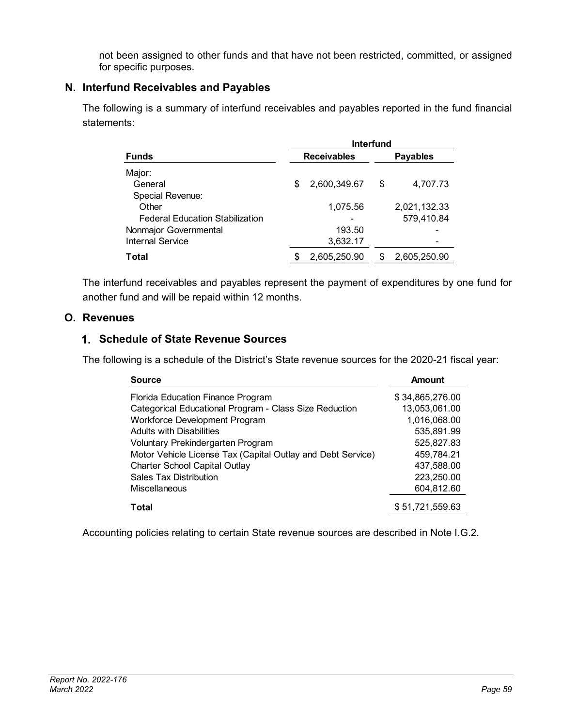not been assigned to other funds and that have not been restricted, committed, or assigned for specific purposes.

## N. Interfund Receivables and Payables

The following is a summary of interfund receivables and payables reported in the fund financial statements:

| Funds | Interfund Receivables | Interfund Payables |
|---|---|---|
| Major: | | |
| General | $ 2,600,349.67 | $ 4,707.73 |
| Special Revenue: | | |
| Other | 1,075.56 | 2,021,132.33 |
| Federal Education Stabilization | - | 579,410.84 |
| Nonmajor Governmental | 193.50 | - |
| Internal Service | 3,632.17 | - |
| **Total** | $ 2,605,250.90 | $ 2,605,250.90 |

The interfund receivables and payables represent the payment of expenditures by one fund for another fund and will be repaid within 12 months.

## O. Revenues

### 1. Schedule of State Revenue Sources

The following is a schedule of the District's State revenue sources for the 2020-21 fiscal year:

| Source | Amount |
|---|---|
| Florida Education Finance Program | $ 34,865,276.00 |
| Categorical Educational Program - Class Size Reduction | 13,053,061.00 |
| Workforce Development Program | 1,016,068.00 |
| Adults with Disabilities | 535,891.99 |
| Voluntary Prekindergarten Program | 525,827.83 |
| Motor Vehicle License Tax (Capital Outlay and Debt Service) | 459,784.21 |
| Charter School Capital Outlay | 437,588.00 |
| Sales Tax Distribution | 223,250.00 |
| Miscellaneous | 604,812.60 |
| **Total** | $ 51,721,559.63 |

Accounting policies relating to certain State revenue sources are described in Note I.G.2.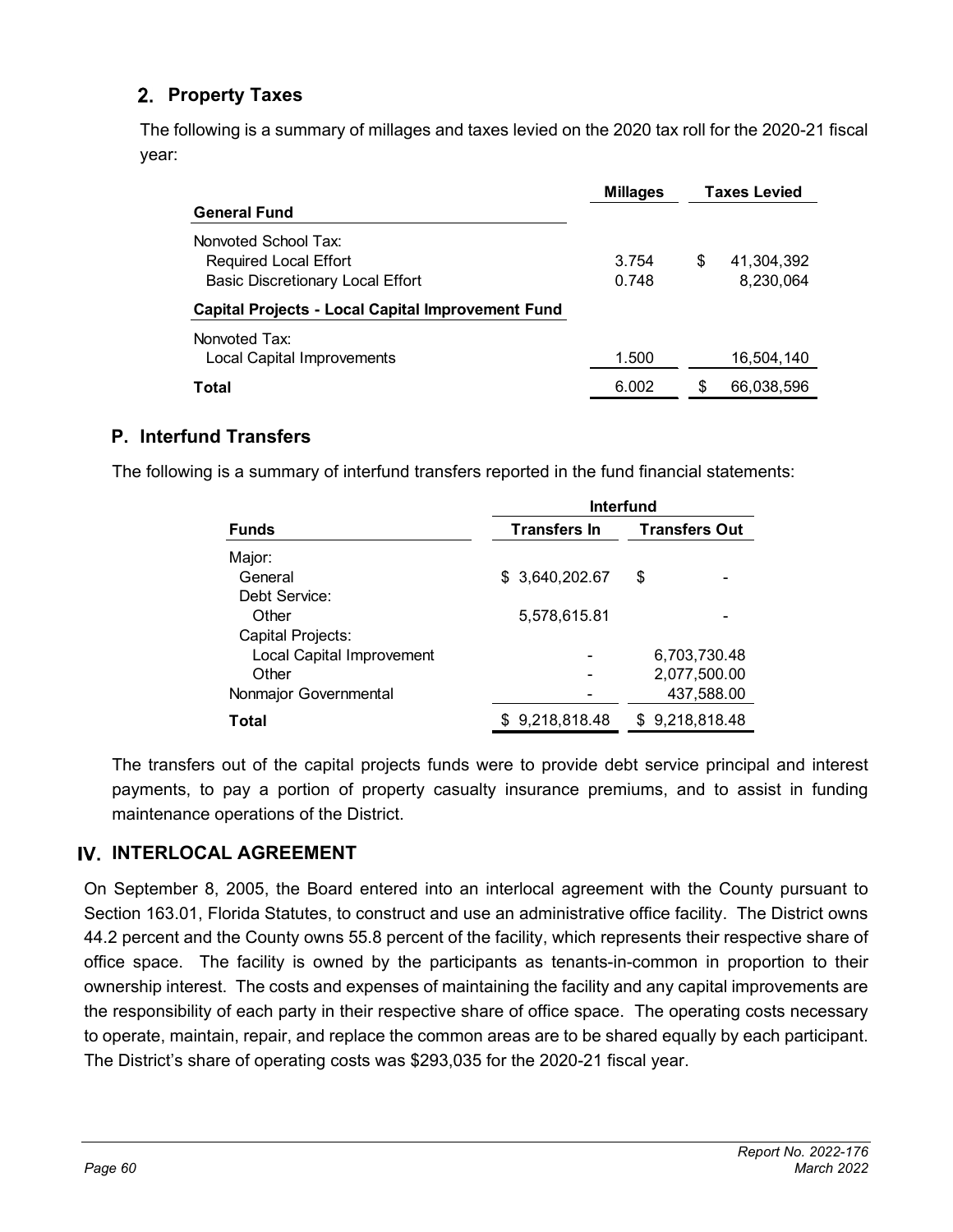## 2. Property Taxes

The following is a summary of millages and taxes levied on the 2020 tax roll for the 2020-21 fiscal year:

| | Millages | Taxes Levied |
|---|---|---|
| **General Fund** | | |
| Nonvoted School Tax: | | |
| Required Local Effort | 3.754 | $ 41,304,392 |
| Basic Discretionary Local Effort | 0.748 | 8,230,064 |
| **Capital Projects - Local Capital Improvement Fund** | | |
| Nonvoted Tax: | | |
| Local Capital Improvements | 1.500 | 16,504,140 |
| **Total** | 6.002 | $ 66,038,596 |

## P. Interfund Transfers

The following is a summary of interfund transfers reported in the fund financial statements:

| | Interfund | |
|---|---|---|
| **Funds** | **Transfers In** | **Transfers Out** |
| Major: | | |
| General | $ 3,640,202.67 | $ - |
| Debt Service: | | |
| Other | 5,578,615.81 | - |
| Capital Projects: | | |
| Local Capital Improvement | - | 6,703,730.48 |
| Other | - | 2,077,500.00 |
| Nonmajor Governmental | - | 437,588.00 |
| **Total** | $ 9,218,818.48 | $ 9,218,818.48 |

The transfers out of the capital projects funds were to provide debt service principal and interest payments, to pay a portion of property casualty insurance premiums, and to assist in funding maintenance operations of the District.

# IV. INTERLOCAL AGREEMENT

On September 8, 2005, the Board entered into an interlocal agreement with the County pursuant to Section 163.01, Florida Statutes, to construct and use an administrative office facility. The District owns 44.2 percent and the County owns 55.8 percent of the facility, which represents their respective share of office space. The facility is owned by the participants as tenants-in-common in proportion to their ownership interest. The costs and expenses of maintaining the facility and any capital improvements are the responsibility of each party in their respective share of office space. The operating costs necessary to operate, maintain, repair, and replace the common areas are to be shared equally by each participant. The District's share of operating costs was $293,035 for the 2020-21 fiscal year.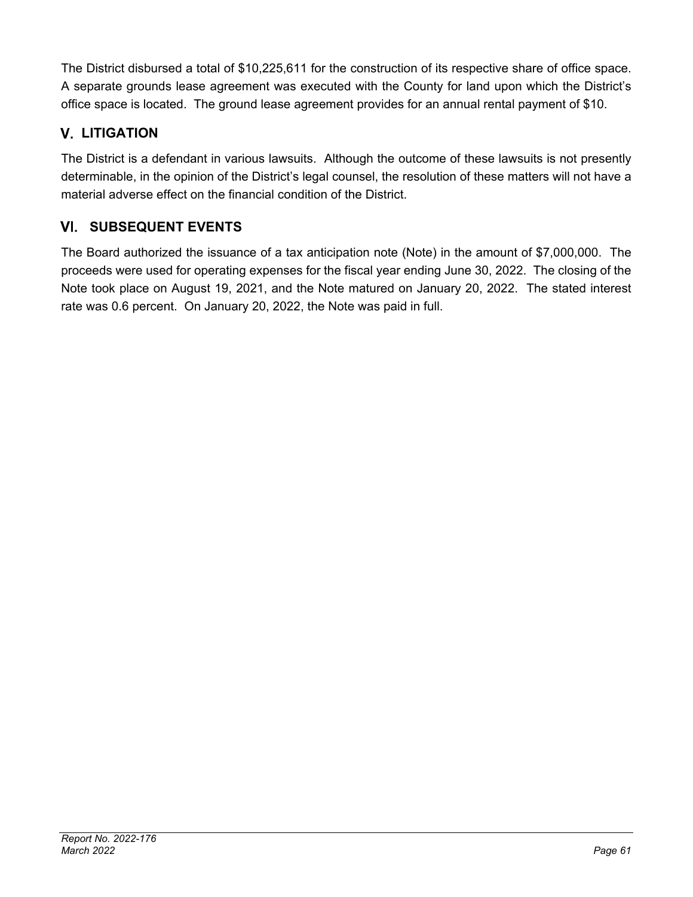The District disbursed a total of $10,225,611 for the construction of its respective share of office space. A separate grounds lease agreement was executed with the County for land upon which the District's office space is located. The ground lease agreement provides for an annual rental payment of $10.

## V. LITIGATION

The District is a defendant in various lawsuits. Although the outcome of these lawsuits is not presently determinable, in the opinion of the District's legal counsel, the resolution of these matters will not have a material adverse effect on the financial condition of the District.

## VI. SUBSEQUENT EVENTS

The Board authorized the issuance of a tax anticipation note (Note) in the amount of $7,000,000. The proceeds were used for operating expenses for the fiscal year ending June 30, 2022. The closing of the Note took place on August 19, 2021, and the Note matured on January 20, 2022. The stated interest rate was 0.6 percent. On January 20, 2022, the Note was paid in full.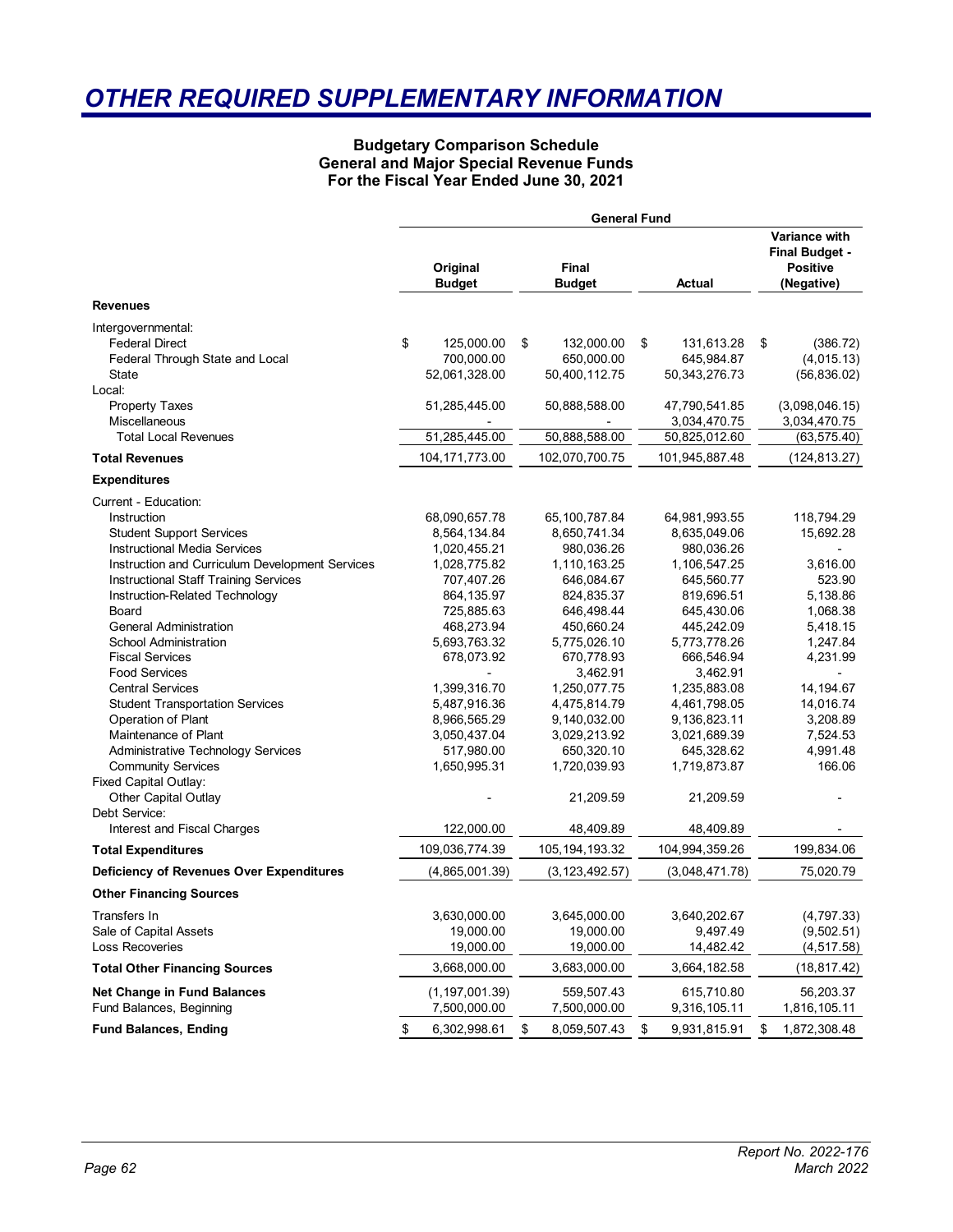# OTHER REQUIRED SUPPLEMENTARY INFORMATION

**Budgetary Comparison Schedule**
**General and Major Special Revenue Funds**
**For the Fiscal Year Ended June 30, 2021**

| | General Fund | | | |
|---|---|---|---|---|
| | Original Budget | Final Budget | Actual | Variance with Final Budget - Positive (Negative) |
| **Revenues** | | | | |
| Intergovernmental: | | | | |
| Federal Direct | $ 125,000.00 | $ 132,000.00 | $ 131,613.28 | $ (386.72) |
| Federal Through State and Local | 700,000.00 | 650,000.00 | 645,984.87 | (4,015.13) |
| State | 52,061,328.00 | 50,400,112.75 | 50,343,276.73 | (56,836.02) |
| Local: | | | | |
| Property Taxes | 51,285,445.00 | 50,888,588.00 | 47,790,541.85 | (3,098,046.15) |
| Miscellaneous | - | - | 3,034,470.75 | 3,034,470.75 |
| Total Local Revenues | 51,285,445.00 | 50,888,588.00 | 50,825,012.60 | (63,575.40) |
| **Total Revenues** | 104,171,773.00 | 102,070,700.75 | 101,945,887.48 | (124,813.27) |
| **Expenditures** | | | | |
| Current - Education: | | | | |
| Instruction | 68,090,657.78 | 65,100,787.84 | 64,981,993.55 | 118,794.29 |
| Student Support Services | 8,564,134.84 | 8,650,741.34 | 8,635,049.06 | 15,692.28 |
| Instructional Media Services | 1,020,455.21 | 980,036.26 | 980,036.26 | - |
| Instruction and Curriculum Development Services | 1,028,775.82 | 1,110,163.25 | 1,106,547.25 | 3,616.00 |
| Instructional Staff Training Services | 707,407.26 | 646,084.67 | 645,560.77 | 523.90 |
| Instruction-Related Technology | 864,135.97 | 824,835.37 | 819,696.51 | 5,138.86 |
| Board | 725,885.63 | 646,498.44 | 645,430.06 | 1,068.38 |
| General Administration | 468,273.94 | 450,660.24 | 445,242.09 | 5,418.15 |
| School Administration | 5,693,763.32 | 5,775,026.10 | 5,773,778.26 | 1,247.84 |
| Fiscal Services | 678,073.92 | 670,778.93 | 666,546.94 | 4,231.99 |
| Food Services | - | 3,462.91 | 3,462.91 | - |
| Central Services | 1,399,316.70 | 1,250,077.75 | 1,235,883.08 | 14,194.67 |
| Student Transportation Services | 5,487,916.36 | 4,475,814.79 | 4,461,798.05 | 14,016.74 |
| Operation of Plant | 8,966,565.29 | 9,140,032.00 | 9,136,823.11 | 3,208.89 |
| Maintenance of Plant | 3,050,437.04 | 3,029,213.92 | 3,021,689.39 | 7,524.53 |
| Administrative Technology Services | 517,980.00 | 650,320.10 | 645,328.62 | 4,991.48 |
| Community Services | 1,650,995.31 | 1,720,039.93 | 1,719,873.87 | 166.06 |
| Fixed Capital Outlay: | | | | |
| Other Capital Outlay | - | 21,209.59 | 21,209.59 | - |
| Debt Service: | | | | |
| Interest and Fiscal Charges | 122,000.00 | 48,409.89 | 48,409.89 | - |
| **Total Expenditures** | 109,036,774.39 | 105,194,193.32 | 104,994,359.26 | 199,834.06 |
| **Deficiency of Revenues Over Expenditures** | (4,865,001.39) | (3,123,492.57) | (3,048,471.78) | 75,020.79 |
| **Other Financing Sources** | | | | |
| Transfers In | 3,630,000.00 | 3,645,000.00 | 3,640,202.67 | (4,797.33) |
| Sale of Capital Assets | 19,000.00 | 19,000.00 | 9,497.49 | (9,502.51) |
| Loss Recoveries | 19,000.00 | 19,000.00 | 14,482.42 | (4,517.58) |
| **Total Other Financing Sources** | 3,668,000.00 | 3,683,000.00 | 3,664,182.58 | (18,817.42) |
| **Net Change in Fund Balances** | (1,197,001.39) | 559,507.43 | 615,710.80 | 56,203.37 |
| Fund Balances, Beginning | 7,500,000.00 | 7,500,000.00 | 9,316,105.11 | 1,816,105.11 |
| **Fund Balances, Ending** | $ 6,302,998.61 | $ 8,059,507.43 | $ 9,931,815.91 | $ 1,872,308.48 |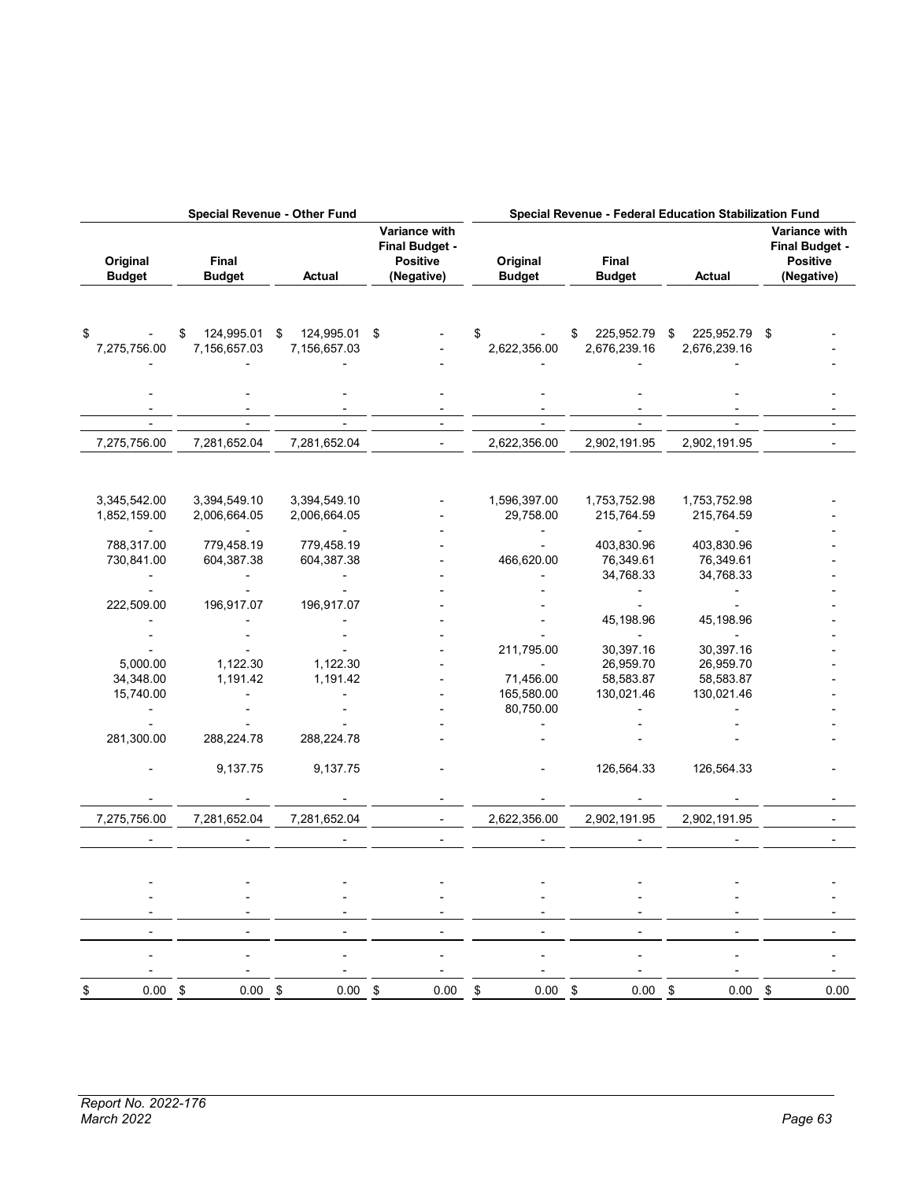| Special Revenue - Other Fund | | | | Special Revenue - Federal Education Stabilization Fund | | | |
|---|---|---|---|---|---|---|---|
| Original Budget | Final Budget | Actual | Variance with Final Budget - Positive (Negative) | Original Budget | Final Budget | Actual | Variance with Final Budget - Positive (Negative) |
| $ - | $ 124,995.01 | $ 124,995.01 | $ - | $ - | $ 225,952.79 | $ 225,952.79 | $ - |
| 7,275,756.00 | 7,156,657.03 | 7,156,657.03 | - | 2,622,356.00 | 2,676,239.16 | 2,676,239.16 | - |
| - | - | - | - | - | - | - | - |
| - | - | - | - | - | - | - | - |
| - | - | - | - | - | - | - | - |
| - | - | - | - | - | - | - | - |
| 7,275,756.00 | 7,281,652.04 | 7,281,652.04 | - | 2,622,356.00 | 2,902,191.95 | 2,902,191.95 | - |
| 3,345,542.00 | 3,394,549.10 | 3,394,549.10 | - | 1,596,397.00 | 1,753,752.98 | 1,753,752.98 | - |
| 1,852,159.00 | 2,006,664.05 | 2,006,664.05 | - | 29,758.00 | 215,764.59 | 215,764.59 | - |
| - | - | - | - | - | - | - | - |
| 788,317.00 | 779,458.19 | 779,458.19 | - | - | 403,830.96 | 403,830.96 | - |
| 730,841.00 | 604,387.38 | 604,387.38 | - | 466,620.00 | 76,349.61 | 76,349.61 | - |
| - | - | - | - | - | 34,768.33 | 34,768.33 | - |
| - | - | - | - | - | - | - | - |
| 222,509.00 | 196,917.07 | 196,917.07 | - | - | - | - | - |
| - | - | - | - | - | 45,198.96 | 45,198.96 | - |
| - | - | - | - | - | - | - | - |
| - | - | - | - | 211,795.00 | 30,397.16 | 30,397.16 | - |
| 5,000.00 | 1,122.30 | 1,122.30 | - | - | 26,959.70 | 26,959.70 | - |
| 34,348.00 | 1,191.42 | 1,191.42 | - | 71,456.00 | 58,583.87 | 58,583.87 | - |
| 15,740.00 | - | - | - | 165,580.00 | 130,021.46 | 130,021.46 | - |
| - | - | - | - | 80,750.00 | - | - | - |
| - | - | - | - | - | - | - | - |
| 281,300.00 | 288,224.78 | 288,224.78 | - | - | - | - | - |
| - | 9,137.75 | 9,137.75 | - | - | 126,564.33 | 126,564.33 | - |
| - | - | - | - | - | - | - | - |
| 7,275,756.00 | 7,281,652.04 | 7,281,652.04 | - | 2,622,356.00 | 2,902,191.95 | 2,902,191.95 | - |
| - | - | - | - | - | - | - | - |
| - | - | - | - | - | - | - | - |
| - | - | - | - | - | - | - | - |
| - | - | - | - | - | - | - | - |
| - | - | - | - | - | - | - | - |
| - | - | - | - | - | - | - | - |
| - | - | - | - | - | - | - | - |
| $ 0.00 | $ 0.00 | $ 0.00 | $ 0.00 | $ 0.00 | $ 0.00 | $ 0.00 | $ 0.00 |

*Report No. 2022-176*
*March 2022*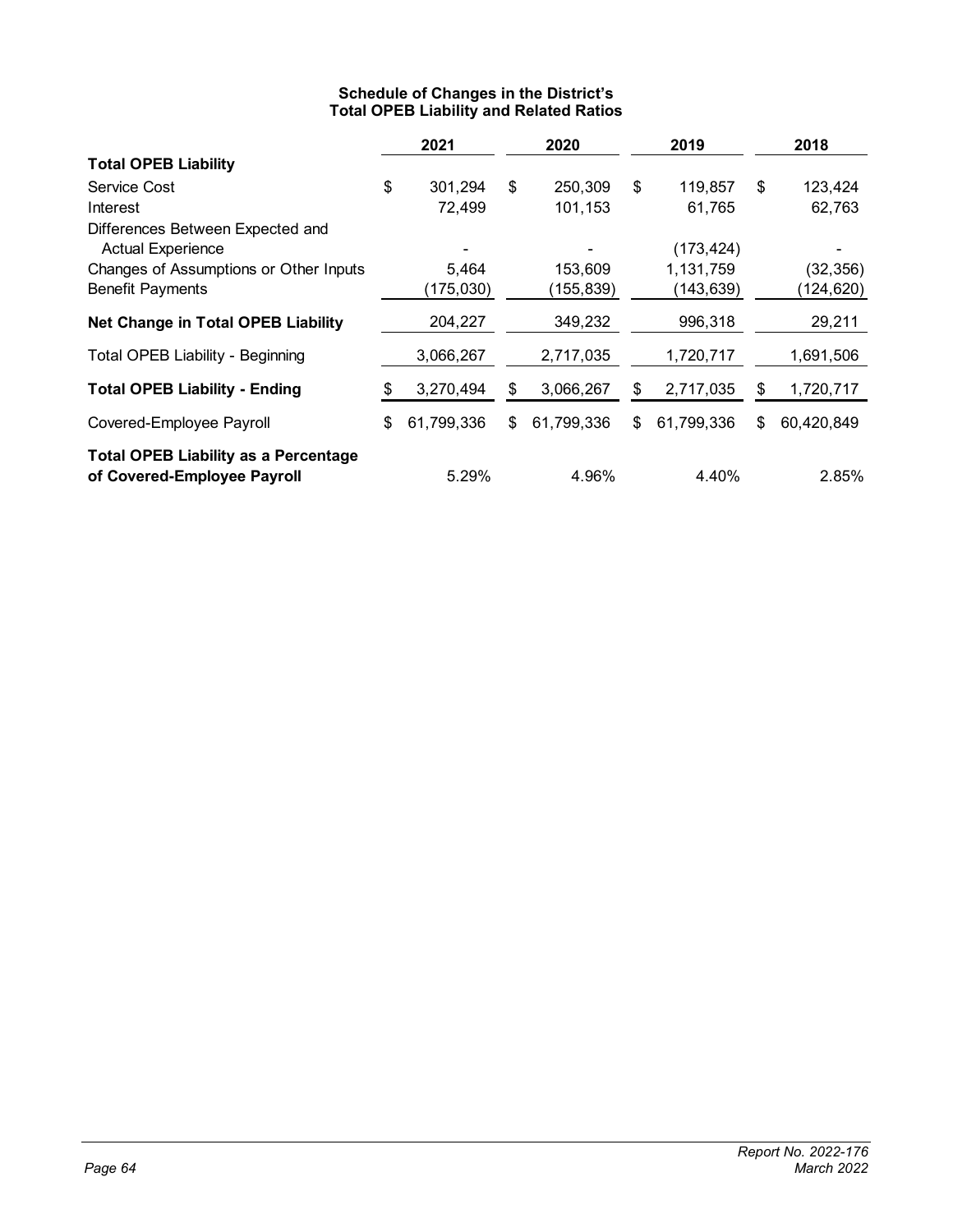### Schedule of Changes in the District's Total OPEB Liability and Related Ratios

| | 2021 | 2020 | 2019 | 2018 |
|---|---|---|---|---|
| **Total OPEB Liability** | | | | |
| Service Cost | $ 301,294 | $ 250,309 | $ 119,857 | $ 123,424 |
| Interest | 72,499 | 101,153 | 61,765 | 62,763 |
| Differences Between Expected and Actual Experience | - | - | (173,424) | - |
| Changes of Assumptions or Other Inputs | 5,464 | 153,609 | 1,131,759 | (32,356) |
| Benefit Payments | (175,030) | (155,839) | (143,639) | (124,620) |
| **Net Change in Total OPEB Liability** | 204,227 | 349,232 | 996,318 | 29,211 |
| Total OPEB Liability - Beginning | 3,066,267 | 2,717,035 | 1,720,717 | 1,691,506 |
| **Total OPEB Liability - Ending** | $ 3,270,494 | $ 3,066,267 | $ 2,717,035 | $ 1,720,717 |
| Covered-Employee Payroll | $ 61,799,336 | $ 61,799,336 | $ 61,799,336 | $ 60,420,849 |
| **Total OPEB Liability as a Percentage of Covered-Employee Payroll** | 5.29% | 4.96% | 4.40% | 2.85% |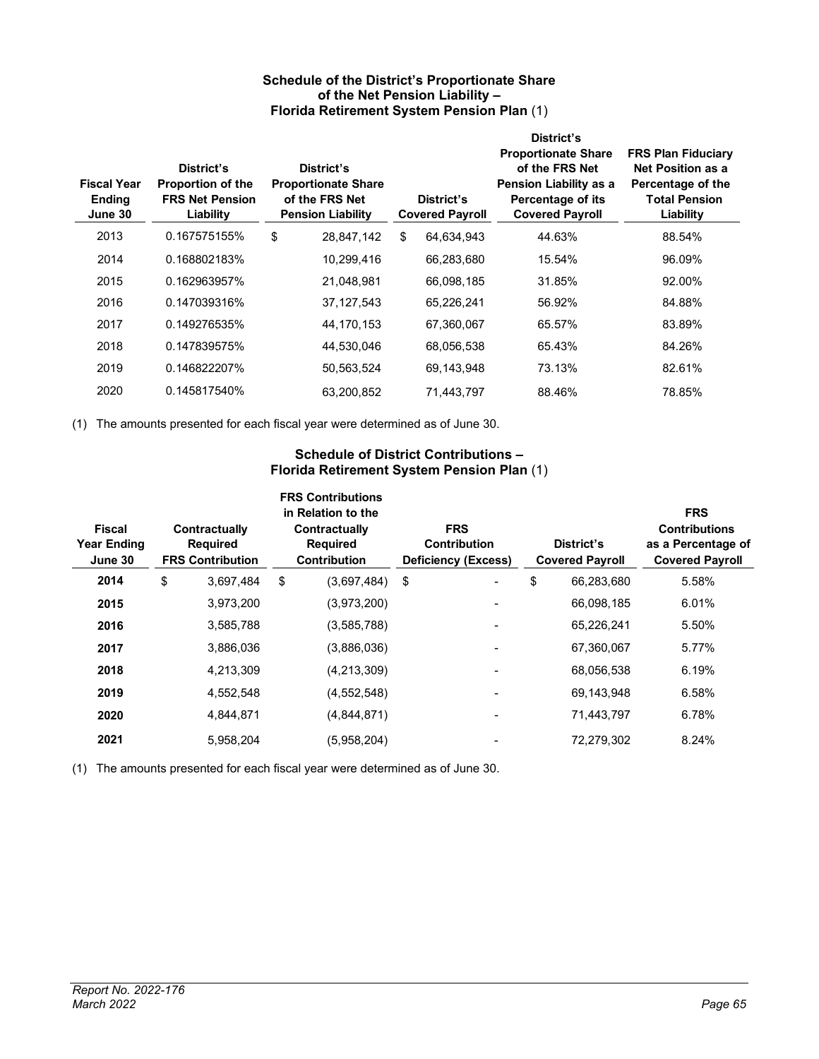### Schedule of the District's Proportionate Share of the Net Pension Liability – Florida Retirement System Pension Plan (1)

| Fiscal Year Ending June 30 | District's Proportion of the FRS Net Pension Liability | District's Proportionate Share of the FRS Net Pension Liability | District's Covered Payroll | District's Proportionate Share of the FRS Net Pension Liability as a Percentage of its Covered Payroll | FRS Plan Fiduciary Net Position as a Percentage of the Total Pension Liability |
|---|---|---|---|---|---|
| 2013 | 0.167575155% | $ 28,847,142 | $ 64,634,943 | 44.63% | 88.54% |
| 2014 | 0.168802183% | 10,299,416 | 66,283,680 | 15.54% | 96.09% |
| 2015 | 0.162963957% | 21,048,981 | 66,098,185 | 31.85% | 92.00% |
| 2016 | 0.147039316% | 37,127,543 | 65,226,241 | 56.92% | 84.88% |
| 2017 | 0.149276535% | 44,170,153 | 67,360,067 | 65.57% | 83.89% |
| 2018 | 0.147839575% | 44,530,046 | 68,056,538 | 65.43% | 84.26% |
| 2019 | 0.146822207% | 50,563,524 | 69,143,948 | 73.13% | 82.61% |
| 2020 | 0.145817540% | 63,200,852 | 71,443,797 | 88.46% | 78.85% |

(1) The amounts presented for each fiscal year were determined as of June 30.

### Schedule of District Contributions – Florida Retirement System Pension Plan (1)

| Fiscal Year Ending June 30 | Contractually Required FRS Contribution | FRS Contributions in Relation to the Contractually Required Contribution | FRS Contribution Deficiency (Excess) | District's Covered Payroll | FRS Contributions as a Percentage of Covered Payroll |
|---|---|---|---|---|---|
| **2014** | $ 3,697,484 | $ (3,697,484) | $ - | $ 66,283,680 | 5.58% |
| **2015** | 3,973,200 | (3,973,200) | - | 66,098,185 | 6.01% |
| **2016** | 3,585,788 | (3,585,788) | - | 65,226,241 | 5.50% |
| **2017** | 3,886,036 | (3,886,036) | - | 67,360,067 | 5.77% |
| **2018** | 4,213,309 | (4,213,309) | - | 68,056,538 | 6.19% |
| **2019** | 4,552,548 | (4,552,548) | - | 69,143,948 | 6.58% |
| **2020** | 4,844,871 | (4,844,871) | - | 71,443,797 | 6.78% |
| **2021** | 5,958,204 | (5,958,204) | - | 72,279,302 | 8.24% |

(1) The amounts presented for each fiscal year were determined as of June 30.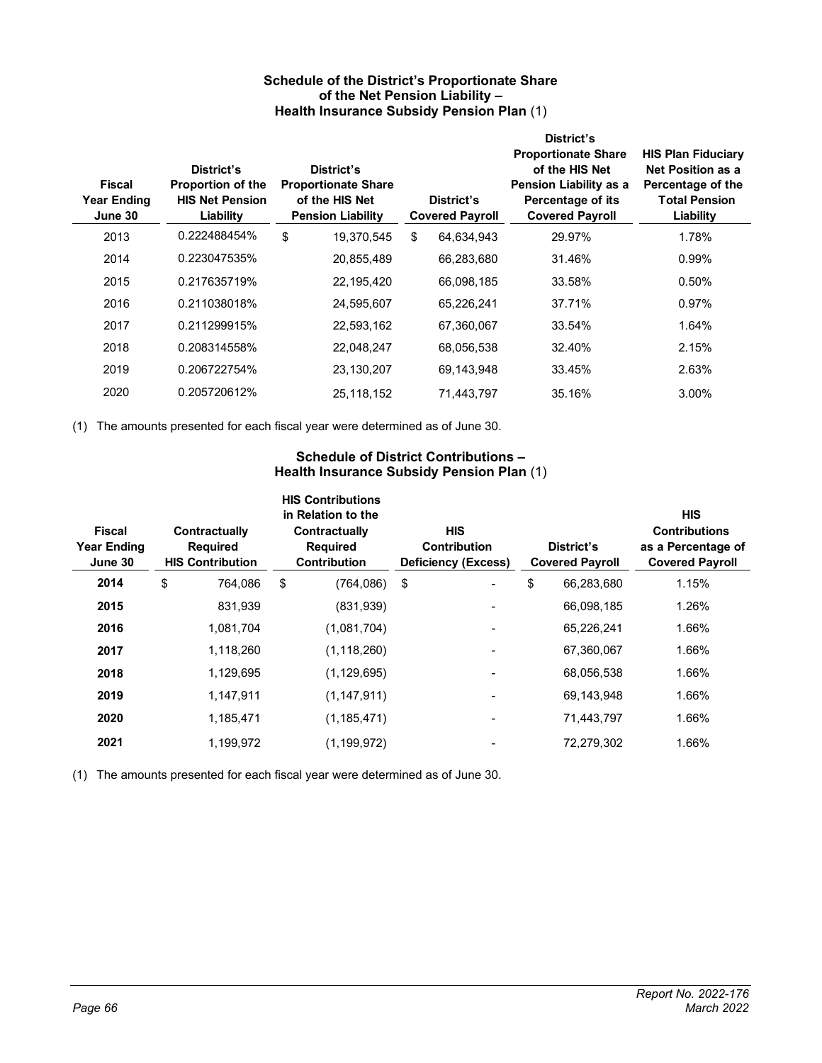### Schedule of the District's Proportionate Share of the Net Pension Liability – Health Insurance Subsidy Pension Plan (1)

| Fiscal Year Ending June 30 | District's Proportion of the HIS Net Pension Liability | District's Proportionate Share of the HIS Net Pension Liability | District's Covered Payroll | District's Proportionate Share of the HIS Net Pension Liability as a Percentage of its Covered Payroll | HIS Plan Fiduciary Net Position as a Percentage of the Total Pension Liability |
|---|---|---|---|---|---|
| 2013 | 0.222488454% | $ 19,370,545 | $ 64,634,943 | 29.97% | 1.78% |
| 2014 | 0.223047535% | 20,855,489 | 66,283,680 | 31.46% | 0.99% |
| 2015 | 0.217635719% | 22,195,420 | 66,098,185 | 33.58% | 0.50% |
| 2016 | 0.211038018% | 24,595,607 | 65,226,241 | 37.71% | 0.97% |
| 2017 | 0.211299915% | 22,593,162 | 67,360,067 | 33.54% | 1.64% |
| 2018 | 0.208314558% | 22,048,247 | 68,056,538 | 32.40% | 2.15% |
| 2019 | 0.206722754% | 23,130,207 | 69,143,948 | 33.45% | 2.63% |
| 2020 | 0.205720612% | 25,118,152 | 71,443,797 | 35.16% | 3.00% |

(1) The amounts presented for each fiscal year were determined as of June 30.

### Schedule of District Contributions – Health Insurance Subsidy Pension Plan (1)

| Fiscal Year Ending June 30 | Contractually Required HIS Contribution | HIS Contributions in Relation to the Contractually Required Contribution | HIS Contribution Deficiency (Excess) | District's Covered Payroll | HIS Contributions as a Percentage of Covered Payroll |
|---|---|---|---|---|---|
| **2014** | $ 764,086 | $ (764,086) | $ - | $ 66,283,680 | 1.15% |
| **2015** | 831,939 | (831,939) | - | 66,098,185 | 1.26% |
| **2016** | 1,081,704 | (1,081,704) | - | 65,226,241 | 1.66% |
| **2017** | 1,118,260 | (1,118,260) | - | 67,360,067 | 1.66% |
| **2018** | 1,129,695 | (1,129,695) | - | 68,056,538 | 1.66% |
| **2019** | 1,147,911 | (1,147,911) | - | 69,143,948 | 1.66% |
| **2020** | 1,185,471 | (1,185,471) | - | 71,443,797 | 1.66% |
| **2021** | 1,199,972 | (1,199,972) | - | 72,279,302 | 1.66% |

(1) The amounts presented for each fiscal year were determined as of June 30.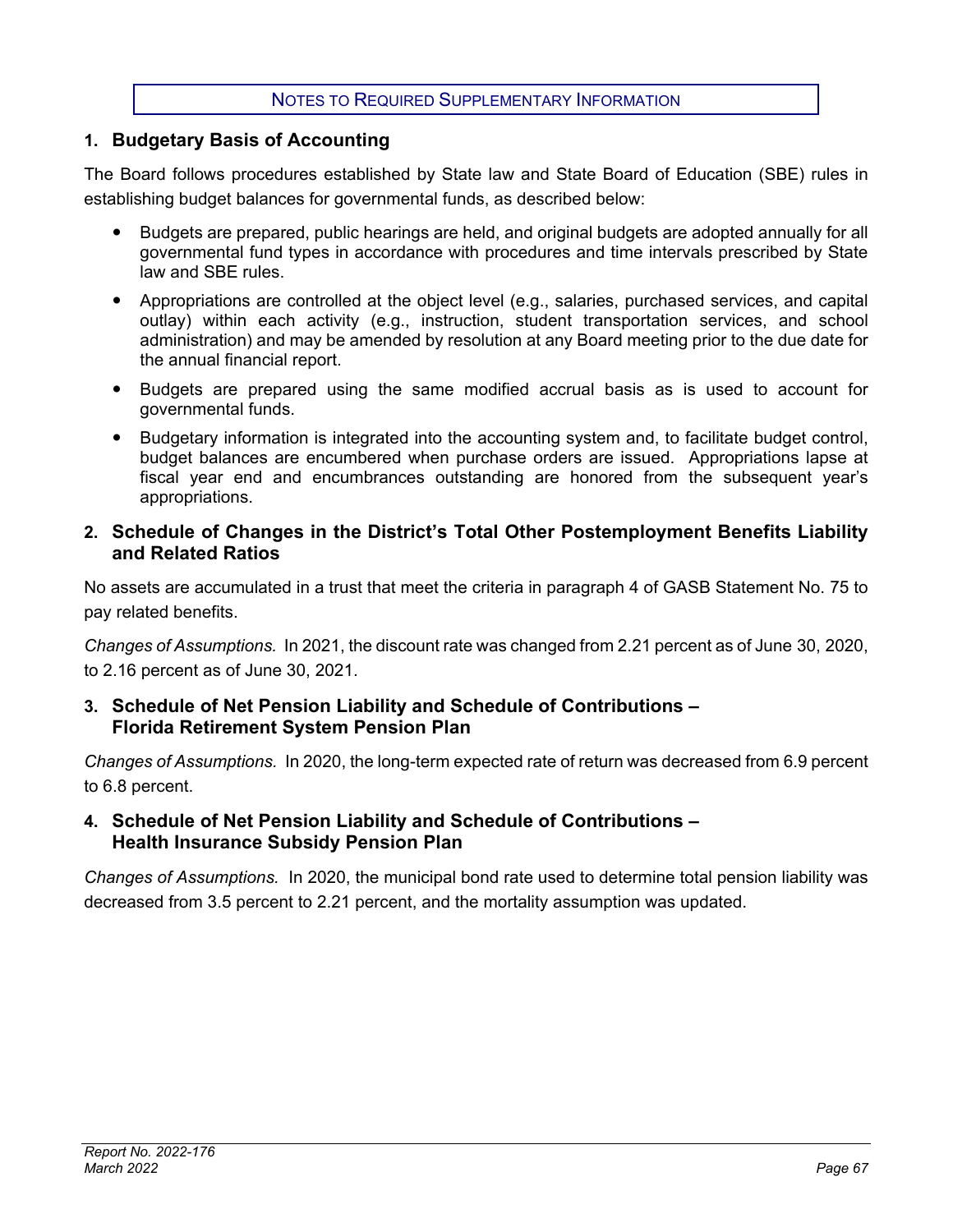## Notes to Required Supplementary Information

### 1. Budgetary Basis of Accounting

The Board follows procedures established by State law and State Board of Education (SBE) rules in establishing budget balances for governmental funds, as described below:

- Budgets are prepared, public hearings are held, and original budgets are adopted annually for all governmental fund types in accordance with procedures and time intervals prescribed by State law and SBE rules.
- Appropriations are controlled at the object level (e.g., salaries, purchased services, and capital outlay) within each activity (e.g., instruction, student transportation services, and school administration) and may be amended by resolution at any Board meeting prior to the due date for the annual financial report.
- Budgets are prepared using the same modified accrual basis as is used to account for governmental funds.
- Budgetary information is integrated into the accounting system and, to facilitate budget control, budget balances are encumbered when purchase orders are issued. Appropriations lapse at fiscal year end and encumbrances outstanding are honored from the subsequent year's appropriations.

### 2. Schedule of Changes in the District's Total Other Postemployment Benefits Liability and Related Ratios

No assets are accumulated in a trust that meet the criteria in paragraph 4 of GASB Statement No. 75 to pay related benefits.

*Changes of Assumptions.* In 2021, the discount rate was changed from 2.21 percent as of June 30, 2020, to 2.16 percent as of June 30, 2021.

### 3. Schedule of Net Pension Liability and Schedule of Contributions – Florida Retirement System Pension Plan

*Changes of Assumptions.* In 2020, the long-term expected rate of return was decreased from 6.9 percent to 6.8 percent.

### 4. Schedule of Net Pension Liability and Schedule of Contributions – Health Insurance Subsidy Pension Plan

*Changes of Assumptions.* In 2020, the municipal bond rate used to determine total pension liability was decreased from 3.5 percent to 2.21 percent, and the mortality assumption was updated.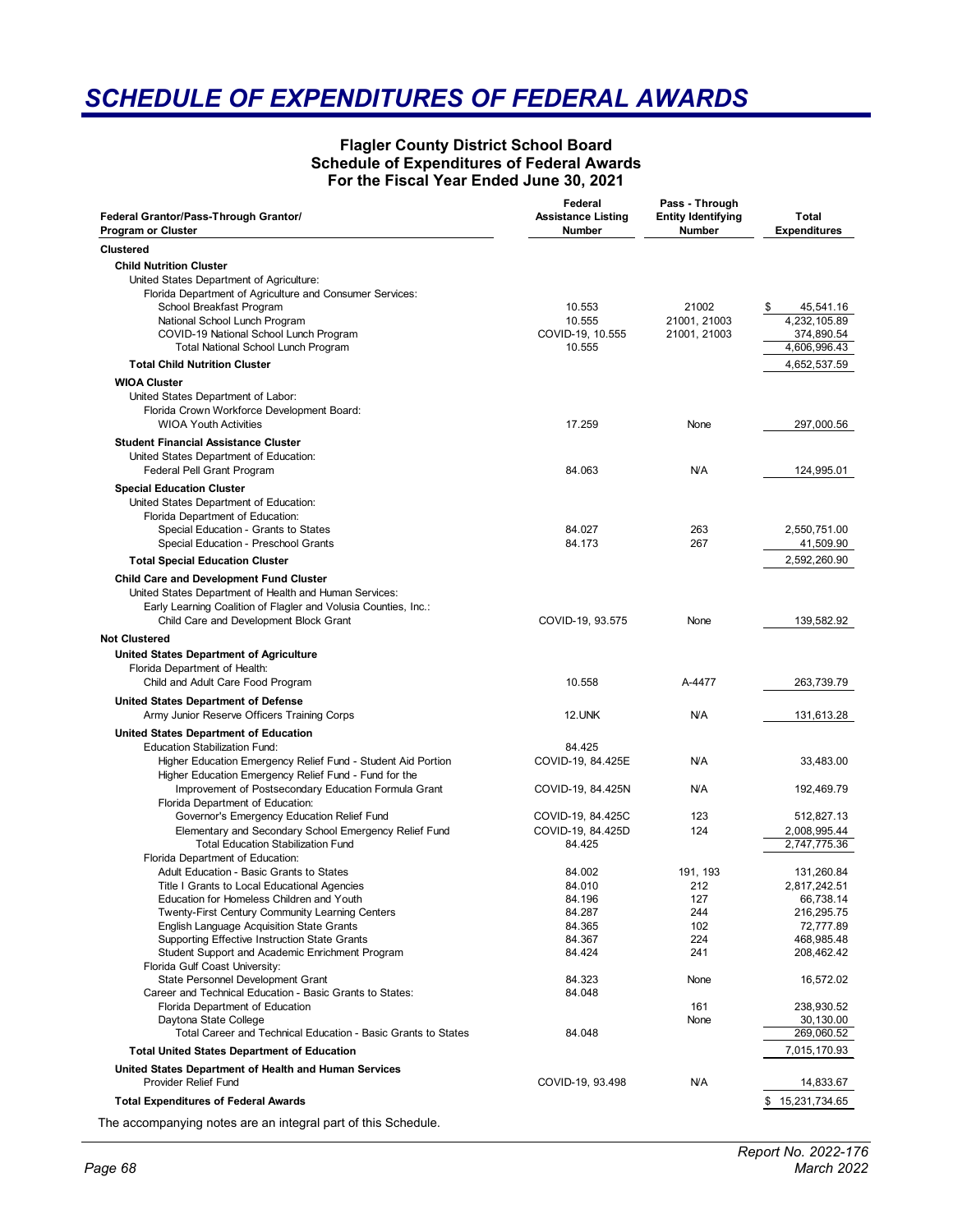# SCHEDULE OF EXPENDITURES OF FEDERAL AWARDS

**Flagler County District School Board**
**Schedule of Expenditures of Federal Awards**
**For the Fiscal Year Ended June 30, 2021**

| Federal Grantor/Pass-Through Grantor/ Program or Cluster | Federal Assistance Listing Number | Pass - Through Entity Identifying Number | Total Expenditures |
|---|---|---|---|
| **Clustered** | | | |
| **Child Nutrition Cluster** | | | |
| United States Department of Agriculture: | | | |
| Florida Department of Agriculture and Consumer Services: | | | |
| School Breakfast Program | 10.553 | 21002 | $ 45,541.16 |
| National School Lunch Program | 10.555 | 21001, 21003 | 4,232,105.89 |
| COVID-19 National School Lunch Program | COVID-19, 10.555 | 21001, 21003 | 374,890.54 |
| Total National School Lunch Program | 10.555 | | 4,606,996.43 |
| **Total Child Nutrition Cluster** | | | 4,652,537.59 |
| **WIOA Cluster** | | | |
| United States Department of Labor: | | | |
| Florida Crown Workforce Development Board: | | | |
| WIOA Youth Activities | 17.259 | None | 297,000.56 |
| **Student Financial Assistance Cluster** | | | |
| United States Department of Education: | | | |
| Federal Pell Grant Program | 84.063 | N/A | 124,995.01 |
| **Special Education Cluster** | | | |
| United States Department of Education: | | | |
| Florida Department of Education: | | | |
| Special Education - Grants to States | 84.027 | 263 | 2,550,751.00 |
| Special Education - Preschool Grants | 84.173 | 267 | 41,509.90 |
| **Total Special Education Cluster** | | | 2,592,260.90 |
| **Child Care and Development Fund Cluster** | | | |
| United States Department of Health and Human Services: | | | |
| Early Learning Coalition of Flagler and Volusia Counties, Inc.: | | | |
| Child Care and Development Block Grant | COVID-19, 93.575 | None | 139,582.92 |
| **Not Clustered** | | | |
| **United States Department of Agriculture** | | | |
| Florida Department of Health: | | | |
| Child and Adult Care Food Program | 10.558 | A-4477 | 263,739.79 |
| **United States Department of Defense** | | | |
| Army Junior Reserve Officers Training Corps | 12.UNK | N/A | 131,613.28 |
| **United States Department of Education** | | | |
| Education Stabilization Fund: | 84.425 | | |
| Higher Education Emergency Relief Fund - Student Aid Portion | COVID-19, 84.425E | N/A | 33,483.00 |
| Higher Education Emergency Relief Fund - Fund for the Improvement of Postsecondary Education Formula Grant | COVID-19, 84.425N | N/A | 192,469.79 |
| Florida Department of Education: | | | |
| Governor's Emergency Education Relief Fund | COVID-19, 84.425C | 123 | 512,827.13 |
| Elementary and Secondary School Emergency Relief Fund | COVID-19, 84.425D | 124 | 2,008,995.44 |
| Total Education Stabilization Fund | 84.425 | | 2,747,775.36 |
| Florida Department of Education: | | | |
| Adult Education - Basic Grants to States | 84.002 | 191, 193 | 131,260.84 |
| Title I Grants to Local Educational Agencies | 84.010 | 212 | 2,817,242.51 |
| Education for Homeless Children and Youth | 84.196 | 127 | 66,738.14 |
| Twenty-First Century Community Learning Centers | 84.287 | 244 | 216,295.75 |
| English Language Acquisition State Grants | 84.365 | 102 | 72,777.89 |
| Supporting Effective Instruction State Grants | 84.367 | 224 | 468,985.48 |
| Student Support and Academic Enrichment Program | 84.424 | 241 | 208,462.42 |
| Florida Gulf Coast University: | | | |
| State Personnel Development Grant | 84.323 | None | 16,572.02 |
| Career and Technical Education - Basic Grants to States: | 84.048 | | |
| Florida Department of Education | | 161 | 238,930.52 |
| Daytona State College | | None | 30,130.00 |
| Total Career and Technical Education - Basic Grants to States | 84.048 | | 269,060.52 |
| **Total United States Department of Education** | | | 7,015,170.93 |
| **United States Department of Health and Human Services** | | | |
| Provider Relief Fund | COVID-19, 93.498 | N/A | 14,833.67 |
| **Total Expenditures of Federal Awards** | | | $ 15,231,734.65 |

The accompanying notes are an integral part of this Schedule.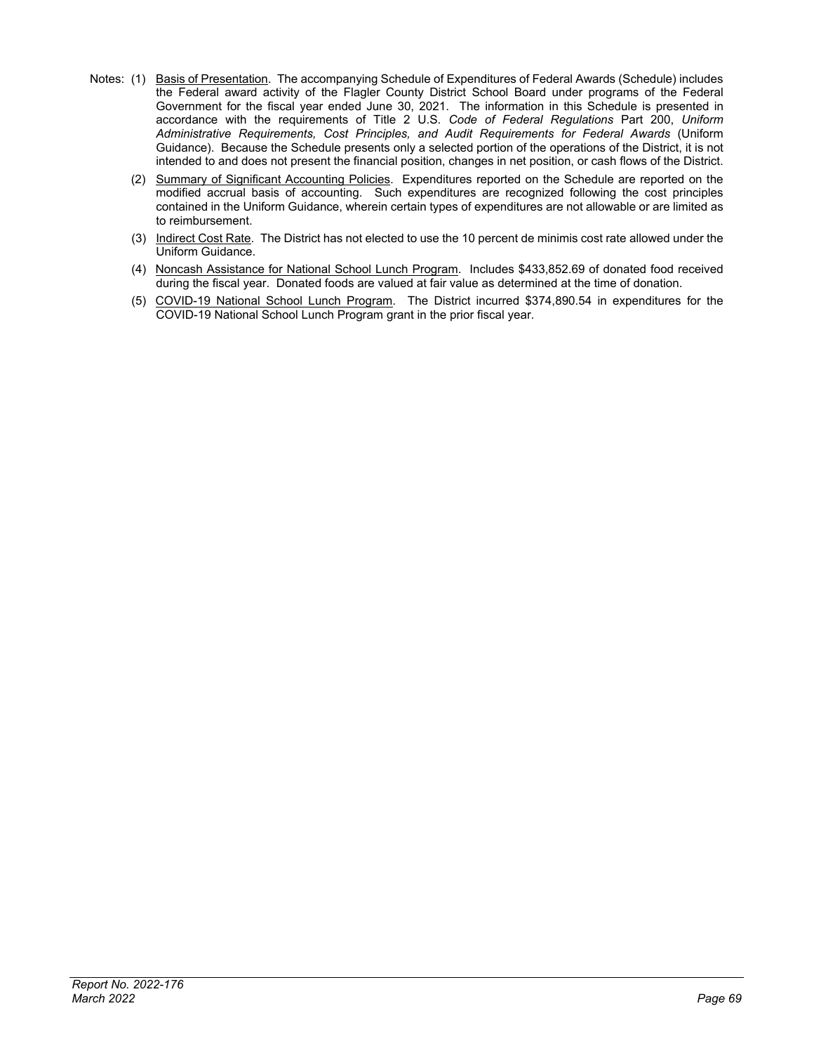Notes: (1) Basis of Presentation. The accompanying Schedule of Expenditures of Federal Awards (Schedule) includes the Federal award activity of the Flagler County District School Board under programs of the Federal Government for the fiscal year ended June 30, 2021. The information in this Schedule is presented in accordance with the requirements of Title 2 U.S. *Code of Federal Regulations* Part 200, *Uniform Administrative Requirements, Cost Principles, and Audit Requirements for Federal Awards* (Uniform Guidance). Because the Schedule presents only a selected portion of the operations of the District, it is not intended to and does not present the financial position, changes in net position, or cash flows of the District.

(2) Summary of Significant Accounting Policies. Expenditures reported on the Schedule are reported on the modified accrual basis of accounting. Such expenditures are recognized following the cost principles contained in the Uniform Guidance, wherein certain types of expenditures are not allowable or are limited as to reimbursement.

(3) Indirect Cost Rate. The District has not elected to use the 10 percent de minimis cost rate allowed under the Uniform Guidance.

(4) Noncash Assistance for National School Lunch Program. Includes $433,852.69 of donated food received during the fiscal year. Donated foods are valued at fair value as determined at the time of donation.

(5) COVID-19 National School Lunch Program. The District incurred $374,890.54 in expenditures for the COVID-19 National School Lunch Program grant in the prior fiscal year.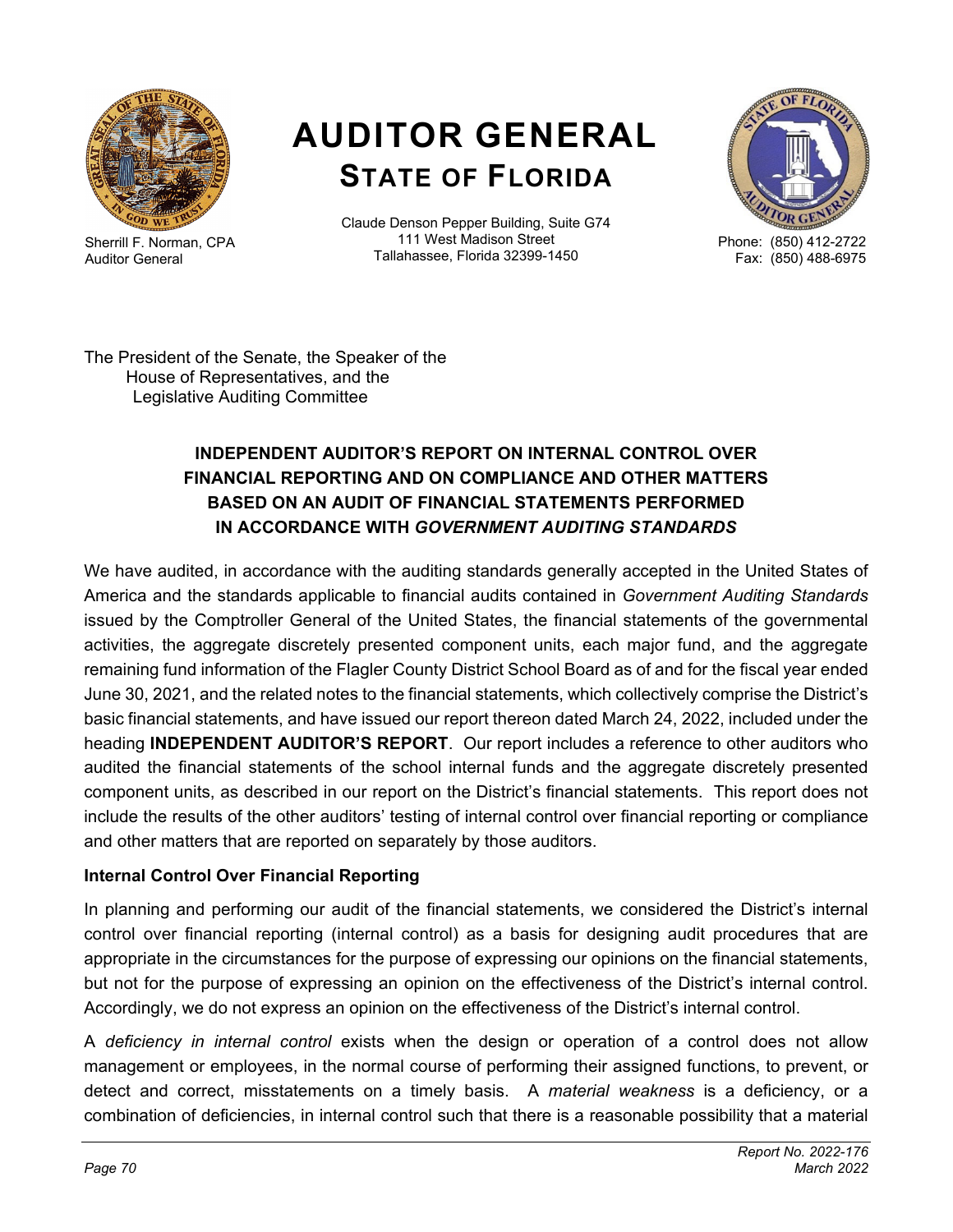# AUDITOR GENERAL
## STATE OF FLORIDA

Sherrill F. Norman, CPA
Auditor General

Claude Denson Pepper Building, Suite G74
111 West Madison Street
Tallahassee, Florida 32399-1450

Phone: (850) 412-2722
Fax: (850) 488-6975

The President of the Senate, the Speaker of the House of Representatives, and the Legislative Auditing Committee

### INDEPENDENT AUDITOR'S REPORT ON INTERNAL CONTROL OVER FINANCIAL REPORTING AND ON COMPLIANCE AND OTHER MATTERS BASED ON AN AUDIT OF FINANCIAL STATEMENTS PERFORMED IN ACCORDANCE WITH *GOVERNMENT AUDITING STANDARDS*

We have audited, in accordance with the auditing standards generally accepted in the United States of America and the standards applicable to financial audits contained in *Government Auditing Standards* issued by the Comptroller General of the United States, the financial statements of the governmental activities, the aggregate discretely presented component units, each major fund, and the aggregate remaining fund information of the Flagler County District School Board as of and for the fiscal year ended June 30, 2021, and the related notes to the financial statements, which collectively comprise the District's basic financial statements, and have issued our report thereon dated March 24, 2022, included under the heading **INDEPENDENT AUDITOR'S REPORT**. Our report includes a reference to other auditors who audited the financial statements of the school internal funds and the aggregate discretely presented component units, as described in our report on the District's financial statements. This report does not include the results of the other auditors' testing of internal control over financial reporting or compliance and other matters that are reported on separately by those auditors.

**Internal Control Over Financial Reporting**

In planning and performing our audit of the financial statements, we considered the District's internal control over financial reporting (internal control) as a basis for designing audit procedures that are appropriate in the circumstances for the purpose of expressing our opinions on the financial statements, but not for the purpose of expressing an opinion on the effectiveness of the District's internal control. Accordingly, we do not express an opinion on the effectiveness of the District's internal control.

A *deficiency in internal control* exists when the design or operation of a control does not allow management or employees, in the normal course of performing their assigned functions, to prevent, or detect and correct, misstatements on a timely basis. A *material weakness* is a deficiency, or a combination of deficiencies, in internal control such that there is a reasonable possibility that a material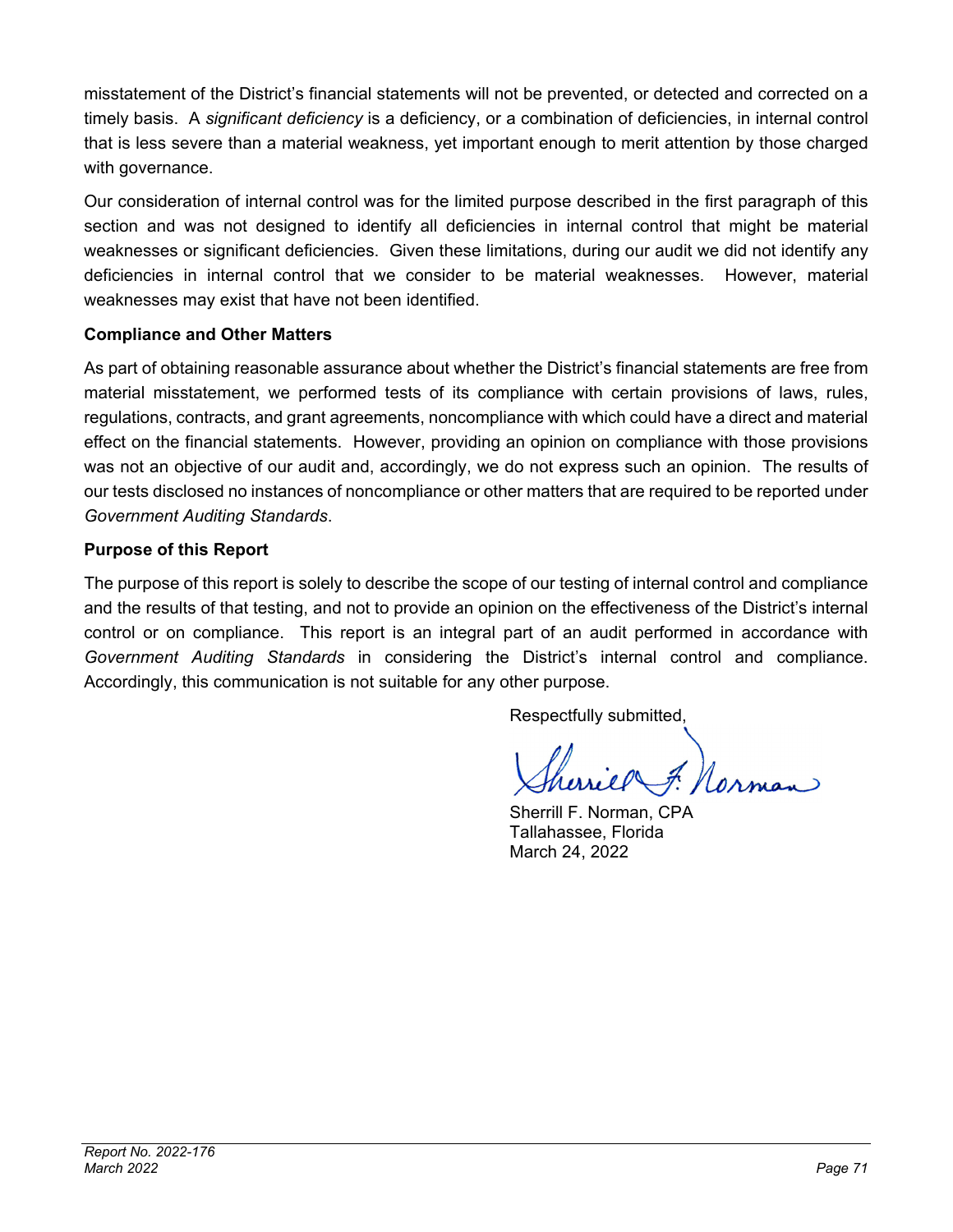misstatement of the District's financial statements will not be prevented, or detected and corrected on a timely basis. A *significant deficiency* is a deficiency, or a combination of deficiencies, in internal control that is less severe than a material weakness, yet important enough to merit attention by those charged with governance.

Our consideration of internal control was for the limited purpose described in the first paragraph of this section and was not designed to identify all deficiencies in internal control that might be material weaknesses or significant deficiencies. Given these limitations, during our audit we did not identify any deficiencies in internal control that we consider to be material weaknesses. However, material weaknesses may exist that have not been identified.

**Compliance and Other Matters**

As part of obtaining reasonable assurance about whether the District's financial statements are free from material misstatement, we performed tests of its compliance with certain provisions of laws, rules, regulations, contracts, and grant agreements, noncompliance with which could have a direct and material effect on the financial statements. However, providing an opinion on compliance with those provisions was not an objective of our audit and, accordingly, we do not express such an opinion. The results of our tests disclosed no instances of noncompliance or other matters that are required to be reported under *Government Auditing Standards*.

**Purpose of this Report**

The purpose of this report is solely to describe the scope of our testing of internal control and compliance and the results of that testing, and not to provide an opinion on the effectiveness of the District's internal control or on compliance. This report is an integral part of an audit performed in accordance with *Government Auditing Standards* in considering the District's internal control and compliance. Accordingly, this communication is not suitable for any other purpose.

Respectfully submitted,

Sherrill F. Norman, CPA
Tallahassee, Florida
March 24, 2022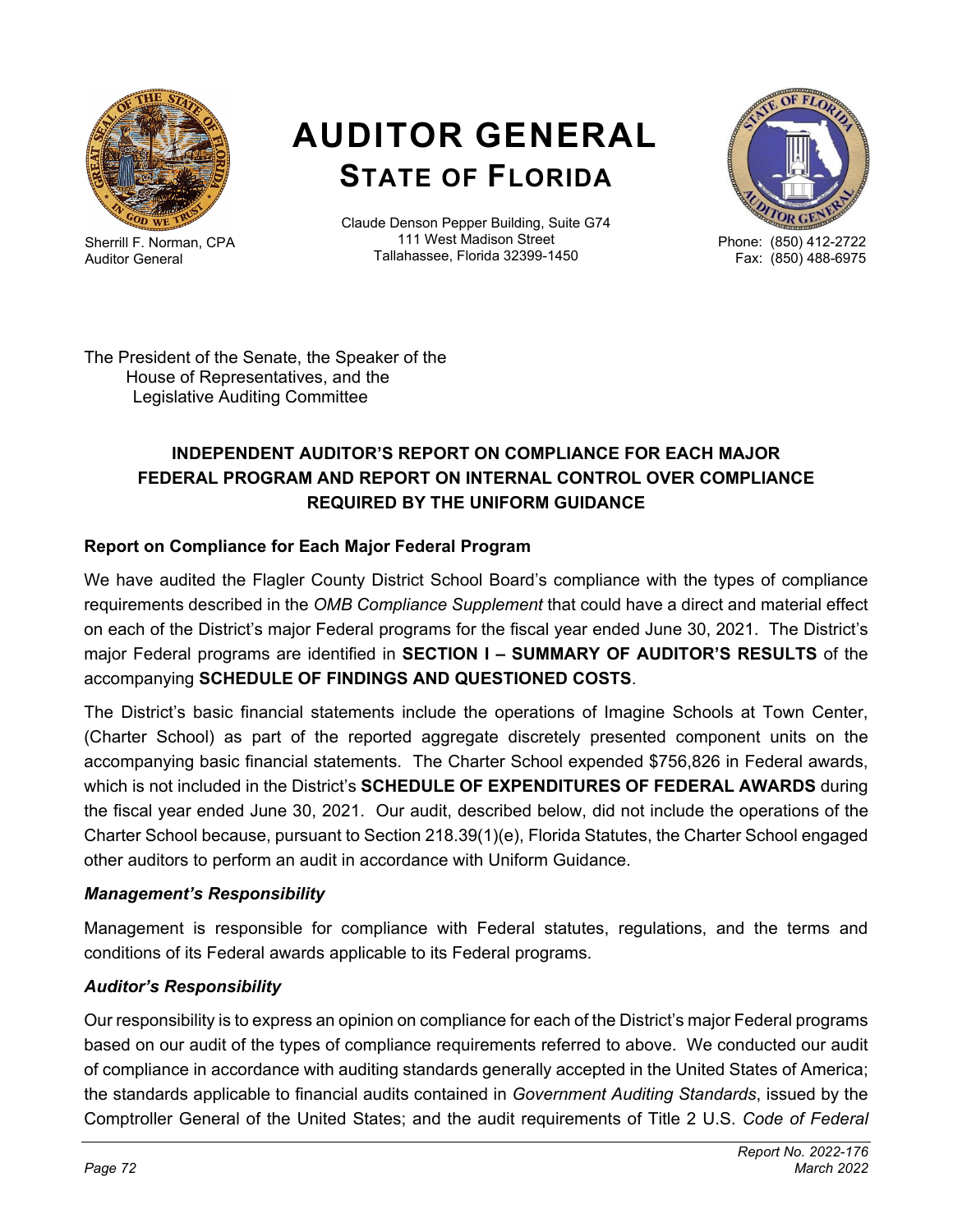# AUDITOR GENERAL
## STATE OF FLORIDA

Sherrill F. Norman, CPA
Auditor General

Claude Denson Pepper Building, Suite G74
111 West Madison Street
Tallahassee, Florida 32399-1450

Phone: (850) 412-2722
Fax: (850) 488-6975

The President of the Senate, the Speaker of the
House of Representatives, and the
Legislative Auditing Committee

## INDEPENDENT AUDITOR'S REPORT ON COMPLIANCE FOR EACH MAJOR FEDERAL PROGRAM AND REPORT ON INTERNAL CONTROL OVER COMPLIANCE REQUIRED BY THE UNIFORM GUIDANCE

### Report on Compliance for Each Major Federal Program

We have audited the Flagler County District School Board's compliance with the types of compliance requirements described in the *OMB Compliance Supplement* that could have a direct and material effect on each of the District's major Federal programs for the fiscal year ended June 30, 2021. The District's major Federal programs are identified in **SECTION I – SUMMARY OF AUDITOR'S RESULTS** of the accompanying **SCHEDULE OF FINDINGS AND QUESTIONED COSTS**.

The District's basic financial statements include the operations of Imagine Schools at Town Center, (Charter School) as part of the reported aggregate discretely presented component units on the accompanying basic financial statements. The Charter School expended $756,826 in Federal awards, which is not included in the District's **SCHEDULE OF EXPENDITURES OF FEDERAL AWARDS** during the fiscal year ended June 30, 2021. Our audit, described below, did not include the operations of the Charter School because, pursuant to Section 218.39(1)(e), Florida Statutes, the Charter School engaged other auditors to perform an audit in accordance with Uniform Guidance.

#### *Management's Responsibility*

Management is responsible for compliance with Federal statutes, regulations, and the terms and conditions of its Federal awards applicable to its Federal programs.

#### *Auditor's Responsibility*

Our responsibility is to express an opinion on compliance for each of the District's major Federal programs based on our audit of the types of compliance requirements referred to above. We conducted our audit of compliance in accordance with auditing standards generally accepted in the United States of America; the standards applicable to financial audits contained in *Government Auditing Standards*, issued by the Comptroller General of the United States; and the audit requirements of Title 2 U.S. *Code of Federal*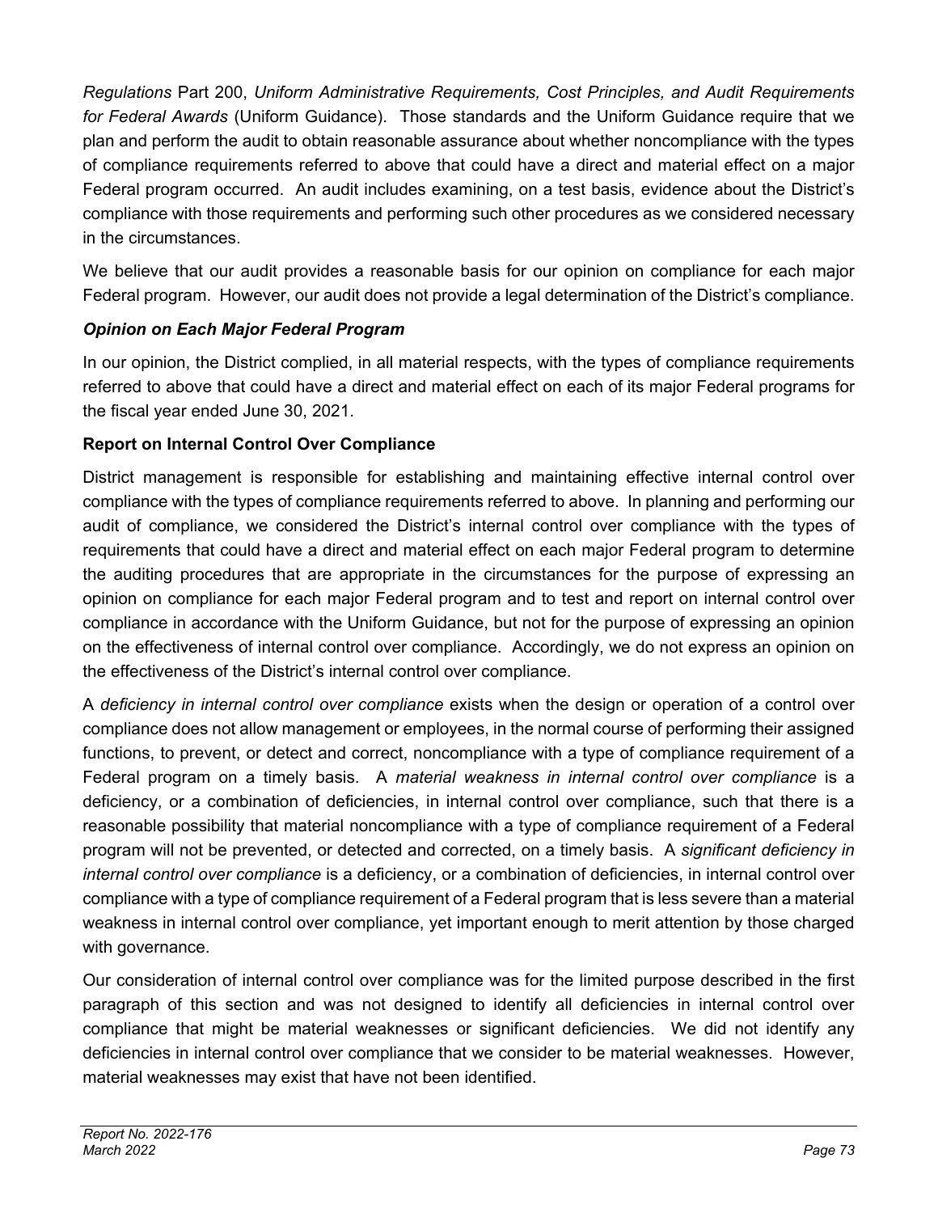*Regulations* Part 200, *Uniform Administrative Requirements, Cost Principles, and Audit Requirements for Federal Awards* (Uniform Guidance). Those standards and the Uniform Guidance require that we plan and perform the audit to obtain reasonable assurance about whether noncompliance with the types of compliance requirements referred to above that could have a direct and material effect on a major Federal program occurred. An audit includes examining, on a test basis, evidence about the District's compliance with those requirements and performing such other procedures as we considered necessary in the circumstances.

We believe that our audit provides a reasonable basis for our opinion on compliance for each major Federal program. However, our audit does not provide a legal determination of the District's compliance.

***Opinion on Each Major Federal Program***

In our opinion, the District complied, in all material respects, with the types of compliance requirements referred to above that could have a direct and material effect on each of its major Federal programs for the fiscal year ended June 30, 2021.

**Report on Internal Control Over Compliance**

District management is responsible for establishing and maintaining effective internal control over compliance with the types of compliance requirements referred to above. In planning and performing our audit of compliance, we considered the District's internal control over compliance with the types of requirements that could have a direct and material effect on each major Federal program to determine the auditing procedures that are appropriate in the circumstances for the purpose of expressing an opinion on compliance for each major Federal program and to test and report on internal control over compliance in accordance with the Uniform Guidance, but not for the purpose of expressing an opinion on the effectiveness of internal control over compliance. Accordingly, we do not express an opinion on the effectiveness of the District's internal control over compliance.

A *deficiency in internal control over compliance* exists when the design or operation of a control over compliance does not allow management or employees, in the normal course of performing their assigned functions, to prevent, or detect and correct, noncompliance with a type of compliance requirement of a Federal program on a timely basis. A *material weakness in internal control over compliance* is a deficiency, or a combination of deficiencies, in internal control over compliance, such that there is a reasonable possibility that material noncompliance with a type of compliance requirement of a Federal program will not be prevented, or detected and corrected, on a timely basis. A *significant deficiency in internal control over compliance* is a deficiency, or a combination of deficiencies, in internal control over compliance with a type of compliance requirement of a Federal program that is less severe than a material weakness in internal control over compliance, yet important enough to merit attention by those charged with governance.

Our consideration of internal control over compliance was for the limited purpose described in the first paragraph of this section and was not designed to identify all deficiencies in internal control over compliance that might be material weaknesses or significant deficiencies. We did not identify any deficiencies in internal control over compliance that we consider to be material weaknesses. However, material weaknesses may exist that have not been identified.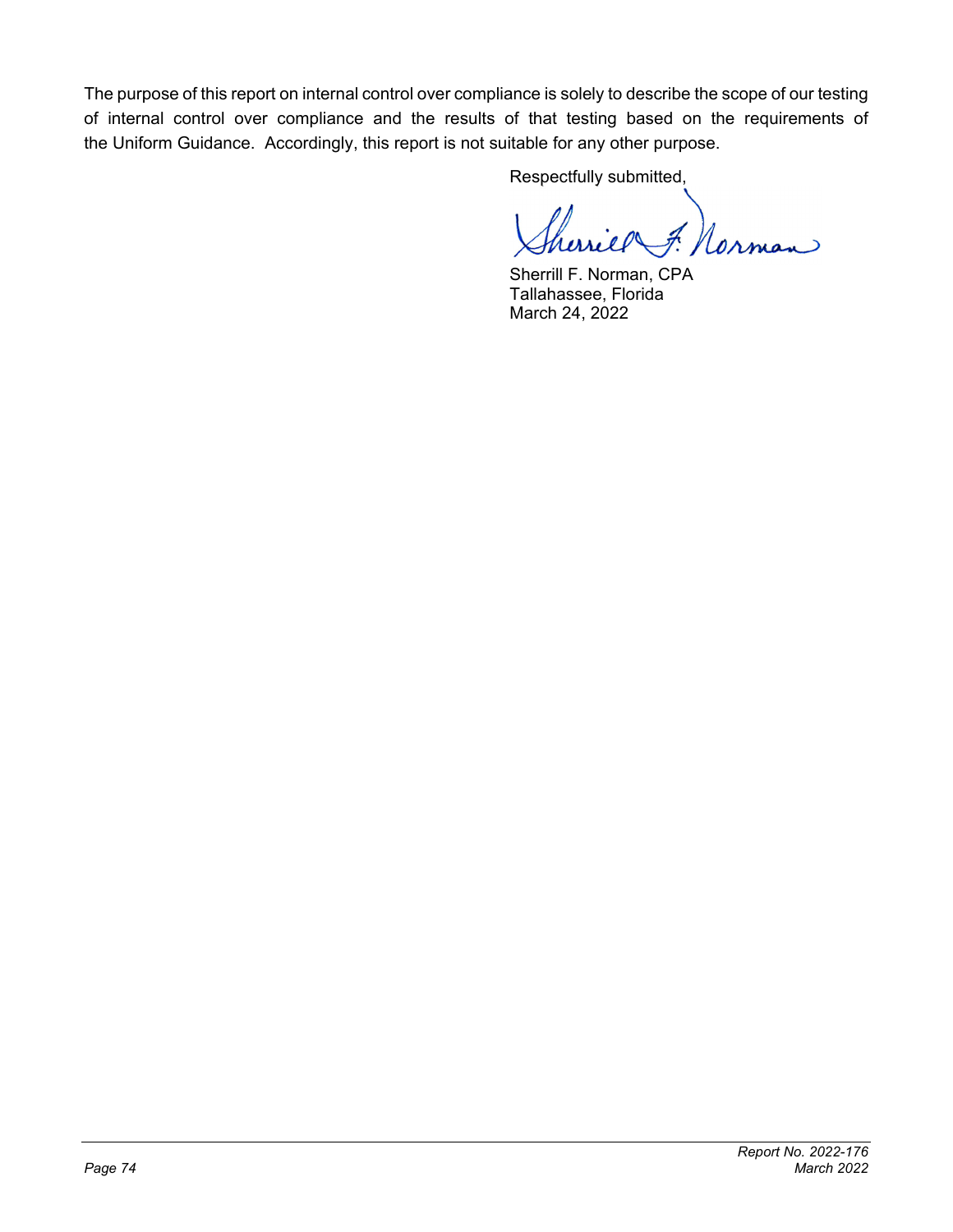The purpose of this report on internal control over compliance is solely to describe the scope of our testing of internal control over compliance and the results of that testing based on the requirements of the Uniform Guidance. Accordingly, this report is not suitable for any other purpose.

Respectfully submitted,

Sherrill F. Norman, CPA
Tallahassee, Florida
March 24, 2022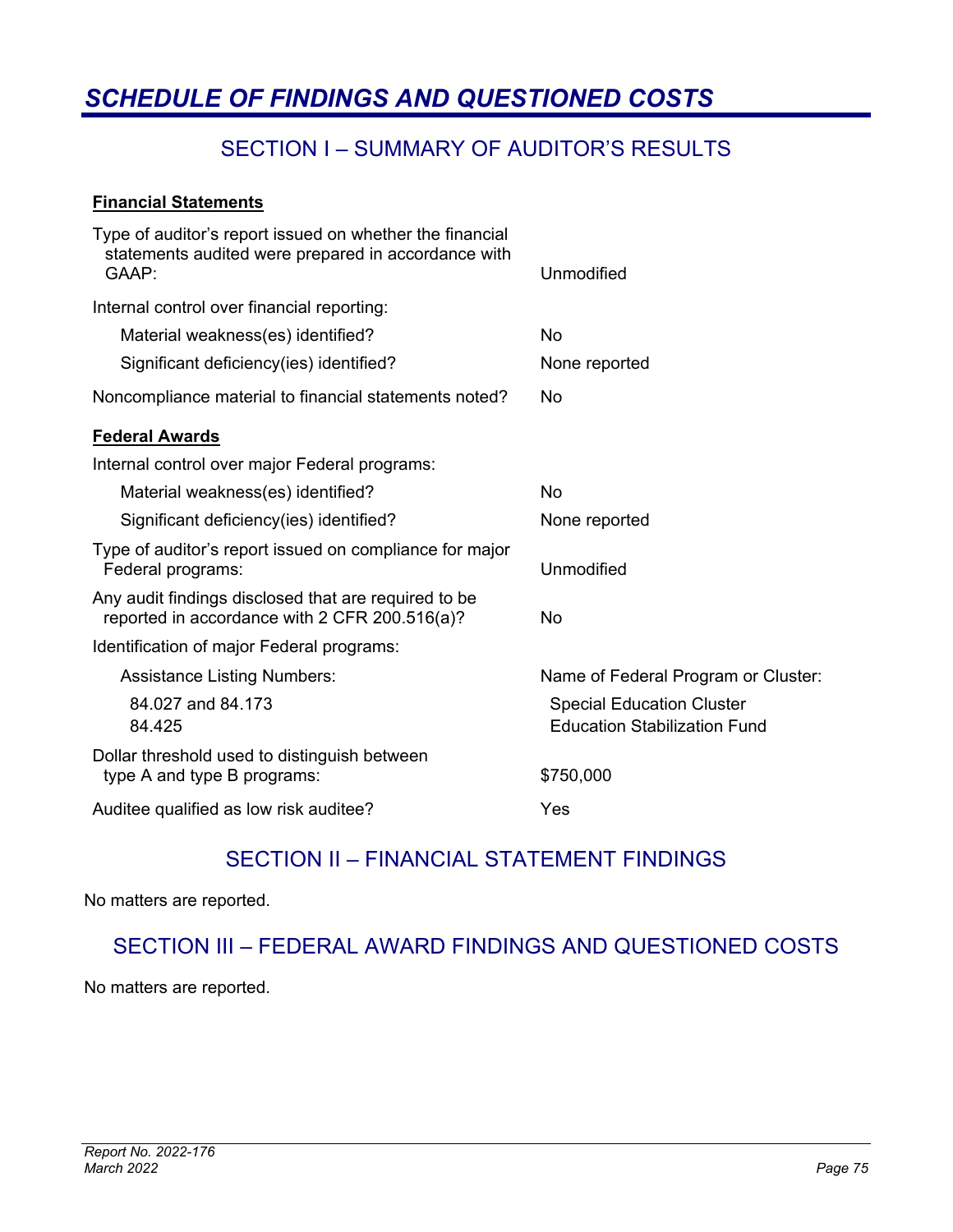# *SCHEDULE OF FINDINGS AND QUESTIONED COSTS*

## SECTION I – SUMMARY OF AUDITOR'S RESULTS

**Financial Statements**

| | |
|---|---|
| Type of auditor's report issued on whether the financial statements audited were prepared in accordance with GAAP: | Unmodified |
| Internal control over financial reporting: | |
| Material weakness(es) identified? | No |
| Significant deficiency(ies) identified? | None reported |
| Noncompliance material to financial statements noted? | No |

**Federal Awards**

| | |
|---|---|
| Internal control over major Federal programs: | |
| Material weakness(es) identified? | No |
| Significant deficiency(ies) identified? | None reported |
| Type of auditor's report issued on compliance for major Federal programs: | Unmodified |
| Any audit findings disclosed that are required to be reported in accordance with 2 CFR 200.516(a)? | No |
| Identification of major Federal programs: | |
| Assistance Listing Numbers: | Name of Federal Program or Cluster: |
| 84.027 and 84.173 | Special Education Cluster |
| 84.425 | Education Stabilization Fund |
| Dollar threshold used to distinguish between type A and type B programs: | $750,000 |
| Auditee qualified as low risk auditee? | Yes |

## SECTION II – FINANCIAL STATEMENT FINDINGS

No matters are reported.

## SECTION III – FEDERAL AWARD FINDINGS AND QUESTIONED COSTS

No matters are reported.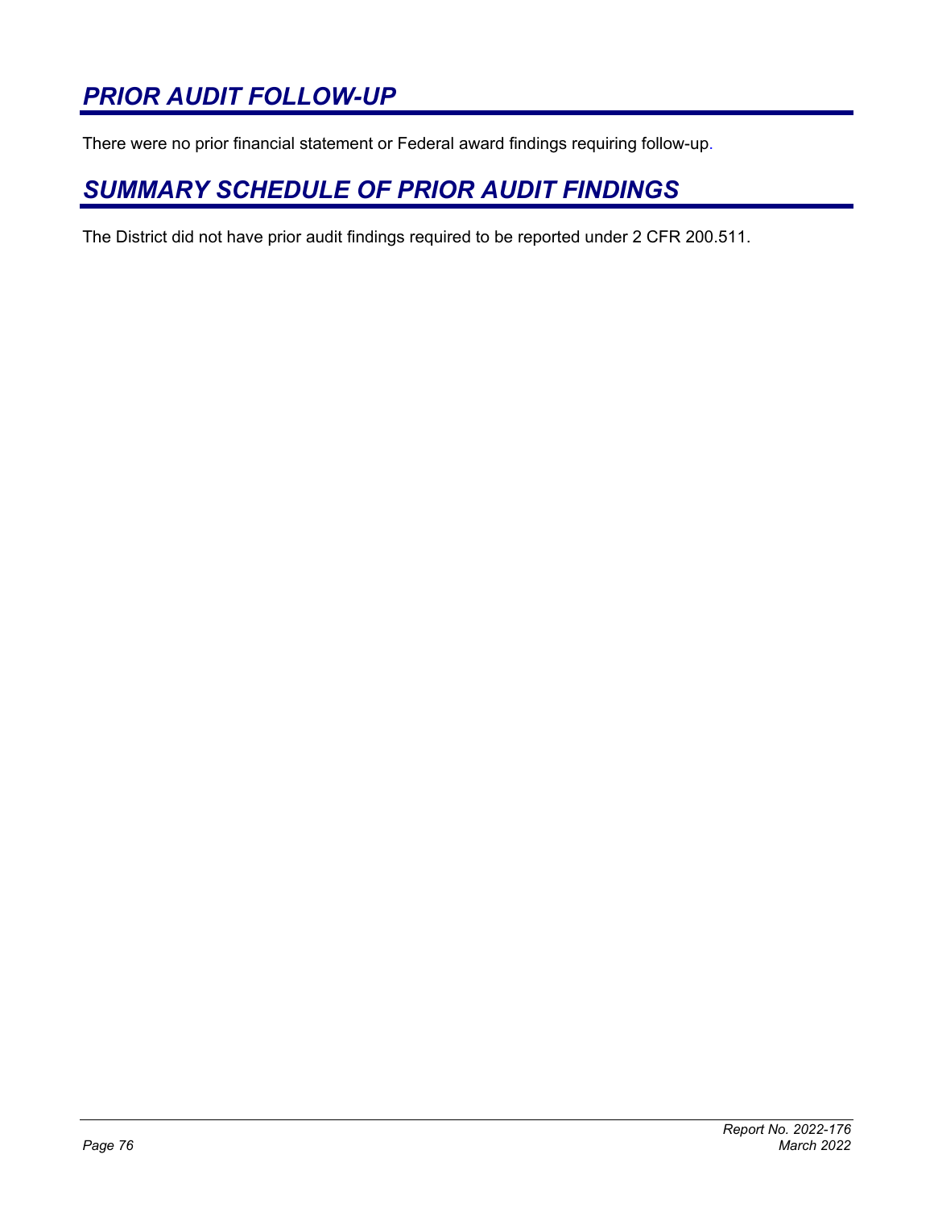## *PRIOR AUDIT FOLLOW-UP*

There were no prior financial statement or Federal award findings requiring follow-up.

## *SUMMARY SCHEDULE OF PRIOR AUDIT FINDINGS*

The District did not have prior audit findings required to be reported under 2 CFR 200.511.